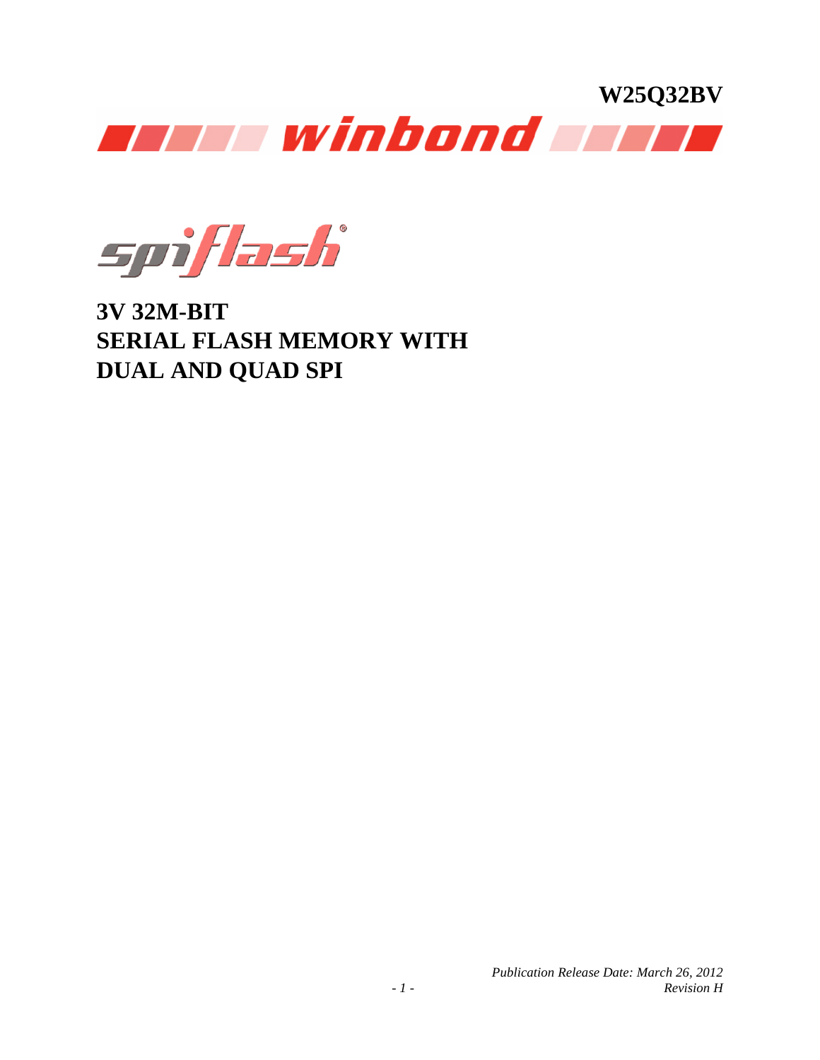**W25Q32BV**

winbond

spiflash®

# 3V 32M-BIT SERIAL FLASH MEMORY WITH DUAL AND QUAD SPI

*Publication Release Date: March 26, 2012*
*Revision H*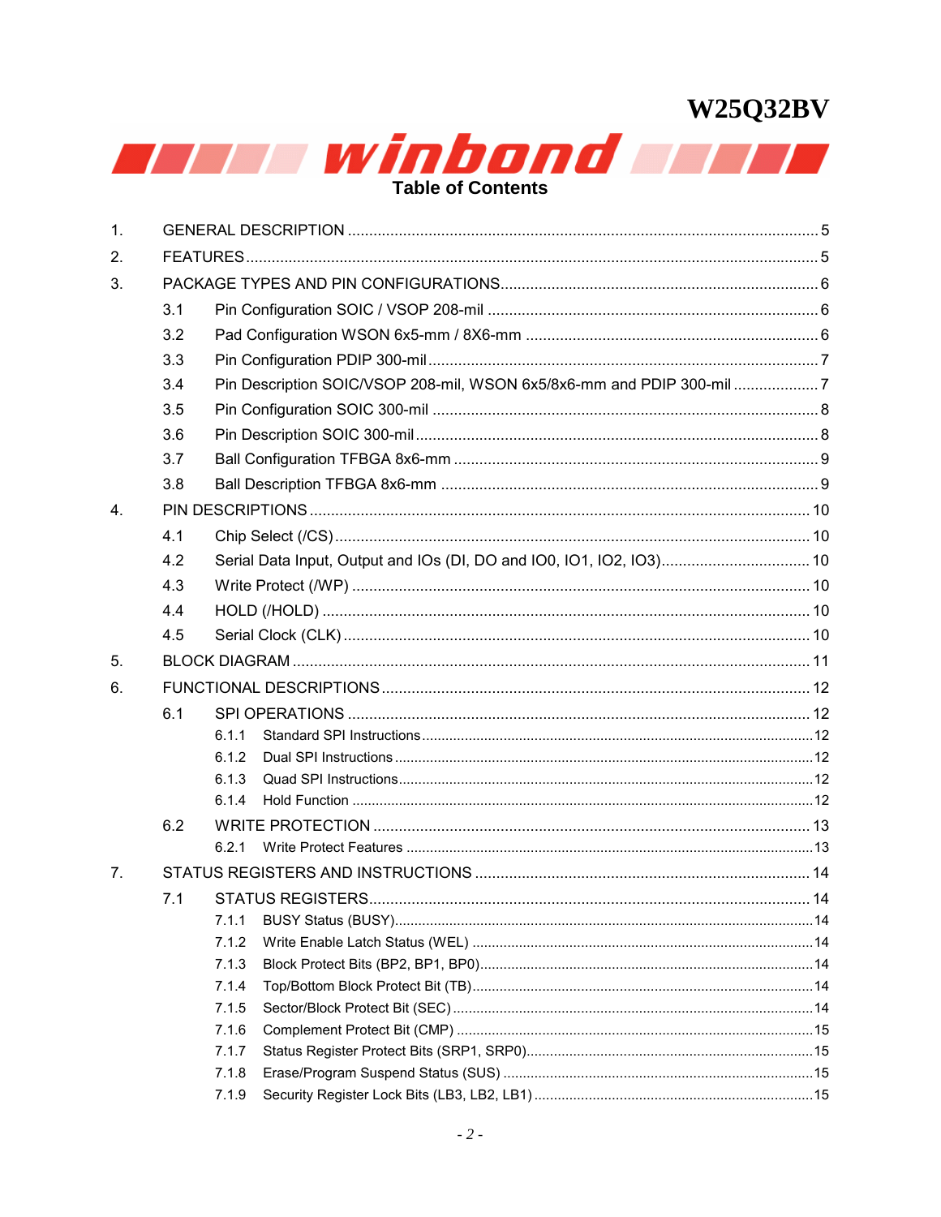# Table of Contents

1. GENERAL DESCRIPTION ..... 5
2. FEATURES ..... 5
3. PACKAGE TYPES AND PIN CONFIGURATIONS ..... 6
   - 3.1 Pin Configuration SOIC / VSOP 208-mil ..... 6
   - 3.2 Pad Configuration WSON 6x5-mm / 8X6-mm ..... 6
   - 3.3 Pin Configuration PDIP 300-mil ..... 7
   - 3.4 Pin Description SOIC/VSOP 208-mil, WSON 6x5/8x6-mm and PDIP 300-mil ..... 7
   - 3.5 Pin Configuration SOIC 300-mil ..... 8
   - 3.6 Pin Description SOIC 300-mil ..... 8
   - 3.7 Ball Configuration TFBGA 8x6-mm ..... 9
   - 3.8 Ball Description TFBGA 8x6-mm ..... 9
4. PIN DESCRIPTIONS ..... 10
   - 4.1 Chip Select (/CS) ..... 10
   - 4.2 Serial Data Input, Output and IOs (DI, DO and IO0, IO1, IO2, IO3) ..... 10
   - 4.3 Write Protect (/WP) ..... 10
   - 4.4 HOLD (/HOLD) ..... 10
   - 4.5 Serial Clock (CLK) ..... 10
5. BLOCK DIAGRAM ..... 11
6. FUNCTIONAL DESCRIPTIONS ..... 12
   - 6.1 SPI OPERATIONS ..... 12
     - 6.1.1 Standard SPI Instructions ..... 12
     - 6.1.2 Dual SPI Instructions ..... 12
     - 6.1.3 Quad SPI Instructions ..... 12
     - 6.1.4 Hold Function ..... 12
   - 6.2 WRITE PROTECTION ..... 13
     - 6.2.1 Write Protect Features ..... 13
7. STATUS REGISTERS AND INSTRUCTIONS ..... 14
   - 7.1 STATUS REGISTERS ..... 14
     - 7.1.1 BUSY Status (BUSY) ..... 14
     - 7.1.2 Write Enable Latch Status (WEL) ..... 14
     - 7.1.3 Block Protect Bits (BP2, BP1, BP0) ..... 14
     - 7.1.4 Top/Bottom Block Protect Bit (TB) ..... 14
     - 7.1.5 Sector/Block Protect Bit (SEC) ..... 14
     - 7.1.6 Complement Protect Bit (CMP) ..... 15
     - 7.1.7 Status Register Protect Bits (SRP1, SRP0) ..... 15
     - 7.1.8 Erase/Program Suspend Status (SUS) ..... 15
     - 7.1.9 Security Register Lock Bits (LB3, LB2, LB1) ..... 15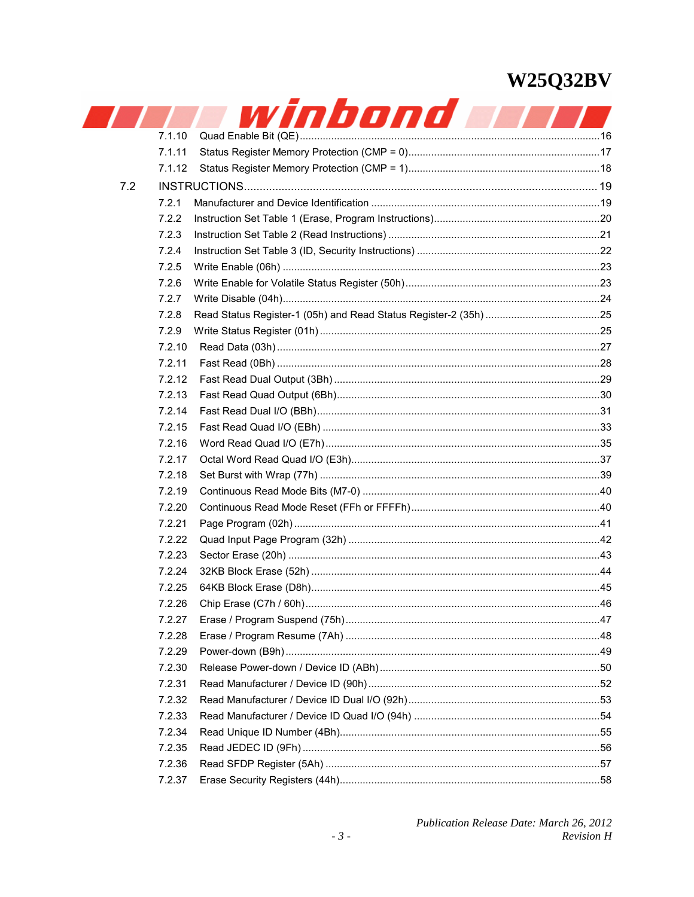7.1.10 Quad Enable Bit (QE)........................................................................................16
7.1.11 Status Register Memory Protection (CMP = 0)..................................................17
7.1.12 Status Register Memory Protection (CMP = 1)..................................................18

7.2 INSTRUCTIONS.......................................................................................................19

7.2.1 Manufacturer and Device Identification ...............................................................19
7.2.2 Instruction Set Table 1 (Erase, Program Instructions)..........................................20
7.2.3 Instruction Set Table 2 (Read Instructions) ..........................................................21
7.2.4 Instruction Set Table 3 (ID, Security Instructions) ................................................22
7.2.5 Write Enable (06h) ..............................................................................................23
7.2.6 Write Enable for Volatile Status Register (50h).....................................................23
7.2.7 Write Disable (04h)...............................................................................................24
7.2.8 Read Status Register-1 (05h) and Read Status Register-2 (35h) .........................25
7.2.9 Write Status Register (01h) ..................................................................................25
7.2.10 Read Data (03h) ................................................................................................27
7.2.11 Fast Read (0Bh) ................................................................................................28
7.2.12 Fast Read Dual Output (3Bh) ............................................................................29
7.2.13 Fast Read Quad Output (6Bh)...........................................................................30
7.2.14 Fast Read Dual I/O (BBh)..................................................................................31
7.2.15 Fast Read Quad I/O (EBh) ................................................................................33
7.2.16 Word Read Quad I/O (E7h)...............................................................................35
7.2.17 Octal Word Read Quad I/O (E3h)......................................................................37
7.2.18 Set Burst with Wrap (77h) .................................................................................39
7.2.19 Continuous Read Mode Bits (M7-0) ..................................................................40
7.2.20 Continuous Read Mode Reset (FFh or FFFFh).................................................40
7.2.21 Page Program (02h)..........................................................................................41
7.2.22 Quad Input Page Program (32h) .......................................................................42
7.2.23 Sector Erase (20h) ............................................................................................43
7.2.24 32KB Block Erase (52h) ....................................................................................44
7.2.25 64KB Block Erase (D8h)....................................................................................45
7.2.26 Chip Erase (C7h / 60h)......................................................................................46
7.2.27 Erase / Program Suspend (75h)........................................................................47
7.2.28 Erase / Program Resume (7Ah) ........................................................................48
7.2.29 Power-down (B9h).............................................................................................49
7.2.30 Release Power-down / Device ID (ABh).............................................................50
7.2.31 Read Manufacturer / Device ID (90h).................................................................52
7.2.32 Read Manufacturer / Device ID Dual I/O (92h)...................................................53
7.2.33 Read Manufacturer / Device ID Quad I/O (94h) ................................................54
7.2.34 Read Unique ID Number (4Bh)..........................................................................55
7.2.35 Read JEDEC ID (9Fh).......................................................................................56
7.2.36 Read SFDP Register (5Ah) ...............................................................................57
7.2.37 Erase Security Registers (44h)..........................................................................58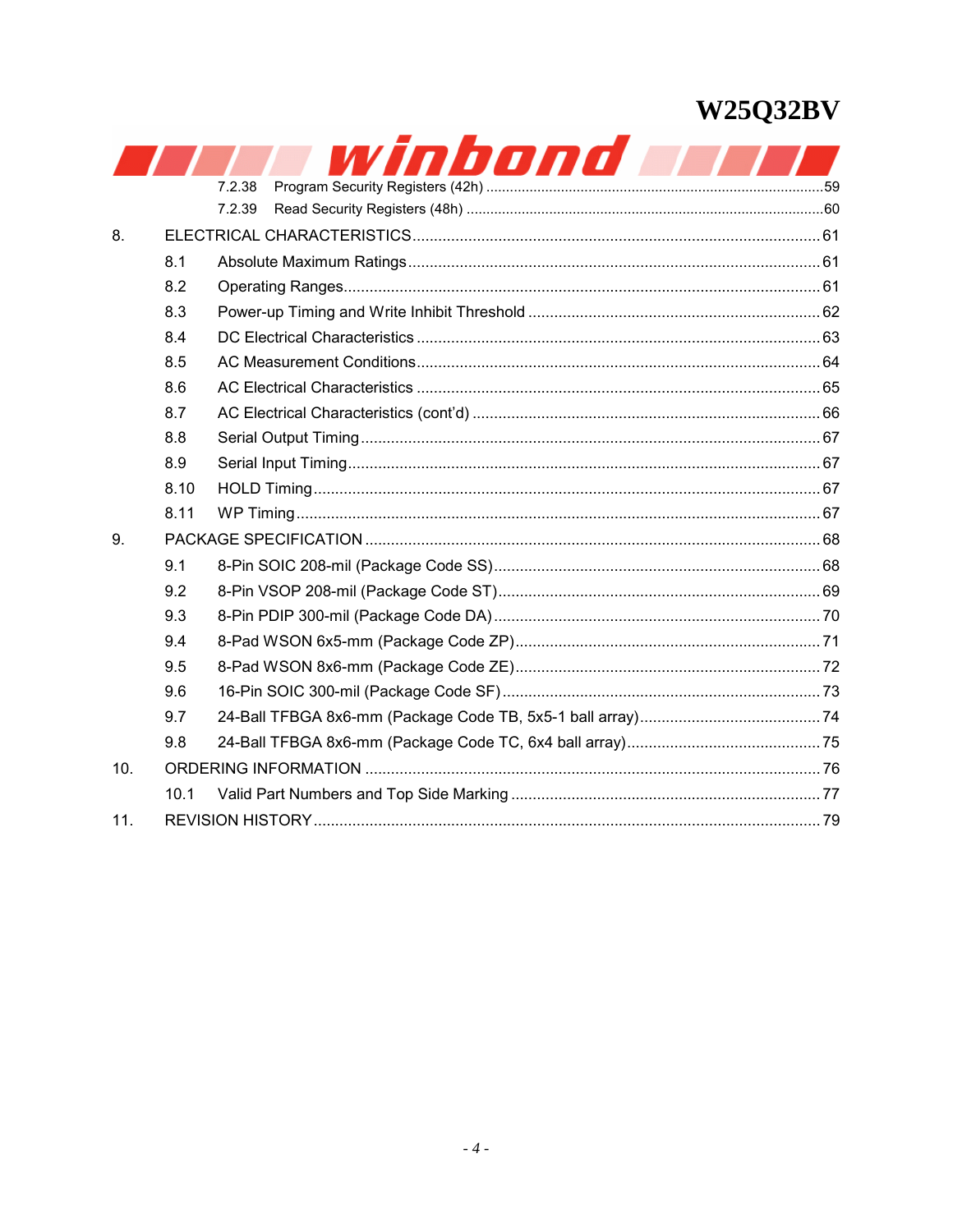7.2.38 Program Security Registers (42h) ....................................................................................59
7.2.39 Read Security Registers (48h) ..........................................................................................60

8. ELECTRICAL CHARACTERISTICS...............................................................................61
   8.1 Absolute Maximum Ratings ................................................................................61
   8.2 Operating Ranges.................................................................................................61
   8.3 Power-up Timing and Write Inhibit Threshold ......................................................62
   8.4 DC Electrical Characteristics ...............................................................................63
   8.5 AC Measurement Conditions................................................................................64
   8.6 AC Electrical Characteristics ...............................................................................65
   8.7 AC Electrical Characteristics (cont'd) ..................................................................66
   8.8 Serial Output Timing .............................................................................................67
   8.9 Serial Input Timing................................................................................................67
   8.10 HOLD Timing.......................................................................................................67
   8.11 WP Timing...........................................................................................................67
9. PACKAGE SPECIFICATION ..........................................................................................68
   9.1 8-Pin SOIC 208-mil (Package Code SS)..............................................................68
   9.2 8-Pin VSOP 208-mil (Package Code ST)..............................................................69
   9.3 8-Pin PDIP 300-mil (Package Code DA)...............................................................70
   9.4 8-Pad WSON 6x5-mm (Package Code ZP)..........................................................71
   9.5 8-Pad WSON 8x6-mm (Package Code ZE)..........................................................72
   9.6 16-Pin SOIC 300-mil (Package Code SF) ............................................................73
   9.7 24-Ball TFBGA 8x6-mm (Package Code TB, 5x5-1 ball array)...........................74
   9.8 24-Ball TFBGA 8x6-mm (Package Code TC, 6x4 ball array).............................75
10. ORDERING INFORMATION ..........................................................................................76
   10.1 Valid Part Numbers and Top Side Marking .........................................................77
11. REVISION HISTORY.......................................................................................................79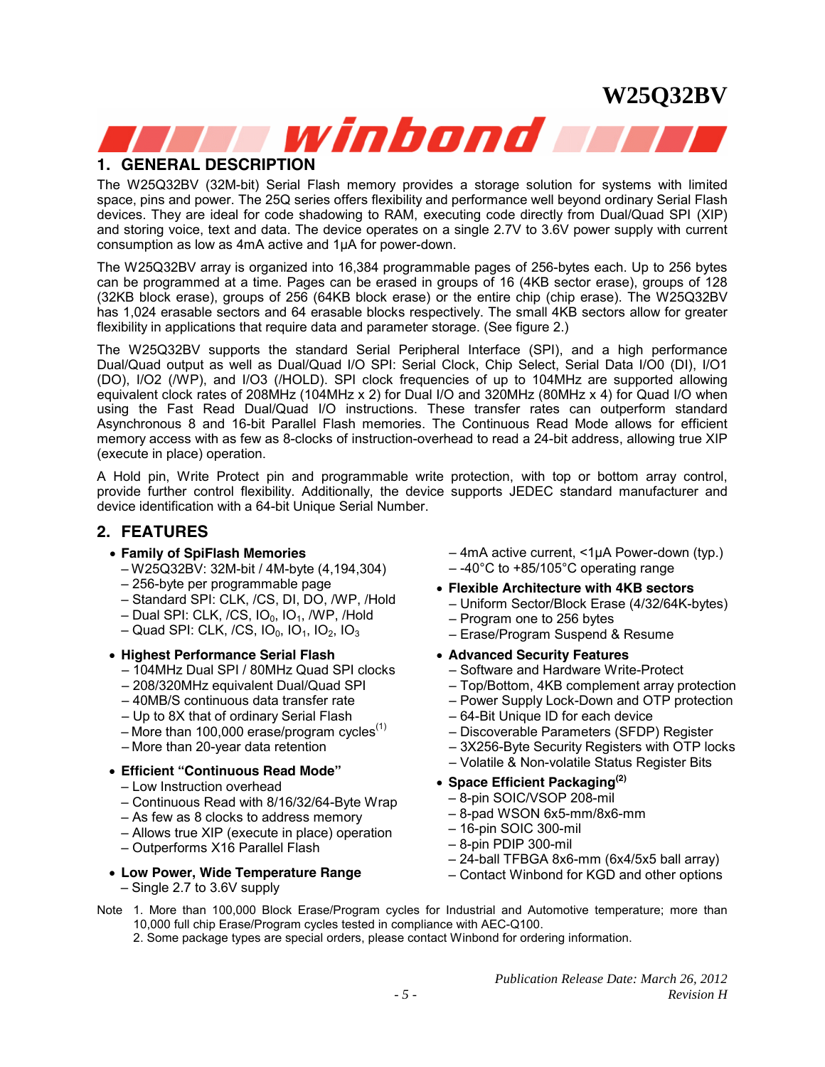## 1. GENERAL DESCRIPTION

The W25Q32BV (32M-bit) Serial Flash memory provides a storage solution for systems with limited space, pins and power. The 25Q series offers flexibility and performance well beyond ordinary Serial Flash devices. They are ideal for code shadowing to RAM, executing code directly from Dual/Quad SPI (XIP) and storing voice, text and data. The device operates on a single 2.7V to 3.6V power supply with current consumption as low as 4mA active and 1µA for power-down.

The W25Q32BV array is organized into 16,384 programmable pages of 256-bytes each. Up to 256 bytes can be programmed at a time. Pages can be erased in groups of 16 (4KB sector erase), groups of 128 (32KB block erase), groups of 256 (64KB block erase) or the entire chip (chip erase). The W25Q32BV has 1,024 erasable sectors and 64 erasable blocks respectively. The small 4KB sectors allow for greater flexibility in applications that require data and parameter storage. (See figure 2.)

The W25Q32BV supports the standard Serial Peripheral Interface (SPI), and a high performance Dual/Quad output as well as Dual/Quad I/O SPI: Serial Clock, Chip Select, Serial Data I/O0 (DI), I/O1 (DO), I/O2 (/WP), and I/O3 (/HOLD). SPI clock frequencies of up to 104MHz are supported allowing equivalent clock rates of 208MHz (104MHz x 2) for Dual I/O and 320MHz (80MHz x 4) for Quad I/O when using the Fast Read Dual/Quad I/O instructions. These transfer rates can outperform standard Asynchronous 8 and 16-bit Parallel Flash memories. The Continuous Read Mode allows for efficient memory access with as few as 8-clocks of instruction-overhead to read a 24-bit address, allowing true XIP (execute in place) operation.

A Hold pin, Write Protect pin and programmable write protection, with top or bottom array control, provide further control flexibility. Additionally, the device supports JEDEC standard manufacturer and device identification with a 64-bit Unique Serial Number.

## 2. FEATURES

- **Family of SpiFlash Memories**
  - W25Q32BV: 32M-bit / 4M-byte (4,194,304)
  - 256-byte per programmable page
  - Standard SPI: CLK, /CS, DI, DO, /WP, /Hold
  - Dual SPI: CLK, /CS, $IO_0$, $IO_1$, /WP, /Hold
  - Quad SPI: CLK, /CS, $IO_0$, $IO_1$, $IO_2$, $IO_3$
- **Highest Performance Serial Flash**
  - 104MHz Dual SPI / 80MHz Quad SPI clocks
  - 208/320MHz equivalent Dual/Quad SPI
  - 40MB/S continuous data transfer rate
  - Up to 8X that of ordinary Serial Flash
  - More than 100,000 erase/program cycles[1]
  - More than 20-year data retention
- **Efficient "Continuous Read Mode"**
  - Low Instruction overhead
  - Continuous Read with 8/16/32/64-Byte Wrap
  - As few as 8 clocks to address memory
  - Allows true XIP (execute in place) operation
  - Outperforms X16 Parallel Flash
- **Low Power, Wide Temperature Range**
  - Single 2.7 to 3.6V supply
  - 4mA active current, <1µA Power-down (typ.)
  - -40°C to +85/105°C operating range
- **Flexible Architecture with 4KB sectors**
  - Uniform Sector/Block Erase (4/32/64K-bytes)
  - Program one to 256 bytes
  - Erase/Program Suspend & Resume
- **Advanced Security Features**
  - Software and Hardware Write-Protect
  - Top/Bottom, 4KB complement array protection
  - Power Supply Lock-Down and OTP protection
  - 64-Bit Unique ID for each device
  - Discoverable Parameters (SFDP) Register
  - 3X256-Byte Security Registers with OTP locks
  - Volatile & Non-volatile Status Register Bits
- **Space Efficient Packaging[2]**
  - 8-pin SOIC/VSOP 208-mil
  - 8-pad WSON 6x5-mm/8x6-mm
  - 16-pin SOIC 300-mil
  - 8-pin PDIP 300-mil
  - 24-ball TFBGA 8x6-mm (6x4/5x5 ball array)
  - Contact Winbond for KGD and other options

Note 1. More than 100,000 Block Erase/Program cycles for Industrial and Automotive temperature; more than 10,000 full chip Erase/Program cycles tested in compliance with AEC-Q100.
2. Some package types are special orders, please contact Winbond for ordering information.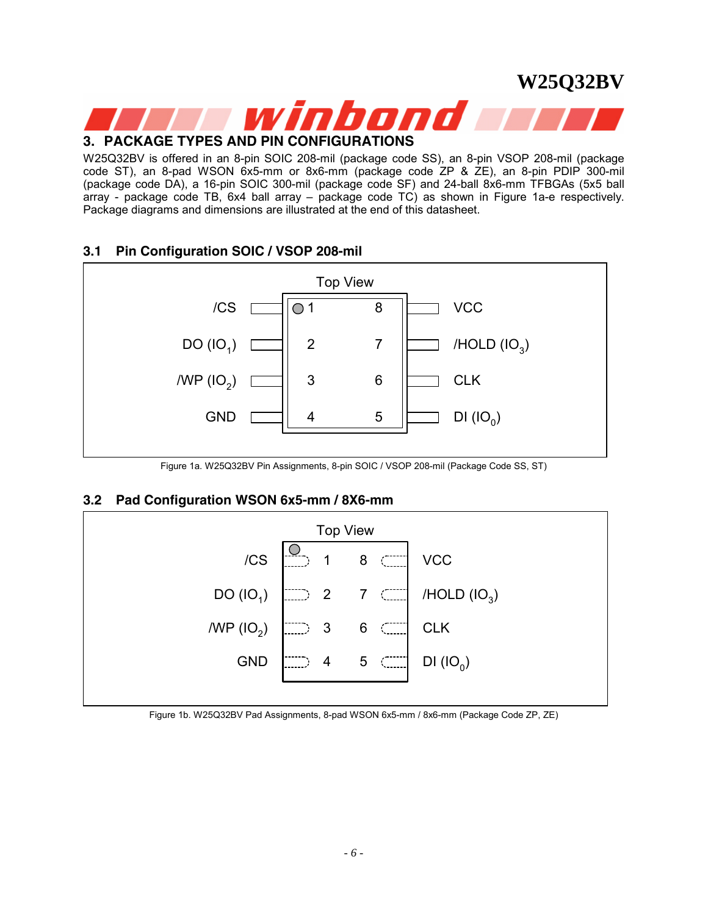## 3. PACKAGE TYPES AND PIN CONFIGURATIONS

W25Q32BV is offered in an 8-pin SOIC 208-mil (package code SS), an 8-pin VSOP 208-mil (package code ST), an 8-pad WSON 6x5-mm or 8x6-mm (package code ZP & ZE), an 8-pin PDIP 300-mil (package code DA), a 16-pin SOIC 300-mil (package code SF) and 24-ball 8x6-mm TFBGAs (5x5 ball array - package code TB, 6x4 ball array – package code TC) as shown in Figure 1a-e respectively. Package diagrams and dimensions are illustrated at the end of this datasheet.

### 3.1 Pin Configuration SOIC / VSOP 208-mil

Top View

| Signal | Pin | Pin | Signal |
|---|---|---|---|
| /CS | 1 | 8 | VCC |
| DO ($IO_1$) | 2 | 7 | /HOLD ($IO_3$) |
| /WP ($IO_2$) | 3 | 6 | CLK |
| GND | 4 | 5 | DI ($IO_0$) |

Figure 1a. W25Q32BV Pin Assignments, 8-pin SOIC / VSOP 208-mil (Package Code SS, ST)

### 3.2 Pad Configuration WSON 6x5-mm / 8X6-mm

Top View

| Signal | Pad | Pad | Signal |
|---|---|---|---|
| /CS | 1 | 8 | VCC |
| DO ($IO_1$) | 2 | 7 | /HOLD ($IO_3$) |
| /WP ($IO_2$) | 3 | 6 | CLK |
| GND | 4 | 5 | DI ($IO_0$) |

Figure 1b. W25Q32BV Pad Assignments, 8-pad WSON 6x5-mm / 8x6-mm (Package Code ZP, ZE)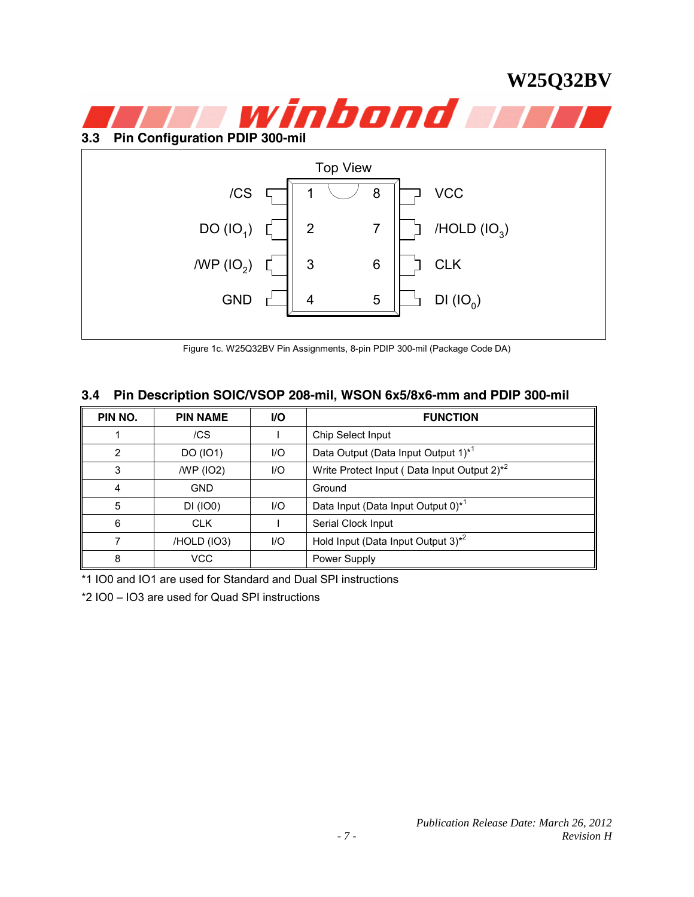### 3.3 Pin Configuration PDIP 300-mil

Top View

| Pin Name | Pin | Pin | Pin Name |
|---|---|---|---|
| /CS | 1 | 8 | VCC |
| DO ($IO_1$) | 2 | 7 | /HOLD ($IO_3$) |
| /WP ($IO_2$) | 3 | 6 | CLK |
| GND | 4 | 5 | DI ($IO_0$) |

Figure 1c. W25Q32BV Pin Assignments, 8-pin PDIP 300-mil (Package Code DA)

### 3.4 Pin Description SOIC/VSOP 208-mil, WSON 6x5/8x6-mm and PDIP 300-mil

| PIN NO. | PIN NAME | I/O | FUNCTION |
|---|---|---|---|
| 1 | /CS | I | Chip Select Input |
| 2 | DO (IO1) | I/O | Data Output (Data Input Output 1)*[1] |
| 3 | /WP (IO2) | I/O | Write Protect Input ( Data Input Output 2)*[2] |
| 4 | GND | | Ground |
| 5 | DI (IO0) | I/O | Data Input (Data Input Output 0)*[1] |
| 6 | CLK | I | Serial Clock Input |
| 7 | /HOLD (IO3) | I/O | Hold Input (Data Input Output 3)*[2] |
| 8 | VCC | | Power Supply |

*1 IO0 and IO1 are used for Standard and Dual SPI instructions

*2 IO0 – IO3 are used for Quad SPI instructions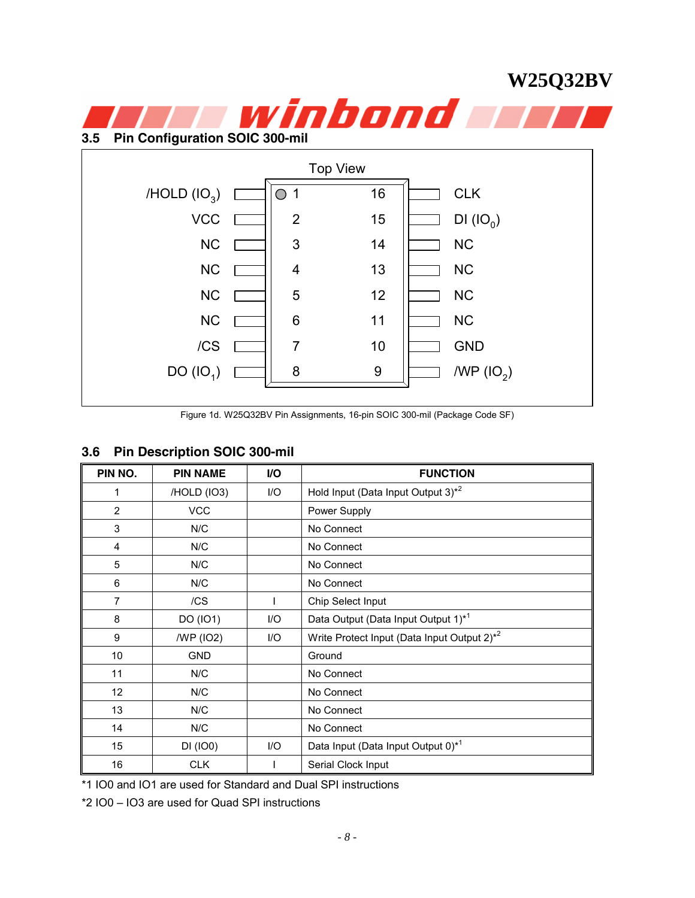## 3.5 Pin Configuration SOIC 300-mil

Top View

| Pin Name | Pin | Pin | Pin Name |
|---|---|---|---|
| /HOLD ($IO_3$) | 1 | 16 | CLK |
| VCC | 2 | 15 | DI ($IO_0$) |
| NC | 3 | 14 | NC |
| NC | 4 | 13 | NC |
| NC | 5 | 12 | NC |
| NC | 6 | 11 | NC |
| /CS | 7 | 10 | GND |
| DO ($IO_1$) | 8 | 9 | /WP ($IO_2$) |

Figure 1d. W25Q32BV Pin Assignments, 16-pin SOIC 300-mil (Package Code SF)

## 3.6 Pin Description SOIC 300-mil

| PIN NO. | PIN NAME | I/O | FUNCTION |
|---|---|---|---|
| 1 | /HOLD (IO3) | I/O | Hold Input (Data Input Output 3)*2 |
| 2 | VCC | | Power Supply |
| 3 | N/C | | No Connect |
| 4 | N/C | | No Connect |
| 5 | N/C | | No Connect |
| 6 | N/C | | No Connect |
| 7 | /CS | I | Chip Select Input |
| 8 | DO (IO1) | I/O | Data Output (Data Input Output 1)*1 |
| 9 | /WP (IO2) | I/O | Write Protect Input (Data Input Output 2)*2 |
| 10 | GND | | Ground |
| 11 | N/C | | No Connect |
| 12 | N/C | | No Connect |
| 13 | N/C | | No Connect |
| 14 | N/C | | No Connect |
| 15 | DI (IO0) | I/O | Data Input (Data Input Output 0)*1 |
| 16 | CLK | I | Serial Clock Input |

*1 IO0 and IO1 are used for Standard and Dual SPI instructions

*2 IO0 – IO3 are used for Quad SPI instructions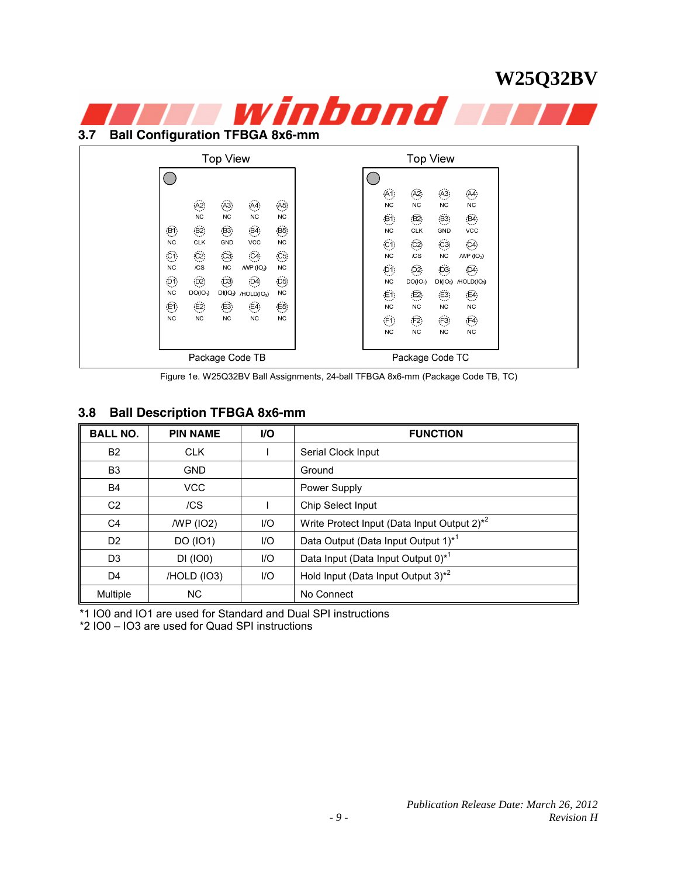## 3.7 Ball Configuration TFBGA 8x6-mm

| | | | | |
|---|---|---|---|---|
| | A2 NC | A3 NC | A4 NC | A5 NC |
| B1 NC | B2 CLK | B3 GND | B4 VCC | B5 NC |
| C1 NC | C2 /CS | C3 NC | C4 /WP (IO2) | C5 NC |
| D1 NC | D2 DO(IO1) | D3 DI(IO0) | D4 /HOLD(IO3) | D5 NC |
| E1 NC | E2 NC | E3 NC | E4 NC | E5 NC |

Top View — Package Code TB

| | | | |
|---|---|---|---|
| A1 NC | A2 NC | A3 NC | A4 NC |
| B1 NC | B2 CLK | B3 GND | B4 VCC |
| C1 NC | C2 /CS | C3 NC | C4 /WP (IO2) |
| D1 NC | D2 DO(IO1) | D3 DI(IO0) | D4 /HOLD(IO3) |
| E1 NC | E2 NC | E3 NC | E4 NC |
| F1 NC | F2 NC | F3 NC | F4 NC |

Top View — Package Code TC

Figure 1e. W25Q32BV Ball Assignments, 24-ball TFBGA 8x6-mm (Package Code TB, TC)

## 3.8 Ball Description TFBGA 8x6-mm

| BALL NO. | PIN NAME | I/O | FUNCTION |
|---|---|---|---|
| B2 | CLK | I | Serial Clock Input |
| B3 | GND | | Ground |
| B4 | VCC | | Power Supply |
| C2 | /CS | I | Chip Select Input |
| C4 | /WP (IO2) | I/O | Write Protect Input (Data Input Output 2)*2 |
| D2 | DO (IO1) | I/O | Data Output (Data Input Output 1)*1 |
| D3 | DI (IO0) | I/O | Data Input (Data Input Output 0)*1 |
| D4 | /HOLD (IO3) | I/O | Hold Input (Data Input Output 3)*2 |
| Multiple | NC | | No Connect |

*1 IO0 and IO1 are used for Standard and Dual SPI instructions
*2 IO0 – IO3 are used for Quad SPI instructions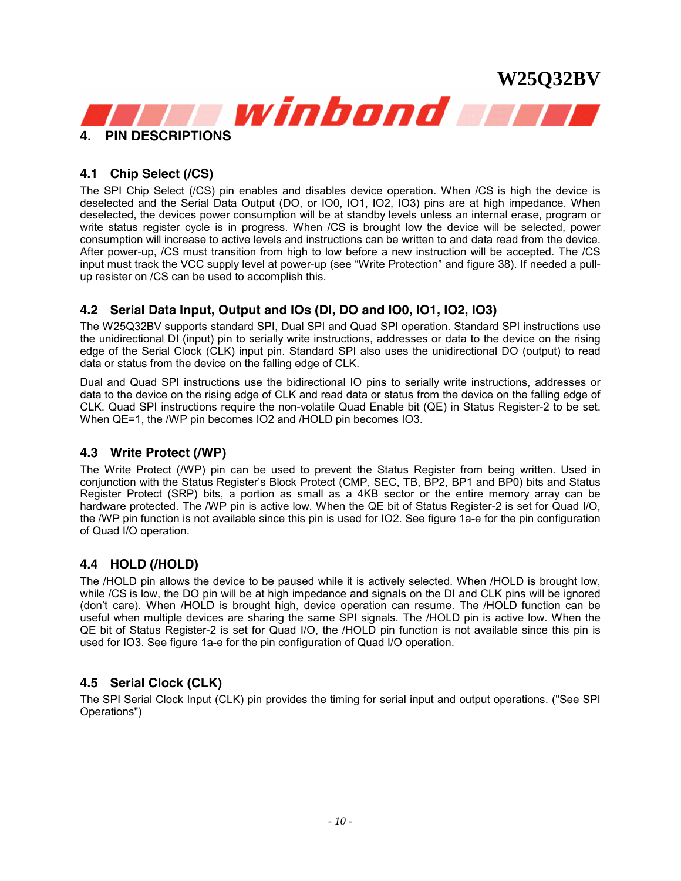# 4. PIN DESCRIPTIONS

## 4.1 Chip Select (/CS)

The SPI Chip Select (/CS) pin enables and disables device operation. When /CS is high the device is deselected and the Serial Data Output (DO, or IO0, IO1, IO2, IO3) pins are at high impedance. When deselected, the devices power consumption will be at standby levels unless an internal erase, program or write status register cycle is in progress. When /CS is brought low the device will be selected, power consumption will increase to active levels and instructions can be written to and data read from the device. After power-up, /CS must transition from high to low before a new instruction will be accepted. The /CS input must track the VCC supply level at power-up (see "Write Protection" and figure 38). If needed a pull-up resister on /CS can be used to accomplish this.

## 4.2 Serial Data Input, Output and IOs (DI, DO and IO0, IO1, IO2, IO3)

The W25Q32BV supports standard SPI, Dual SPI and Quad SPI operation. Standard SPI instructions use the unidirectional DI (input) pin to serially write instructions, addresses or data to the device on the rising edge of the Serial Clock (CLK) input pin. Standard SPI also uses the unidirectional DO (output) to read data or status from the device on the falling edge of CLK.

Dual and Quad SPI instructions use the bidirectional IO pins to serially write instructions, addresses or data to the device on the rising edge of CLK and read data or status from the device on the falling edge of CLK. Quad SPI instructions require the non-volatile Quad Enable bit (QE) in Status Register-2 to be set. When QE=1, the /WP pin becomes IO2 and /HOLD pin becomes IO3.

## 4.3 Write Protect (/WP)

The Write Protect (/WP) pin can be used to prevent the Status Register from being written. Used in conjunction with the Status Register's Block Protect (CMP, SEC, TB, BP2, BP1 and BP0) bits and Status Register Protect (SRP) bits, a portion as small as a 4KB sector or the entire memory array can be hardware protected. The /WP pin is active low. When the QE bit of Status Register-2 is set for Quad I/O, the /WP pin function is not available since this pin is used for IO2. See figure 1a-e for the pin configuration of Quad I/O operation.

## 4.4 HOLD (/HOLD)

The /HOLD pin allows the device to be paused while it is actively selected. When /HOLD is brought low, while /CS is low, the DO pin will be at high impedance and signals on the DI and CLK pins will be ignored (don't care). When /HOLD is brought high, device operation can resume. The /HOLD function can be useful when multiple devices are sharing the same SPI signals. The /HOLD pin is active low. When the QE bit of Status Register-2 is set for Quad I/O, the /HOLD pin function is not available since this pin is used for IO3. See figure 1a-e for the pin configuration of Quad I/O operation.

## 4.5 Serial Clock (CLK)

The SPI Serial Clock Input (CLK) pin provides the timing for serial input and output operations. ("See SPI Operations")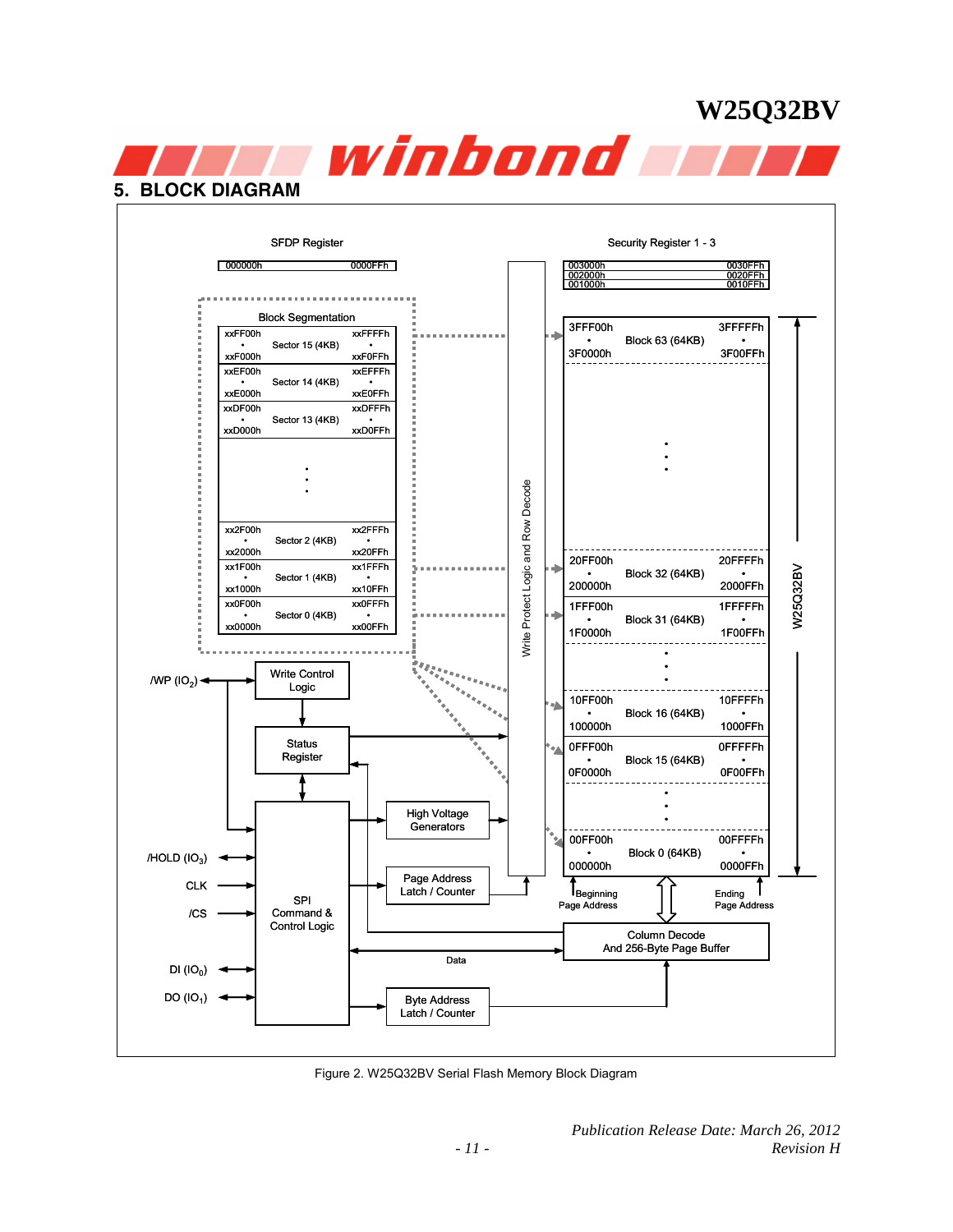## 5. BLOCK DIAGRAM

Figure 2. W25Q32BV Serial Flash Memory Block Diagram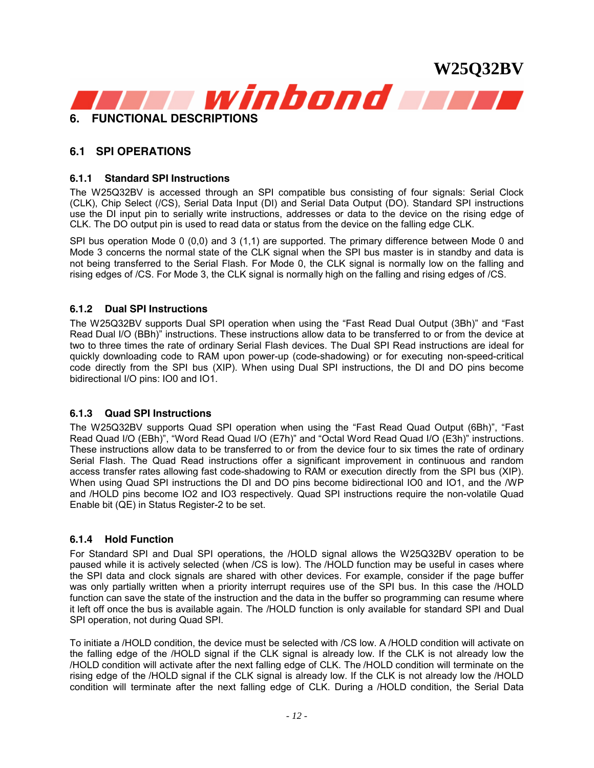# 6. FUNCTIONAL DESCRIPTIONS

## 6.1 SPI OPERATIONS

### 6.1.1 Standard SPI Instructions

The W25Q32BV is accessed through an SPI compatible bus consisting of four signals: Serial Clock (CLK), Chip Select (/CS), Serial Data Input (DI) and Serial Data Output (DO). Standard SPI instructions use the DI input pin to serially write instructions, addresses or data to the device on the rising edge of CLK. The DO output pin is used to read data or status from the device on the falling edge CLK.

SPI bus operation Mode 0 (0,0) and 3 (1,1) are supported. The primary difference between Mode 0 and Mode 3 concerns the normal state of the CLK signal when the SPI bus master is in standby and data is not being transferred to the Serial Flash. For Mode 0, the CLK signal is normally low on the falling and rising edges of /CS. For Mode 3, the CLK signal is normally high on the falling and rising edges of /CS.

### 6.1.2 Dual SPI Instructions

The W25Q32BV supports Dual SPI operation when using the "Fast Read Dual Output (3Bh)" and "Fast Read Dual I/O (BBh)" instructions. These instructions allow data to be transferred to or from the device at two to three times the rate of ordinary Serial Flash devices. The Dual SPI Read instructions are ideal for quickly downloading code to RAM upon power-up (code-shadowing) or for executing non-speed-critical code directly from the SPI bus (XIP). When using Dual SPI instructions, the DI and DO pins become bidirectional I/O pins: IO0 and IO1.

### 6.1.3 Quad SPI Instructions

The W25Q32BV supports Quad SPI operation when using the "Fast Read Quad Output (6Bh)", "Fast Read Quad I/O (EBh)", "Word Read Quad I/O (E7h)" and "Octal Word Read Quad I/O (E3h)" instructions. These instructions allow data to be transferred to or from the device four to six times the rate of ordinary Serial Flash. The Quad Read instructions offer a significant improvement in continuous and random access transfer rates allowing fast code-shadowing to RAM or execution directly from the SPI bus (XIP). When using Quad SPI instructions the DI and DO pins become bidirectional IO0 and IO1, and the /WP and /HOLD pins become IO2 and IO3 respectively. Quad SPI instructions require the non-volatile Quad Enable bit (QE) in Status Register-2 to be set.

### 6.1.4 Hold Function

For Standard SPI and Dual SPI operations, the /HOLD signal allows the W25Q32BV operation to be paused while it is actively selected (when /CS is low). The /HOLD function may be useful in cases where the SPI data and clock signals are shared with other devices. For example, consider if the page buffer was only partially written when a priority interrupt requires use of the SPI bus. In this case the /HOLD function can save the state of the instruction and the data in the buffer so programming can resume where it left off once the bus is available again. The /HOLD function is only available for standard SPI and Dual SPI operation, not during Quad SPI.

To initiate a /HOLD condition, the device must be selected with /CS low. A /HOLD condition will activate on the falling edge of the /HOLD signal if the CLK signal is already low. If the CLK is not already low the /HOLD condition will activate after the next falling edge of CLK. The /HOLD condition will terminate on the rising edge of the /HOLD signal if the CLK signal is already low. If the CLK is not already low the /HOLD condition will terminate after the next falling edge of CLK. During a /HOLD condition, the Serial Data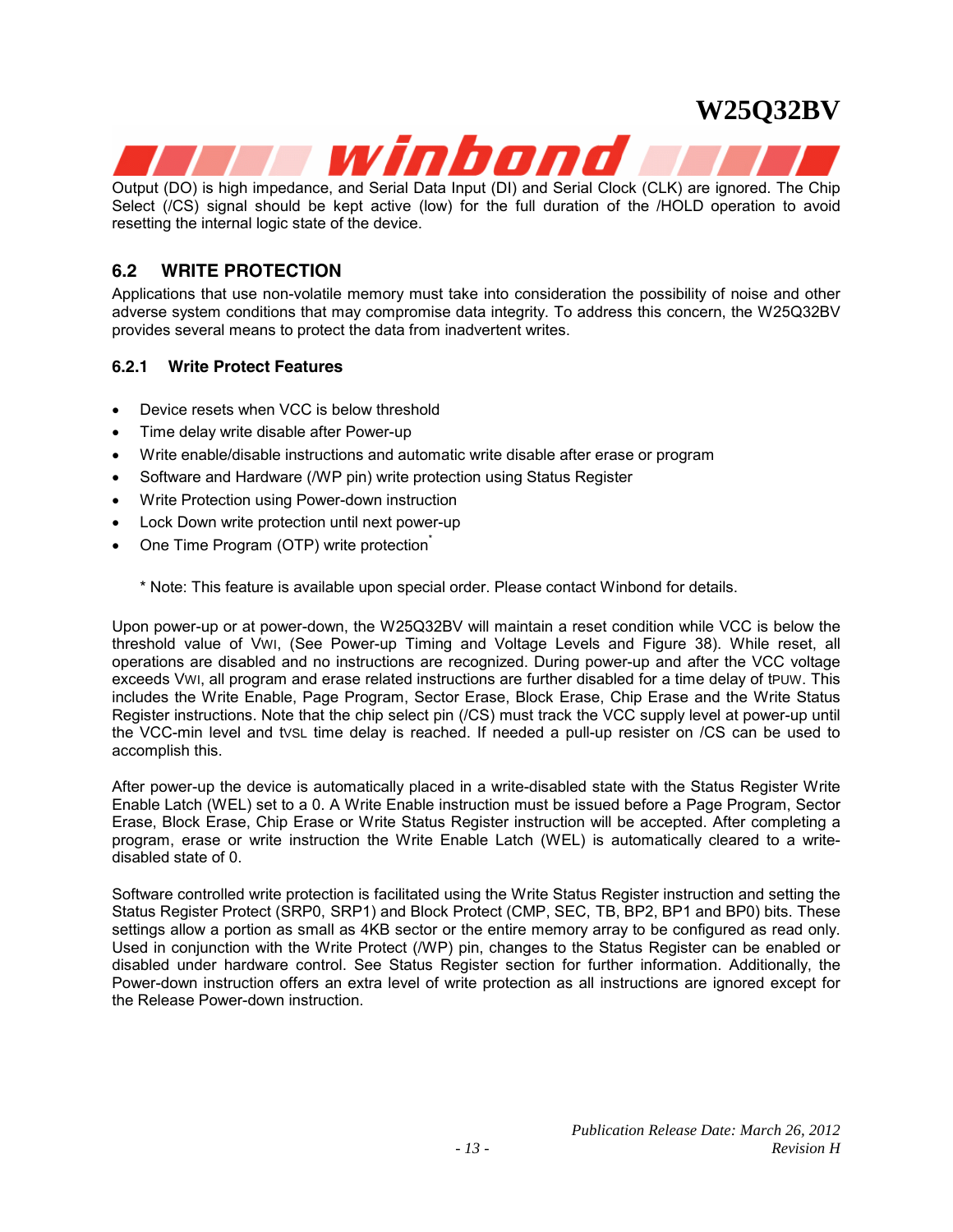Output (DO) is high impedance, and Serial Data Input (DI) and Serial Clock (CLK) are ignored. The Chip Select (/CS) signal should be kept active (low) for the full duration of the /HOLD operation to avoid resetting the internal logic state of the device.

## 6.2 WRITE PROTECTION

Applications that use non-volatile memory must take into consideration the possibility of noise and other adverse system conditions that may compromise data integrity. To address this concern, the W25Q32BV provides several means to protect the data from inadvertent writes.

### 6.2.1 Write Protect Features

- Device resets when VCC is below threshold
- Time delay write disable after Power-up
- Write enable/disable instructions and automatic write disable after erase or program
- Software and Hardware (/WP pin) write protection using Status Register
- Write Protection using Power-down instruction
- Lock Down write protection until next power-up
- One Time Program (OTP) write protection*

\* Note: This feature is available upon special order. Please contact Winbond for details.

Upon power-up or at power-down, the W25Q32BV will maintain a reset condition while VCC is below the threshold value of $V_{WI}$, (See Power-up Timing and Voltage Levels and Figure 38). While reset, all operations are disabled and no instructions are recognized. During power-up and after the VCC voltage exceeds $V_{WI}$, all program and erase related instructions are further disabled for a time delay of $t_{PUW}$. This includes the Write Enable, Page Program, Sector Erase, Block Erase, Chip Erase and the Write Status Register instructions. Note that the chip select pin (/CS) must track the VCC supply level at power-up until the VCC-min level and $t_{VSL}$ time delay is reached. If needed a pull-up resister on /CS can be used to accomplish this.

After power-up the device is automatically placed in a write-disabled state with the Status Register Write Enable Latch (WEL) set to a 0. A Write Enable instruction must be issued before a Page Program, Sector Erase, Block Erase, Chip Erase or Write Status Register instruction will be accepted. After completing a program, erase or write instruction the Write Enable Latch (WEL) is automatically cleared to a write-disabled state of 0.

Software controlled write protection is facilitated using the Write Status Register instruction and setting the Status Register Protect (SRP0, SRP1) and Block Protect (CMP, SEC, TB, BP2, BP1 and BP0) bits. These settings allow a portion as small as 4KB sector or the entire memory array to be configured as read only. Used in conjunction with the Write Protect (/WP) pin, changes to the Status Register can be enabled or disabled under hardware control. See Status Register section for further information. Additionally, the Power-down instruction offers an extra level of write protection as all instructions are ignored except for the Release Power-down instruction.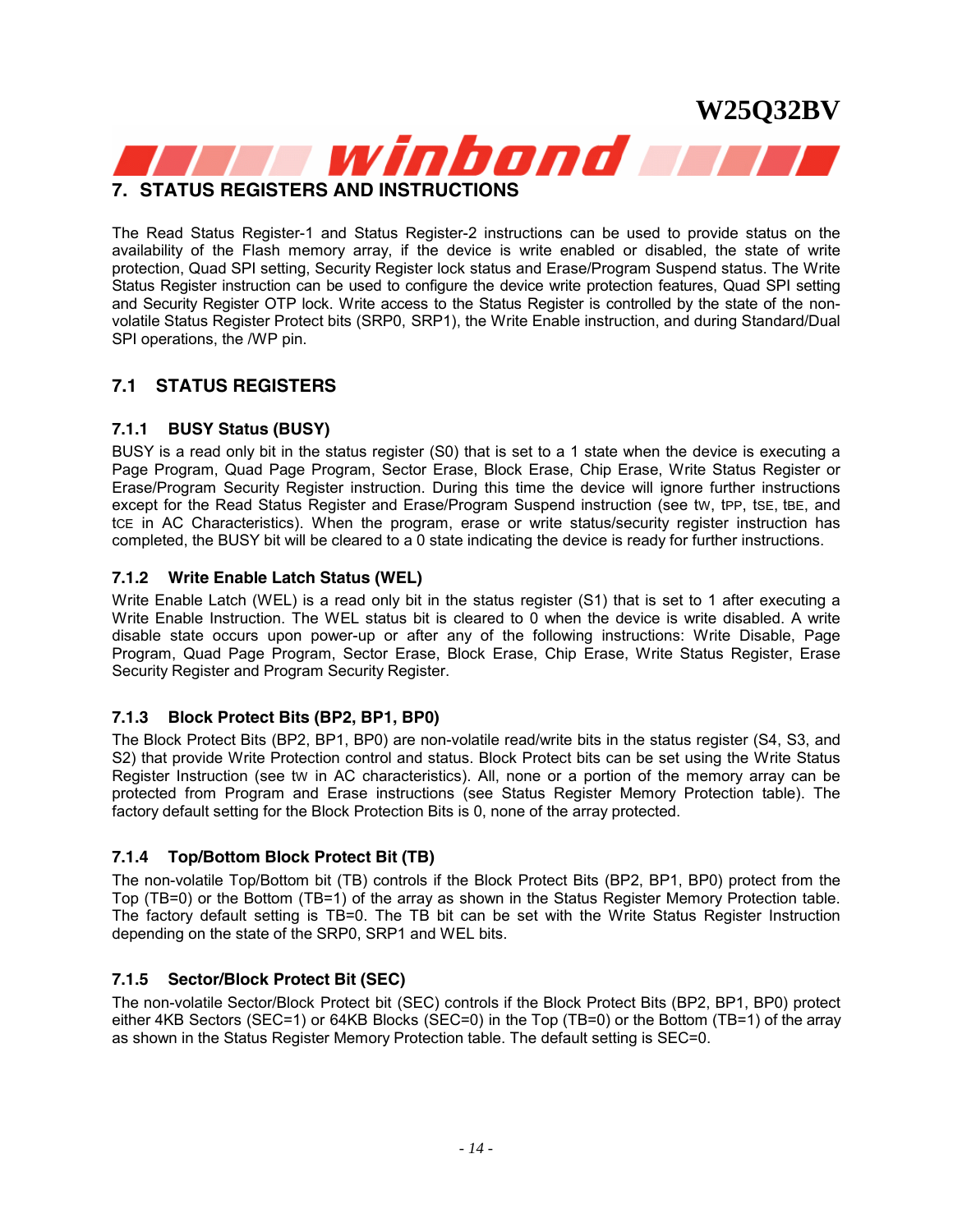# 7. STATUS REGISTERS AND INSTRUCTIONS

The Read Status Register-1 and Status Register-2 instructions can be used to provide status on the availability of the Flash memory array, if the device is write enabled or disabled, the state of write protection, Quad SPI setting, Security Register lock status and Erase/Program Suspend status. The Write Status Register instruction can be used to configure the device write protection features, Quad SPI setting and Security Register OTP lock. Write access to the Status Register is controlled by the state of the non-volatile Status Register Protect bits (SRP0, SRP1), the Write Enable instruction, and during Standard/Dual SPI operations, the /WP pin.

## 7.1 STATUS REGISTERS

### 7.1.1 BUSY Status (BUSY)

BUSY is a read only bit in the status register (S0) that is set to a 1 state when the device is executing a Page Program, Quad Page Program, Sector Erase, Block Erase, Chip Erase, Write Status Register or Erase/Program Security Register instruction. During this time the device will ignore further instructions except for the Read Status Register and Erase/Program Suspend instruction (see $t_W$, $t_{PP}$, $t_{SE}$, $t_{BE}$, and $t_{CE}$ in AC Characteristics). When the program, erase or write status/security register instruction has completed, the BUSY bit will be cleared to a 0 state indicating the device is ready for further instructions.

### 7.1.2 Write Enable Latch Status (WEL)

Write Enable Latch (WEL) is a read only bit in the status register (S1) that is set to 1 after executing a Write Enable Instruction. The WEL status bit is cleared to 0 when the device is write disabled. A write disable state occurs upon power-up or after any of the following instructions: Write Disable, Page Program, Quad Page Program, Sector Erase, Block Erase, Chip Erase, Write Status Register, Erase Security Register and Program Security Register.

### 7.1.3 Block Protect Bits (BP2, BP1, BP0)

The Block Protect Bits (BP2, BP1, BP0) are non-volatile read/write bits in the status register (S4, S3, and S2) that provide Write Protection control and status. Block Protect bits can be set using the Write Status Register Instruction (see $t_W$ in AC characteristics). All, none or a portion of the memory array can be protected from Program and Erase instructions (see Status Register Memory Protection table). The factory default setting for the Block Protection Bits is 0, none of the array protected.

### 7.1.4 Top/Bottom Block Protect Bit (TB)

The non-volatile Top/Bottom bit (TB) controls if the Block Protect Bits (BP2, BP1, BP0) protect from the Top (TB=0) or the Bottom (TB=1) of the array as shown in the Status Register Memory Protection table. The factory default setting is TB=0. The TB bit can be set with the Write Status Register Instruction depending on the state of the SRP0, SRP1 and WEL bits.

### 7.1.5 Sector/Block Protect Bit (SEC)

The non-volatile Sector/Block Protect bit (SEC) controls if the Block Protect Bits (BP2, BP1, BP0) protect either 4KB Sectors (SEC=1) or 64KB Blocks (SEC=0) in the Top (TB=0) or the Bottom (TB=1) of the array as shown in the Status Register Memory Protection table. The default setting is SEC=0.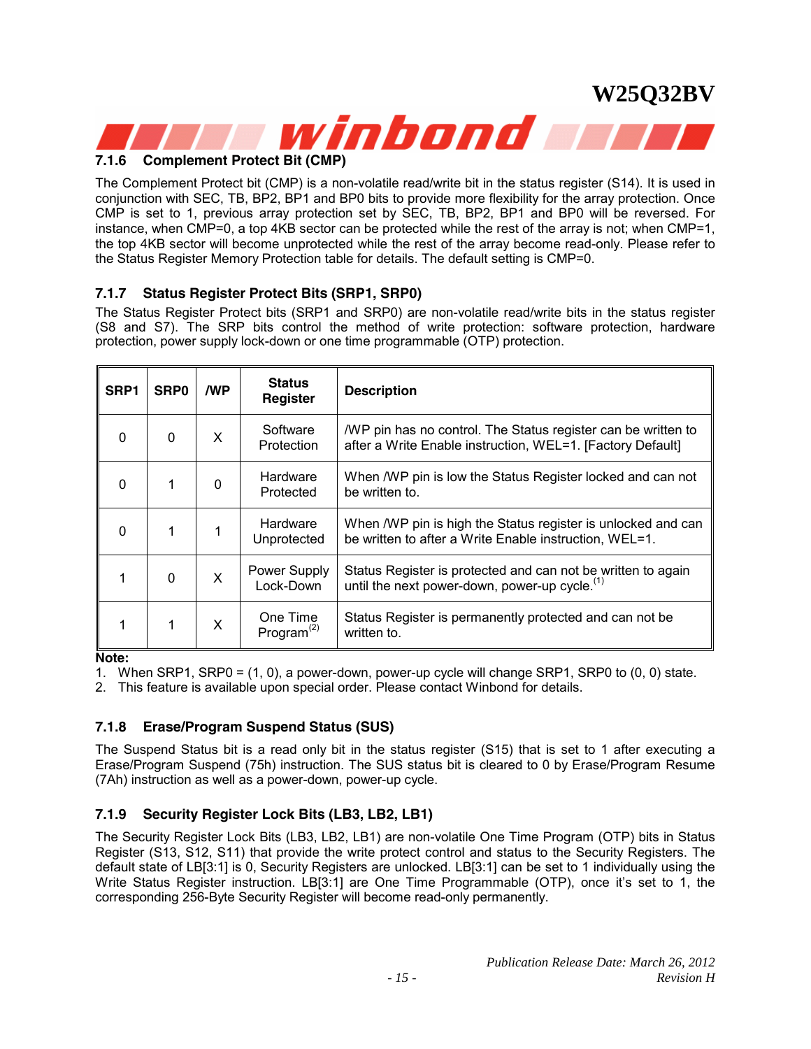### 7.1.6 Complement Protect Bit (CMP)

The Complement Protect bit (CMP) is a non-volatile read/write bit in the status register (S14). It is used in conjunction with SEC, TB, BP2, BP1 and BP0 bits to provide more flexibility for the array protection. Once CMP is set to 1, previous array protection set by SEC, TB, BP2, BP1 and BP0 will be reversed. For instance, when CMP=0, a top 4KB sector can be protected while the rest of the array is not; when CMP=1, the top 4KB sector will become unprotected while the rest of the array become read-only. Please refer to the Status Register Memory Protection table for details. The default setting is CMP=0.

### 7.1.7 Status Register Protect Bits (SRP1, SRP0)

The Status Register Protect bits (SRP1 and SRP0) are non-volatile read/write bits in the status register (S8 and S7). The SRP bits control the method of write protection: software protection, hardware protection, power supply lock-down or one time programmable (OTP) protection.

| SRP1 | SRP0 | /WP | Status Register | Description |
|---|---|---|---|---|
| 0 | 0 | X | Software Protection | /WP pin has no control. The Status register can be written to after a Write Enable instruction, WEL=1. [Factory Default] |
| 0 | 1 | 0 | Hardware Protected | When /WP pin is low the Status Register locked and can not be written to. |
| 0 | 1 | 1 | Hardware Unprotected | When /WP pin is high the Status register is unlocked and can be written to after a Write Enable instruction, WEL=1. |
| 1 | 0 | X | Power Supply Lock-Down | Status Register is protected and can not be written to again until the next power-down, power-up cycle.(1) |
| 1 | 1 | X | One Time Program(2) | Status Register is permanently protected and can not be written to. |

**Note:**

1. When SRP1, SRP0 = (1, 0), a power-down, power-up cycle will change SRP1, SRP0 to (0, 0) state.
2. This feature is available upon special order. Please contact Winbond for details.

### 7.1.8 Erase/Program Suspend Status (SUS)

The Suspend Status bit is a read only bit in the status register (S15) that is set to 1 after executing a Erase/Program Suspend (75h) instruction. The SUS status bit is cleared to 0 by Erase/Program Resume (7Ah) instruction as well as a power-down, power-up cycle.

### 7.1.9 Security Register Lock Bits (LB3, LB2, LB1)

The Security Register Lock Bits (LB3, LB2, LB1) are non-volatile One Time Program (OTP) bits in Status Register (S13, S12, S11) that provide the write protect control and status to the Security Registers. The default state of LB[3:1] is 0, Security Registers are unlocked. LB[3:1] can be set to 1 individually using the Write Status Register instruction. LB[3:1] are One Time Programmable (OTP), once it's set to 1, the corresponding 256-Byte Security Register will become read-only permanently.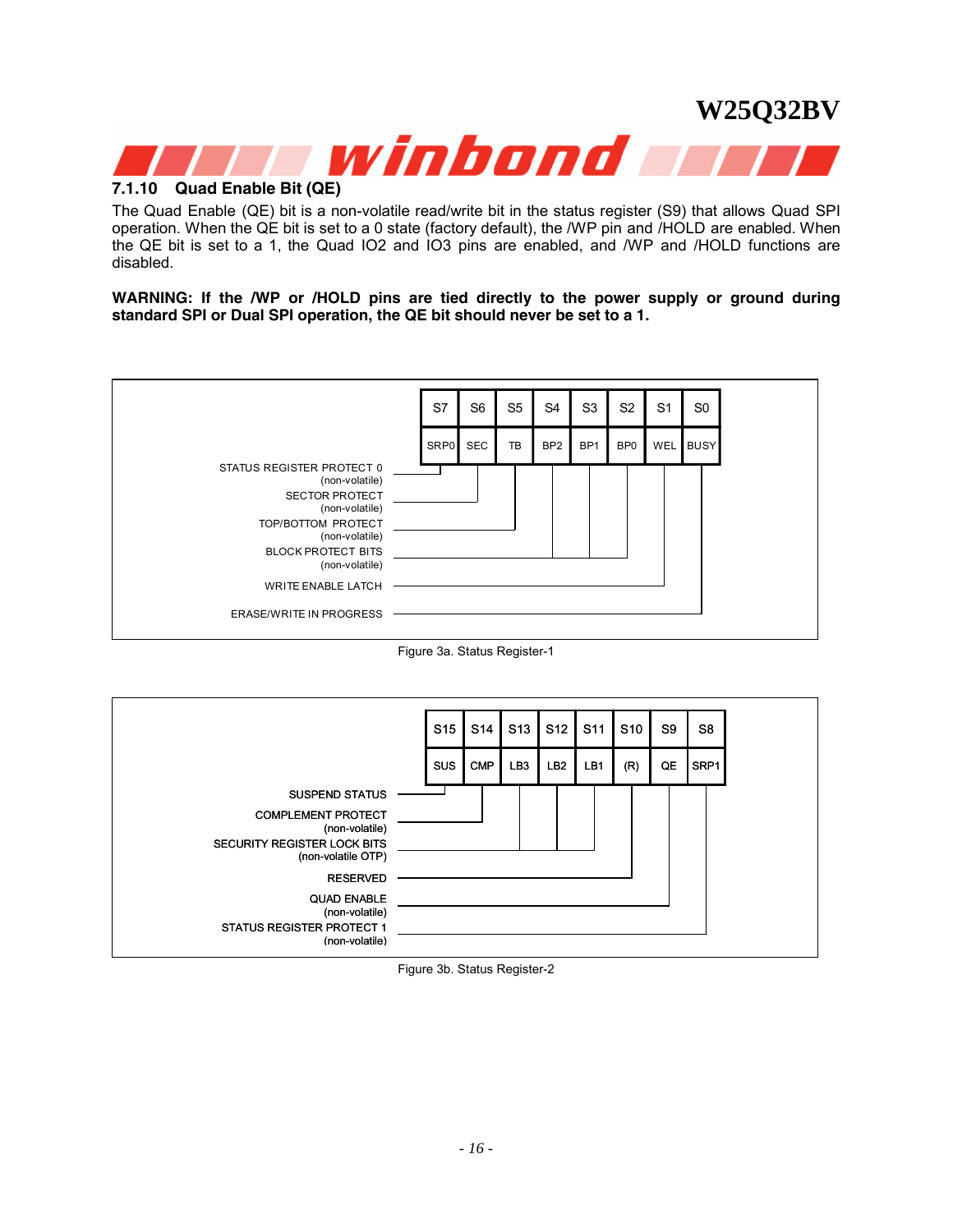#### 7.1.10 Quad Enable Bit (QE)

The Quad Enable (QE) bit is a non-volatile read/write bit in the status register (S9) that allows Quad SPI operation. When the QE bit is set to a 0 state (factory default), the /WP pin and /HOLD are enabled. When the QE bit is set to a 1, the Quad IO2 and IO3 pins are enabled, and /WP and /HOLD functions are disabled.

**WARNING: If the /WP or /HOLD pins are tied directly to the power supply or ground during standard SPI or Dual SPI operation, the QE bit should never be set to a 1.**

| S7 | S6 | S5 | S4 | S3 | S2 | S1 | S0 |
|---|---|---|---|---|---|---|---|
| SRP0 | SEC | TB | BP2 | BP1 | BP0 | WEL | BUSY |

- STATUS REGISTER PROTECT 0 (non-volatile) — S7
- SECTOR PROTECT (non-volatile) — S6
- TOP/BOTTOM PROTECT (non-volatile) — S5
- BLOCK PROTECT BITS (non-volatile) — S4, S3, S2
- WRITE ENABLE LATCH — S1
- ERASE/WRITE IN PROGRESS — S0

Figure 3a. Status Register-1

| S15 | S14 | S13 | S12 | S11 | S10 | S9 | S8 |
|---|---|---|---|---|---|---|---|
| SUS | CMP | LB3 | LB2 | LB1 | (R) | QE | SRP1 |

- SUSPEND STATUS — S15
- COMPLEMENT PROTECT (non-volatile) — S14
- SECURITY REGISTER LOCK BITS (non-volatile OTP) — S13, S12, S11
- RESERVED — S10
- QUAD ENABLE (non-volatile) — S9
- STATUS REGISTER PROTECT 1 (non-volatile) — S8

Figure 3b. Status Register-2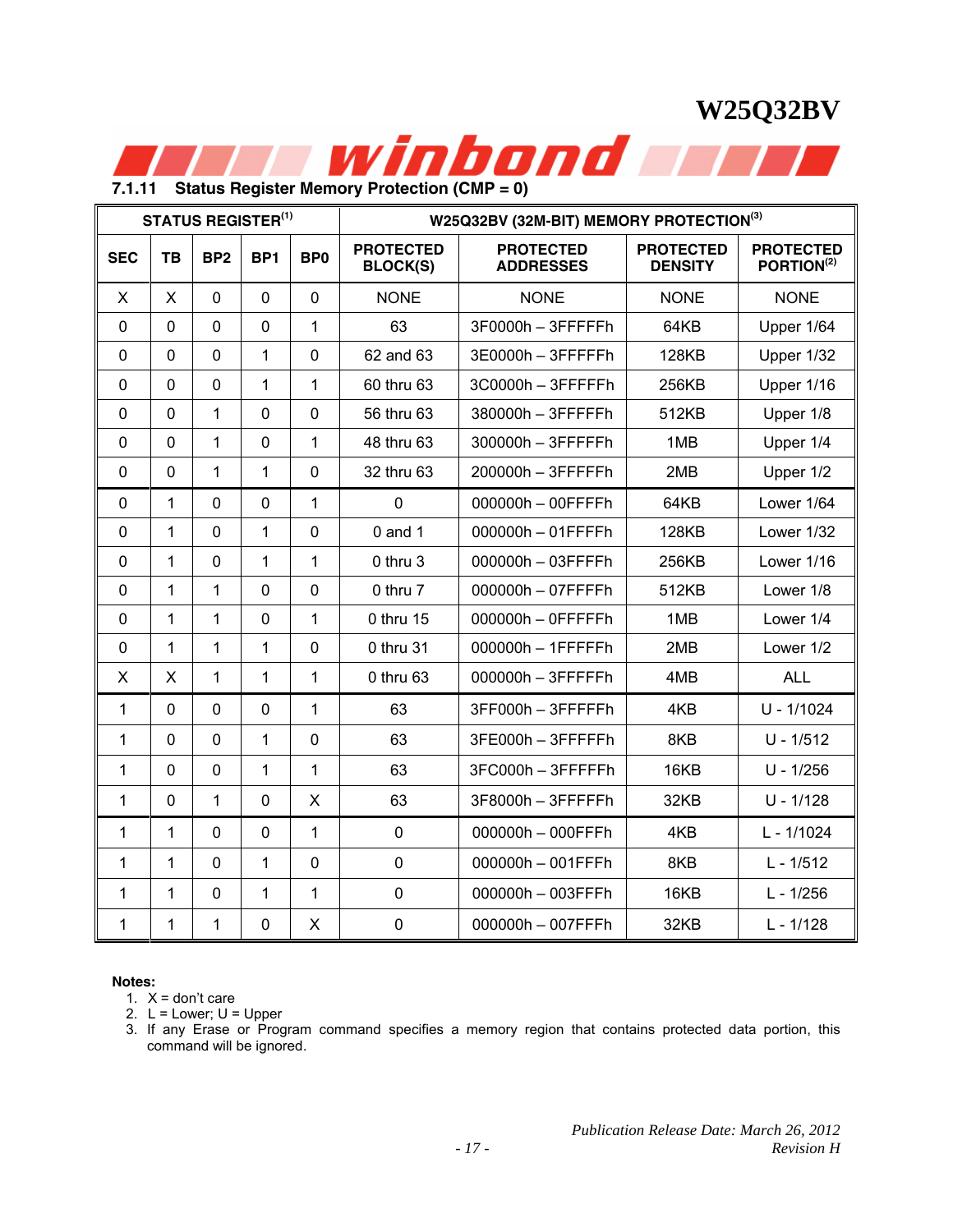### 7.1.11 Status Register Memory Protection (CMP = 0)

| STATUS REGISTER[1] | | | | | W25Q32BV (32M-BIT) MEMORY PROTECTION[3] | | | |
|---|---|---|---|---|---|---|---|---|
| **SEC** | **TB** | **BP2** | **BP1** | **BP0** | **PROTECTED BLOCK(S)** | **PROTECTED ADDRESSES** | **PROTECTED DENSITY** | **PROTECTED PORTION[2]** |
| X | X | 0 | 0 | 0 | NONE | NONE | NONE | NONE |
| 0 | 0 | 0 | 0 | 1 | 63 | 3F0000h – 3FFFFFh | 64KB | Upper 1/64 |
| 0 | 0 | 0 | 1 | 0 | 62 and 63 | 3E0000h – 3FFFFFh | 128KB | Upper 1/32 |
| 0 | 0 | 0 | 1 | 1 | 60 thru 63 | 3C0000h – 3FFFFFh | 256KB | Upper 1/16 |
| 0 | 0 | 1 | 0 | 0 | 56 thru 63 | 380000h – 3FFFFFh | 512KB | Upper 1/8 |
| 0 | 0 | 1 | 0 | 1 | 48 thru 63 | 300000h – 3FFFFFh | 1MB | Upper 1/4 |
| 0 | 0 | 1 | 1 | 0 | 32 thru 63 | 200000h – 3FFFFFh | 2MB | Upper 1/2 |
| 0 | 1 | 0 | 0 | 1 | 0 | 000000h – 00FFFFh | 64KB | Lower 1/64 |
| 0 | 1 | 0 | 1 | 0 | 0 and 1 | 000000h – 01FFFFh | 128KB | Lower 1/32 |
| 0 | 1 | 0 | 1 | 1 | 0 thru 3 | 000000h – 03FFFFh | 256KB | Lower 1/16 |
| 0 | 1 | 1 | 0 | 0 | 0 thru 7 | 000000h – 07FFFFh | 512KB | Lower 1/8 |
| 0 | 1 | 1 | 0 | 1 | 0 thru 15 | 000000h – 0FFFFFh | 1MB | Lower 1/4 |
| 0 | 1 | 1 | 1 | 0 | 0 thru 31 | 000000h – 1FFFFFh | 2MB | Lower 1/2 |
| X | X | 1 | 1 | 1 | 0 thru 63 | 000000h – 3FFFFFh | 4MB | ALL |
| 1 | 0 | 0 | 0 | 1 | 63 | 3FF000h – 3FFFFFh | 4KB | U - 1/1024 |
| 1 | 0 | 0 | 1 | 0 | 63 | 3FE000h – 3FFFFFh | 8KB | U - 1/512 |
| 1 | 0 | 0 | 1 | 1 | 63 | 3FC000h – 3FFFFFh | 16KB | U - 1/256 |
| 1 | 0 | 1 | 0 | X | 63 | 3F8000h – 3FFFFFh | 32KB | U - 1/128 |
| 1 | 1 | 0 | 0 | 1 | 0 | 000000h – 000FFFh | 4KB | L - 1/1024 |
| 1 | 1 | 0 | 1 | 0 | 0 | 000000h – 001FFFh | 8KB | L - 1/512 |
| 1 | 1 | 0 | 1 | 1 | 0 | 000000h – 003FFFh | 16KB | L - 1/256 |
| 1 | 1 | 1 | 0 | X | 0 | 000000h – 007FFFh | 32KB | L - 1/128 |

**Notes:**

1. X = don't care
2. L = Lower; U = Upper
3. If any Erase or Program command specifies a memory region that contains protected data portion, this command will be ignored.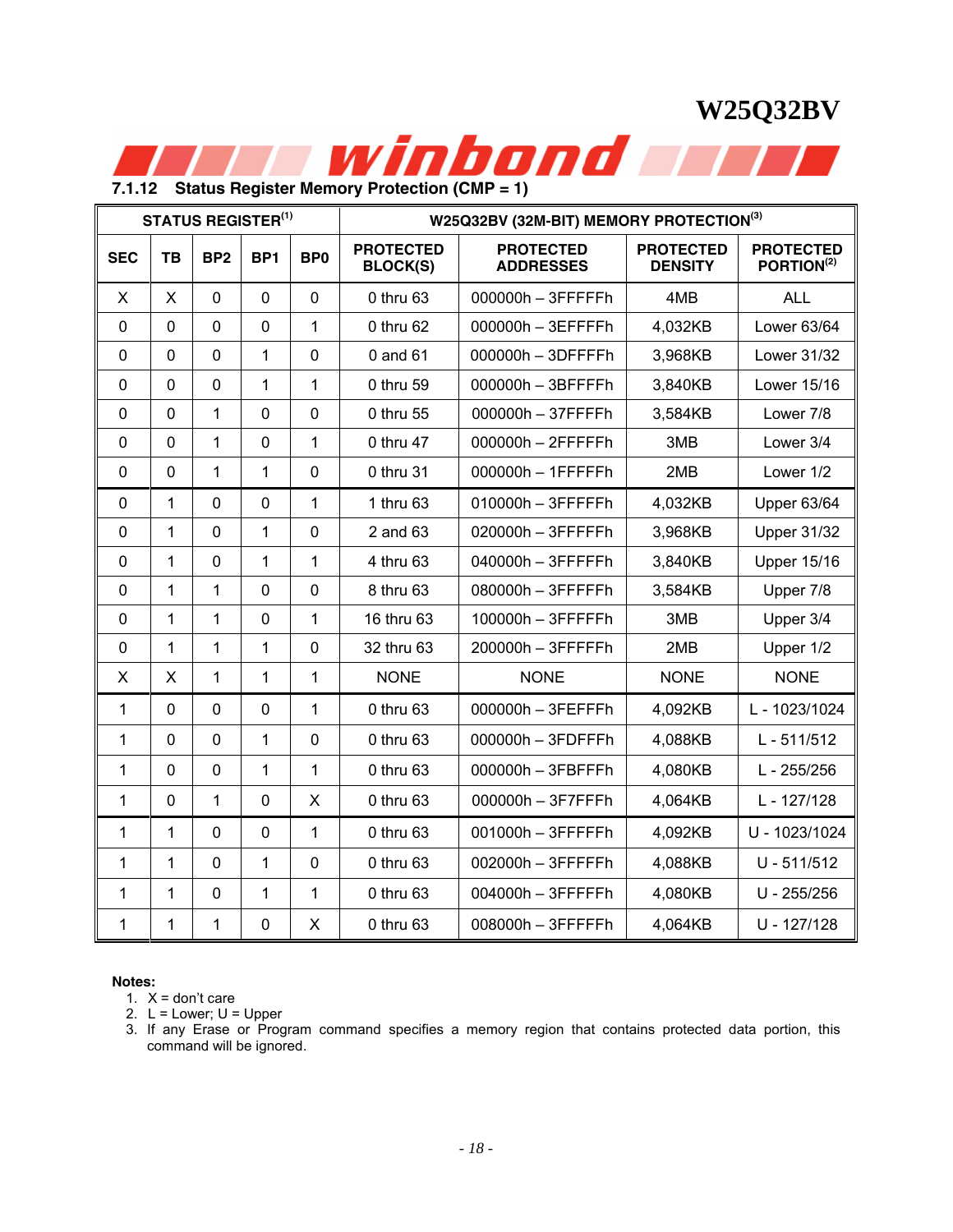### 7.1.12 Status Register Memory Protection (CMP = 1)

| STATUS REGISTER[1] | | | | | W25Q32BV (32M-BIT) MEMORY PROTECTION[3] | | | |
|---|---|---|---|---|---|---|---|---|
| SEC | TB | BP2 | BP1 | BP0 | PROTECTED BLOCK(S) | PROTECTED ADDRESSES | PROTECTED DENSITY | PROTECTED PORTION[2] |
| X | X | 0 | 0 | 0 | 0 thru 63 | 000000h – 3FFFFFh | 4MB | ALL |
| 0 | 0 | 0 | 0 | 1 | 0 thru 62 | 000000h – 3EFFFFh | 4,032KB | Lower 63/64 |
| 0 | 0 | 0 | 1 | 0 | 0 and 61 | 000000h – 3DFFFFh | 3,968KB | Lower 31/32 |
| 0 | 0 | 0 | 1 | 1 | 0 thru 59 | 000000h – 3BFFFFh | 3,840KB | Lower 15/16 |
| 0 | 0 | 1 | 0 | 0 | 0 thru 55 | 000000h – 37FFFFh | 3,584KB | Lower 7/8 |
| 0 | 0 | 1 | 0 | 1 | 0 thru 47 | 000000h – 2FFFFFh | 3MB | Lower 3/4 |
| 0 | 0 | 1 | 1 | 0 | 0 thru 31 | 000000h – 1FFFFFh | 2MB | Lower 1/2 |
| 0 | 1 | 0 | 0 | 1 | 1 thru 63 | 010000h – 3FFFFFh | 4,032KB | Upper 63/64 |
| 0 | 1 | 0 | 1 | 0 | 2 and 63 | 020000h – 3FFFFFh | 3,968KB | Upper 31/32 |
| 0 | 1 | 0 | 1 | 1 | 4 thru 63 | 040000h – 3FFFFFh | 3,840KB | Upper 15/16 |
| 0 | 1 | 1 | 0 | 0 | 8 thru 63 | 080000h – 3FFFFFh | 3,584KB | Upper 7/8 |
| 0 | 1 | 1 | 0 | 1 | 16 thru 63 | 100000h – 3FFFFFh | 3MB | Upper 3/4 |
| 0 | 1 | 1 | 1 | 0 | 32 thru 63 | 200000h – 3FFFFFh | 2MB | Upper 1/2 |
| X | X | 1 | 1 | 1 | NONE | NONE | NONE | NONE |
| 1 | 0 | 0 | 0 | 1 | 0 thru 63 | 000000h – 3FEFFFh | 4,092KB | L - 1023/1024 |
| 1 | 0 | 0 | 1 | 0 | 0 thru 63 | 000000h – 3FDFFFh | 4,088KB | L - 511/512 |
| 1 | 0 | 0 | 1 | 1 | 0 thru 63 | 000000h – 3FBFFFh | 4,080KB | L - 255/256 |
| 1 | 0 | 1 | 0 | X | 0 thru 63 | 000000h – 3F7FFFh | 4,064KB | L - 127/128 |
| 1 | 1 | 0 | 0 | 1 | 0 thru 63 | 001000h – 3FFFFFh | 4,092KB | U - 1023/1024 |
| 1 | 1 | 0 | 1 | 0 | 0 thru 63 | 002000h – 3FFFFFh | 4,088KB | U - 511/512 |
| 1 | 1 | 0 | 1 | 1 | 0 thru 63 | 004000h – 3FFFFFh | 4,080KB | U - 255/256 |
| 1 | 1 | 1 | 0 | X | 0 thru 63 | 008000h – 3FFFFFh | 4,064KB | U - 127/128 |

**Notes:**

1. X = don't care
2. L = Lower; U = Upper
3. If any Erase or Program command specifies a memory region that contains protected data portion, this command will be ignored.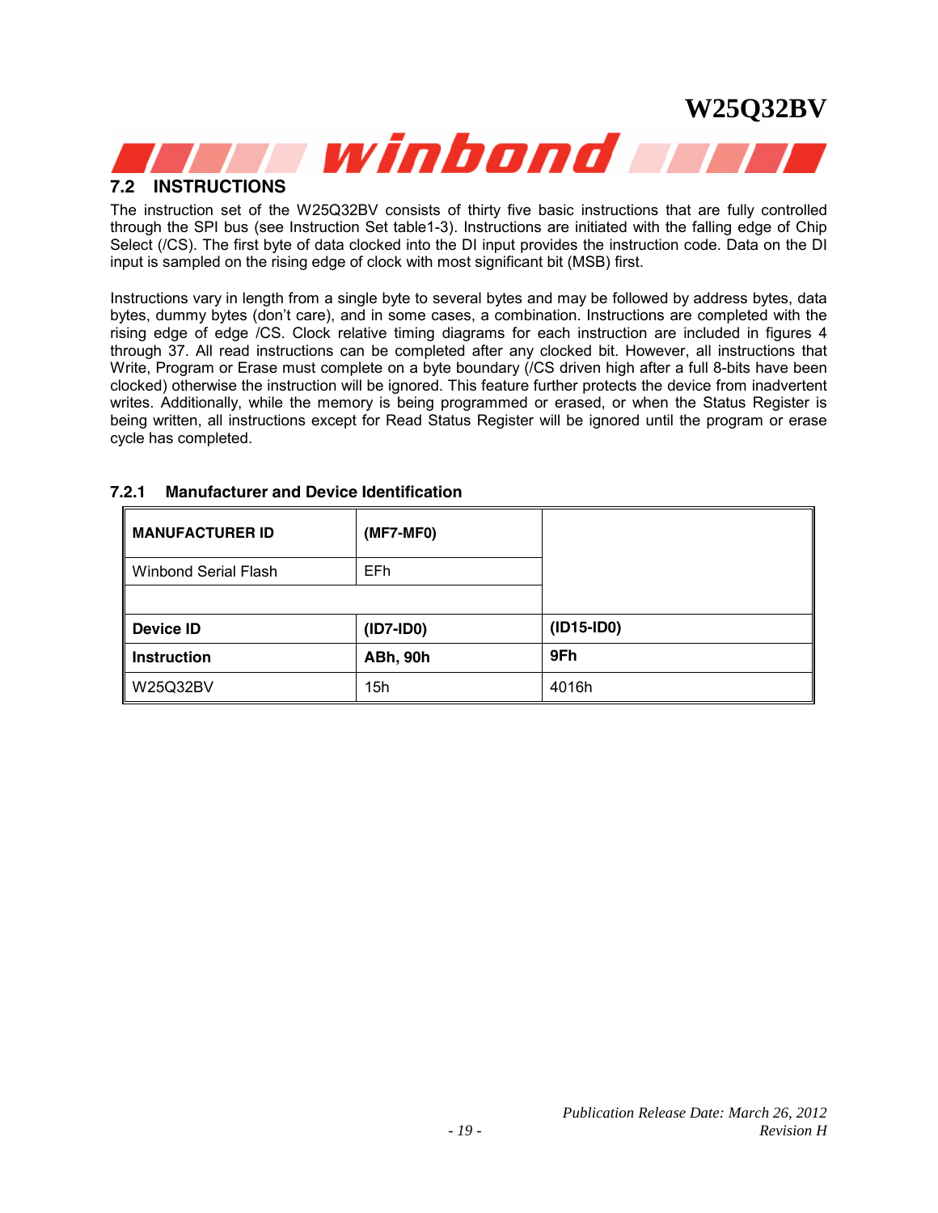## 7.2 INSTRUCTIONS

The instruction set of the W25Q32BV consists of thirty five basic instructions that are fully controlled through the SPI bus (see Instruction Set table1-3). Instructions are initiated with the falling edge of Chip Select (/CS). The first byte of data clocked into the DI input provides the instruction code. Data on the DI input is sampled on the rising edge of clock with most significant bit (MSB) first.

Instructions vary in length from a single byte to several bytes and may be followed by address bytes, data bytes, dummy bytes (don't care), and in some cases, a combination. Instructions are completed with the rising edge of edge /CS. Clock relative timing diagrams for each instruction are included in figures 4 through 37. All read instructions can be completed after any clocked bit. However, all instructions that Write, Program or Erase must complete on a byte boundary (/CS driven high after a full 8-bits have been clocked) otherwise the instruction will be ignored. This feature further protects the device from inadvertent writes. Additionally, while the memory is being programmed or erased, or when the Status Register is being written, all instructions except for Read Status Register will be ignored until the program or erase cycle has completed.

### 7.2.1 Manufacturer and Device Identification

| **MANUFACTURER ID** | **(MF7-MF0)** | |
|---|---|---|
| Winbond Serial Flash | EFh | |
| | | |
| **Device ID** | **(ID7-ID0)** | **(ID15-ID0)** |
| **Instruction** | **ABh, 90h** | **9Fh** |
| W25Q32BV | 15h | 4016h |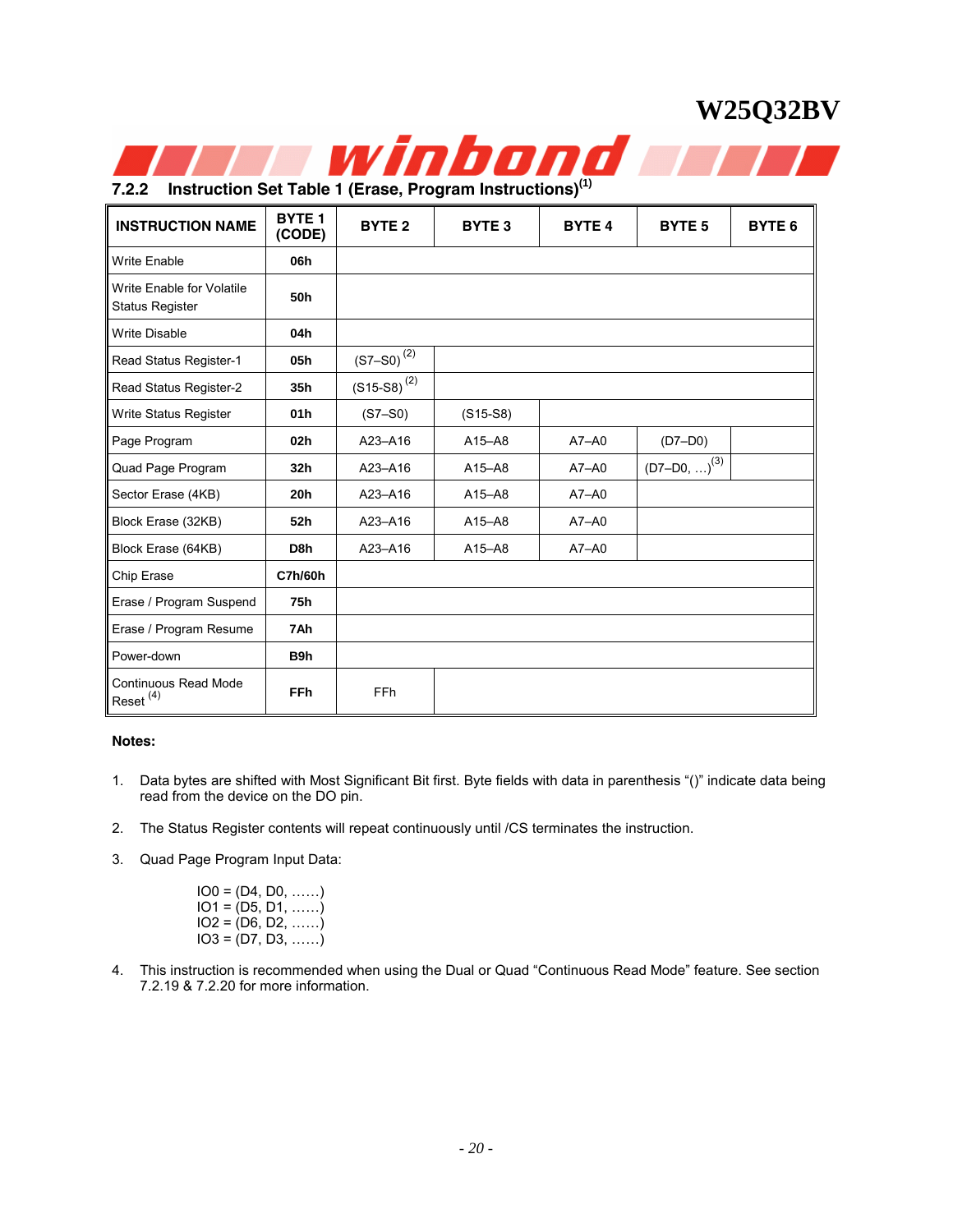### 7.2.2 Instruction Set Table 1 (Erase, Program Instructions)[1]

| INSTRUCTION NAME | BYTE 1 (CODE) | BYTE 2 | BYTE 3 | BYTE 4 | BYTE 5 | BYTE 6 |
|---|---|---|---|---|---|---|
| Write Enable | 06h | | | | | |
| Write Enable for Volatile Status Register | 50h | | | | | |
| Write Disable | 04h | | | | | |
| Read Status Register-1 | 05h | (S7–S0) [2] | | | | |
| Read Status Register-2 | 35h | (S15-S8) [2] | | | | |
| Write Status Register | 01h | (S7–S0) | (S15-S8) | | | |
| Page Program | 02h | A23–A16 | A15–A8 | A7–A0 | (D7–D0) | |
| Quad Page Program | 32h | A23–A16 | A15–A8 | A7–A0 | (D7–D0, …)[3] | |
| Sector Erase (4KB) | 20h | A23–A16 | A15–A8 | A7–A0 | | |
| Block Erase (32KB) | 52h | A23–A16 | A15–A8 | A7–A0 | | |
| Block Erase (64KB) | D8h | A23–A16 | A15–A8 | A7–A0 | | |
| Chip Erase | C7h/60h | | | | | |
| Erase / Program Suspend | 75h | | | | | |
| Erase / Program Resume | 7Ah | | | | | |
| Power-down | B9h | | | | | |
| Continuous Read Mode Reset [4] | FFh | FFh | | | | |

**Notes:**

1. Data bytes are shifted with Most Significant Bit first. Byte fields with data in parenthesis "()" indicate data being read from the device on the DO pin.
2. The Status Register contents will repeat continuously until /CS terminates the instruction.
3. Quad Page Program Input Data:

   IO0 = (D4, D0, ……)
   IO1 = (D5, D1, ……)
   IO2 = (D6, D2, ……)
   IO3 = (D7, D3, ……)

4. This instruction is recommended when using the Dual or Quad "Continuous Read Mode" feature. See section 7.2.19 & 7.2.20 for more information.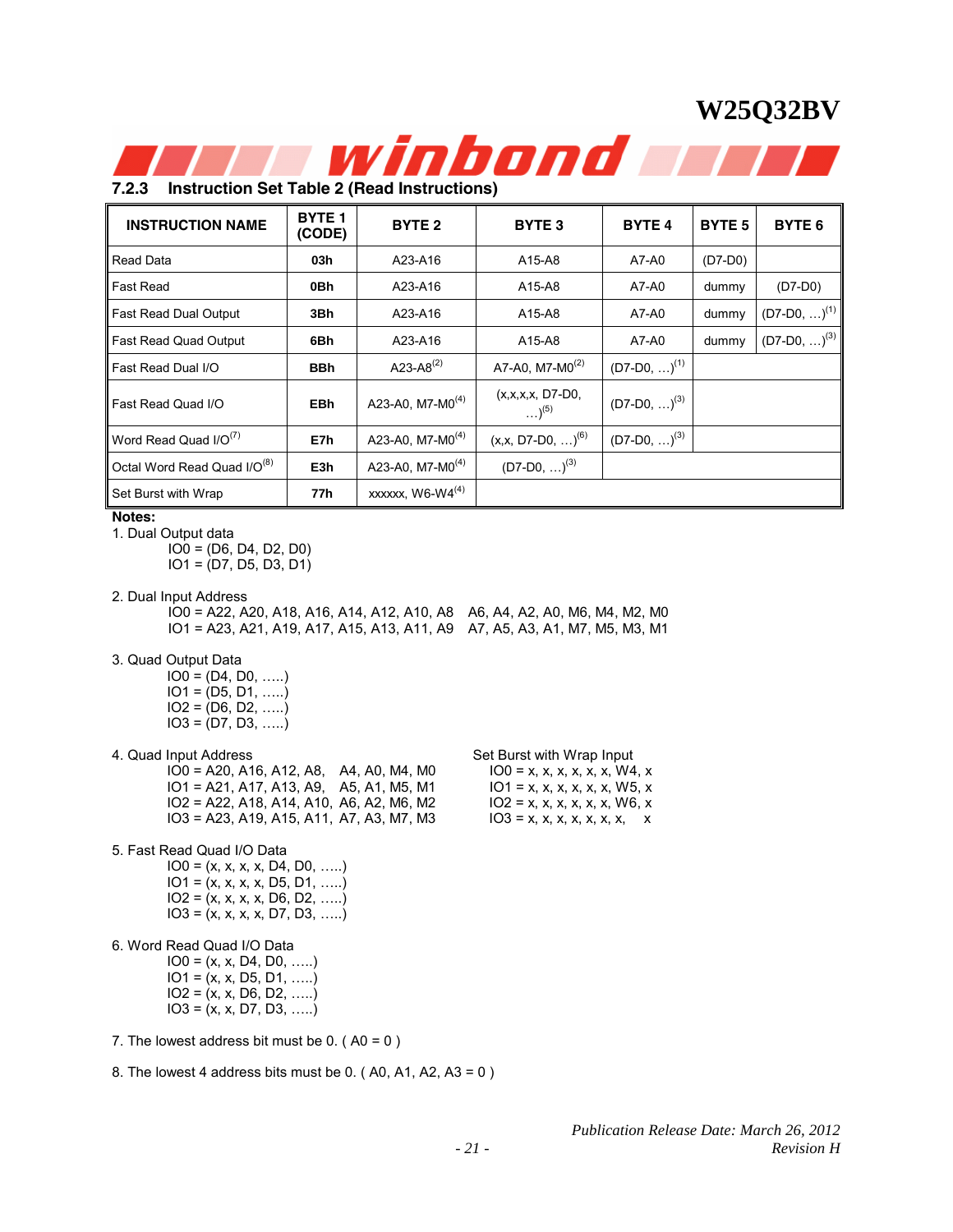### 7.2.3 Instruction Set Table 2 (Read Instructions)

| INSTRUCTION NAME | BYTE 1 (CODE) | BYTE 2 | BYTE 3 | BYTE 4 | BYTE 5 | BYTE 6 |
|---|---|---|---|---|---|---|
| Read Data | 03h | A23-A16 | A15-A8 | A7-A0 | (D7-D0) | |
| Fast Read | 0Bh | A23-A16 | A15-A8 | A7-A0 | dummy | (D7-D0) |
| Fast Read Dual Output | 3Bh | A23-A16 | A15-A8 | A7-A0 | dummy | (D7-D0, …)[1] |
| Fast Read Quad Output | 6Bh | A23-A16 | A15-A8 | A7-A0 | dummy | (D7-D0, …)[3] |
| Fast Read Dual I/O | BBh | A23-A8[2] | A7-A0, M7-M0[2] | (D7-D0, …)[1] | | |
| Fast Read Quad I/O | EBh | A23-A0, M7-M0[4] | (x,x,x,x, D7-D0, …)[5] | (D7-D0, …)[3] | | |
| Word Read Quad I/O[7] | E7h | A23-A0, M7-M0[4] | (x,x, D7-D0, …)[6] | (D7-D0, …)[3] | | |
| Octal Word Read Quad I/O[8] | E3h | A23-A0, M7-M0[4] | (D7-D0, …)[3] | | | |
| Set Burst with Wrap | 77h | xxxxxx, W6-W4[4] | | | | |

**Notes:**

1. Dual Output data
   IO0 = (D6, D4, D2, D0)
   IO1 = (D7, D5, D3, D1)

2. Dual Input Address
   IO0 = A22, A20, A18, A16, A14, A12, A10, A8 A6, A4, A2, A0, M6, M4, M2, M0
   IO1 = A23, A21, A19, A17, A15, A13, A11, A9 A7, A5, A3, A1, M7, M5, M3, M1

3. Quad Output Data
   IO0 = (D4, D0, …..)
   IO1 = (D5, D1, …..)
   IO2 = (D6, D2, …..)
   IO3 = (D7, D3, …..)

4. Quad Input Address
   IO0 = A20, A16, A12, A8, A4, A0, M4, M0
   IO1 = A21, A17, A13, A9, A5, A1, M5, M1
   IO2 = A22, A18, A14, A10, A6, A2, M6, M2
   IO3 = A23, A19, A15, A11, A7, A3, M7, M3

   Set Burst with Wrap Input
   IO0 = x, x, x, x, x, x, W4, x
   IO1 = x, x, x, x, x, x, W5, x
   IO2 = x, x, x, x, x, x, W6, x
   IO3 = x, x, x, x, x, x, x, x

5. Fast Read Quad I/O Data
   IO0 = (x, x, x, x, D4, D0, …..)
   IO1 = (x, x, x, x, D5, D1, …..)
   IO2 = (x, x, x, x, D6, D2, …..)
   IO3 = (x, x, x, x, D7, D3, …..)

6. Word Read Quad I/O Data
   IO0 = (x, x, D4, D0, …..)
   IO1 = (x, x, D5, D1, …..)
   IO2 = (x, x, D6, D2, …..)
   IO3 = (x, x, D7, D3, …..)

7. The lowest address bit must be 0. ( A0 = 0 )

8. The lowest 4 address bits must be 0. ( A0, A1, A2, A3 = 0 )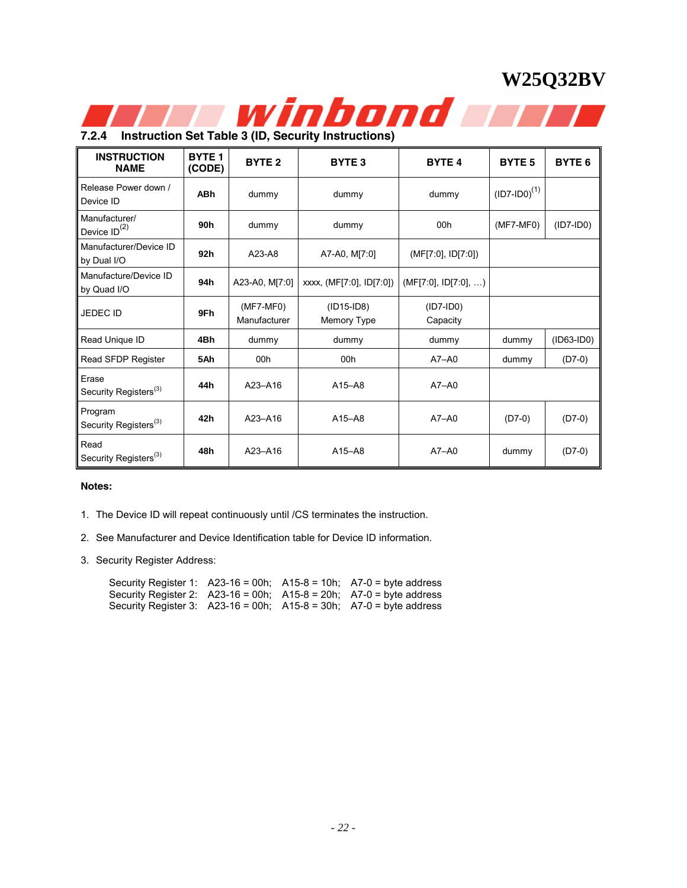### 7.2.4 Instruction Set Table 3 (ID, Security Instructions)

| INSTRUCTION NAME | BYTE 1 (CODE) | BYTE 2 | BYTE 3 | BYTE 4 | BYTE 5 | BYTE 6 |
|---|---|---|---|---|---|---|
| Release Power down / Device ID | **ABh** | dummy | dummy | dummy | (ID7-ID0)[1] | |
| Manufacturer/ Device ID[2] | **90h** | dummy | dummy | 00h | (MF7-MF0) | (ID7-ID0) |
| Manufacturer/Device ID by Dual I/O | **92h** | A23-A8 | A7-A0, M[7:0] | (MF[7:0], ID[7:0]) | | |
| Manufacture/Device ID by Quad I/O | **94h** | A23-A0, M[7:0] | xxxx, (MF[7:0], ID[7:0]) | (MF[7:0], ID[7:0], …) | | |
| JEDEC ID | **9Fh** | (MF7-MF0) Manufacturer | (ID15-ID8) Memory Type | (ID7-ID0) Capacity | | |
| Read Unique ID | **4Bh** | dummy | dummy | dummy | dummy | (ID63-ID0) |
| Read SFDP Register | **5Ah** | 00h | 00h | A7–A0 | dummy | (D7-0) |
| Erase Security Registers[3] | **44h** | A23–A16 | A15–A8 | A7–A0 | | |
| Program Security Registers[3] | **42h** | A23–A16 | A15–A8 | A7–A0 | (D7-0) | (D7-0) |
| Read Security Registers[3] | **48h** | A23–A16 | A15–A8 | A7–A0 | dummy | (D7-0) |

**Notes:**

1. The Device ID will repeat continuously until /CS terminates the instruction.
2. See Manufacturer and Device Identification table for Device ID information.
3. Security Register Address:

   Security Register 1: A23-16 = 00h; A15-8 = 10h; A7-0 = byte address
   Security Register 2: A23-16 = 00h; A15-8 = 20h; A7-0 = byte address
   Security Register 3: A23-16 = 00h; A15-8 = 30h; A7-0 = byte address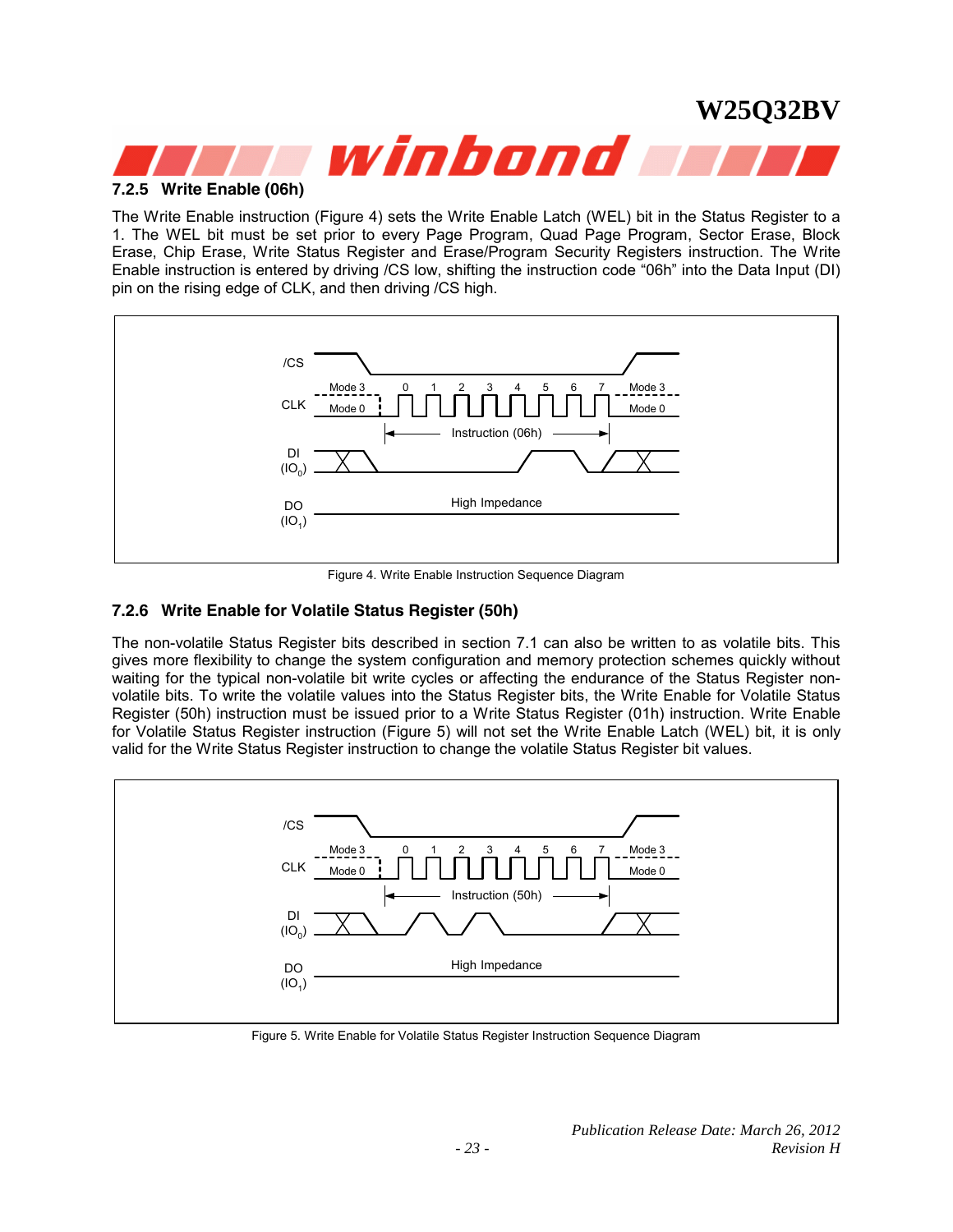### 7.2.5 Write Enable (06h)

The Write Enable instruction (Figure 4) sets the Write Enable Latch (WEL) bit in the Status Register to a 1. The WEL bit must be set prior to every Page Program, Quad Page Program, Sector Erase, Block Erase, Chip Erase, Write Status Register and Erase/Program Security Registers instruction. The Write Enable instruction is entered by driving /CS low, shifting the instruction code "06h" into the Data Input (DI) pin on the rising edge of CLK, and then driving /CS high.

Figure 4. Write Enable Instruction Sequence Diagram

### 7.2.6 Write Enable for Volatile Status Register (50h)

The non-volatile Status Register bits described in section 7.1 can also be written to as volatile bits. This gives more flexibility to change the system configuration and memory protection schemes quickly without waiting for the typical non-volatile bit write cycles or affecting the endurance of the Status Register non-volatile bits. To write the volatile values into the Status Register bits, the Write Enable for Volatile Status Register (50h) instruction must be issued prior to a Write Status Register (01h) instruction. Write Enable for Volatile Status Register instruction (Figure 5) will not set the Write Enable Latch (WEL) bit, it is only valid for the Write Status Register instruction to change the volatile Status Register bit values.

Figure 5. Write Enable for Volatile Status Register Instruction Sequence Diagram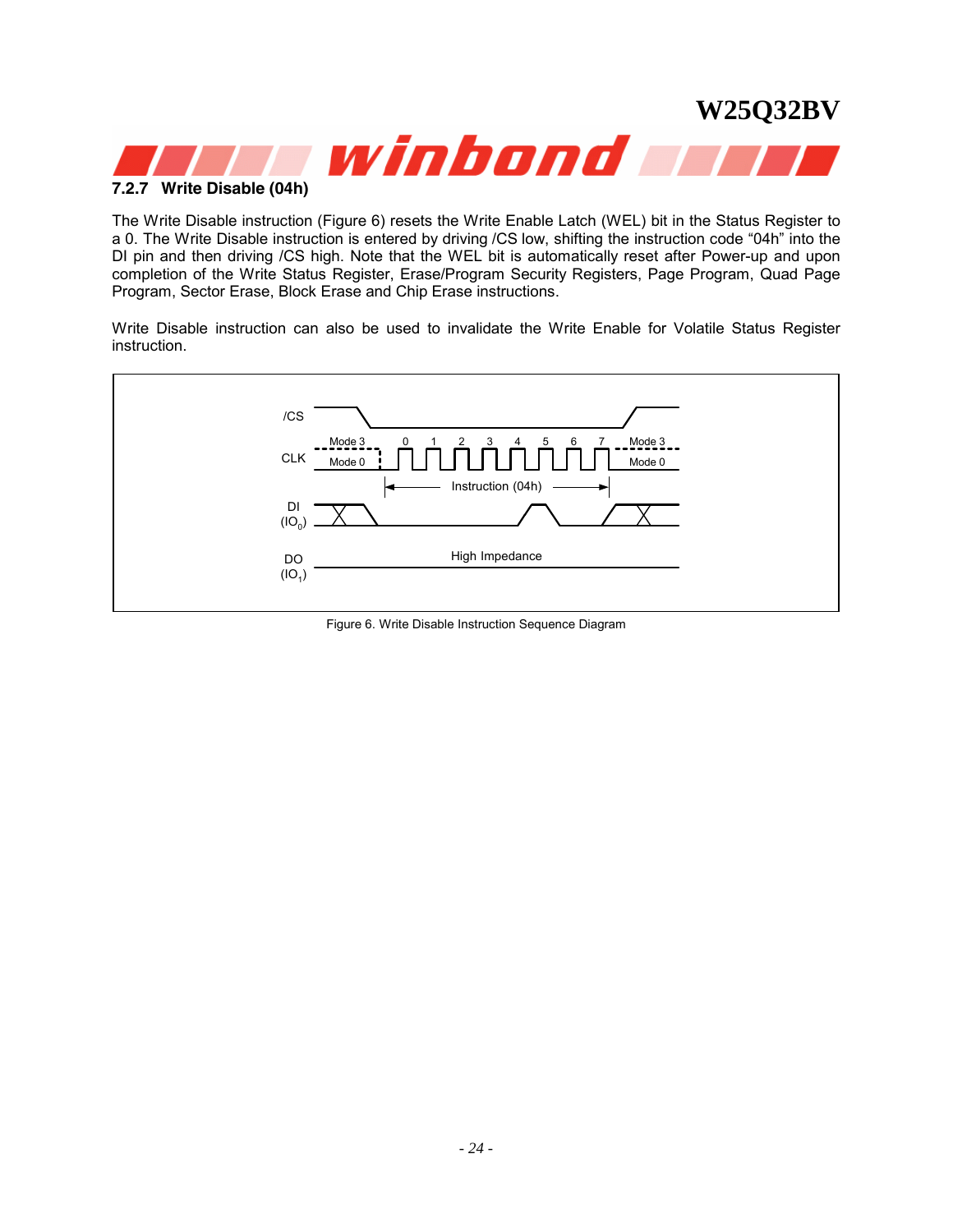### 7.2.7 Write Disable (04h)

The Write Disable instruction (Figure 6) resets the Write Enable Latch (WEL) bit in the Status Register to a 0. The Write Disable instruction is entered by driving /CS low, shifting the instruction code "04h" into the DI pin and then driving /CS high. Note that the WEL bit is automatically reset after Power-up and upon completion of the Write Status Register, Erase/Program Security Registers, Page Program, Quad Page Program, Sector Erase, Block Erase and Chip Erase instructions.

Write Disable instruction can also be used to invalidate the Write Enable for Volatile Status Register instruction.

Figure 6. Write Disable Instruction Sequence Diagram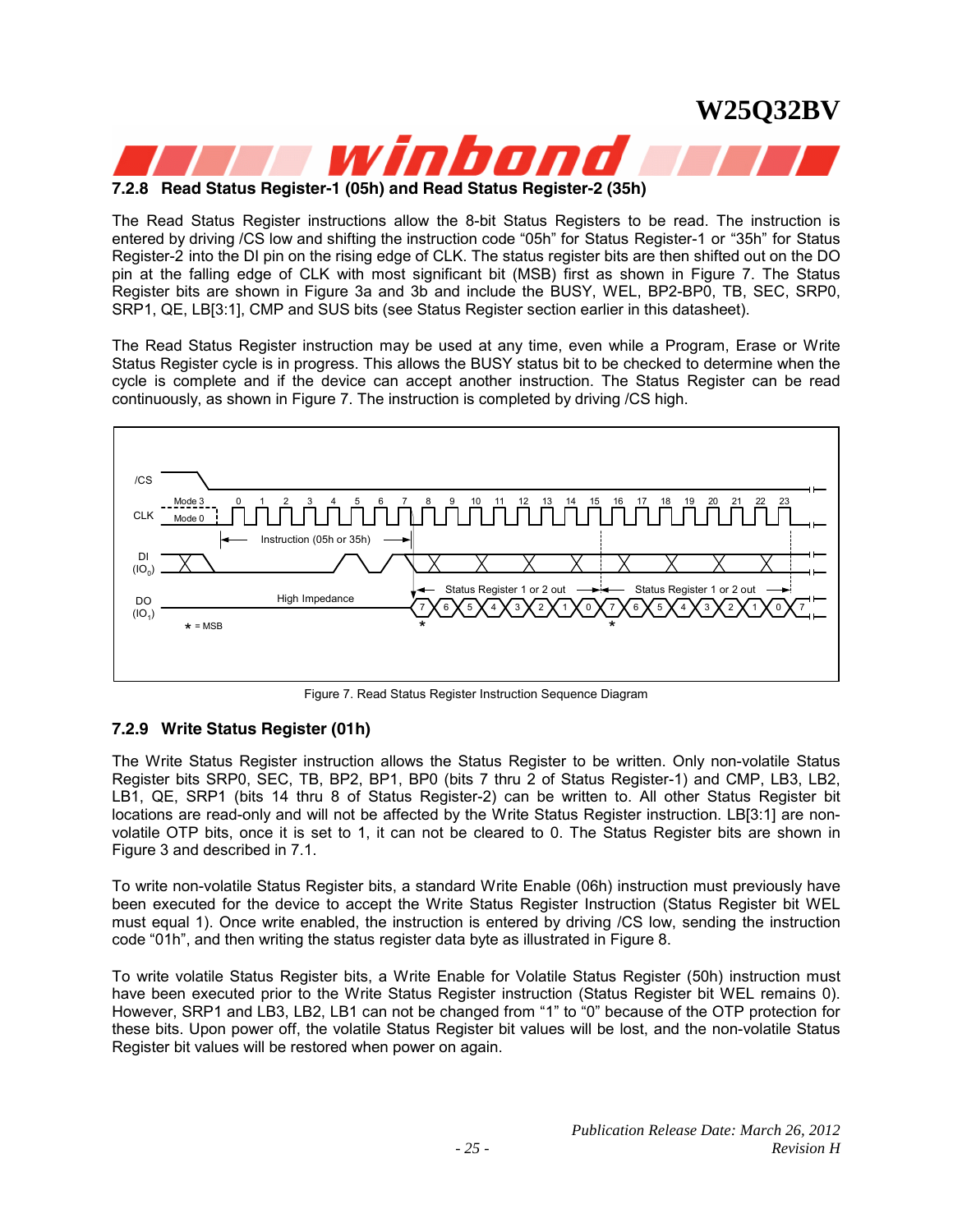### 7.2.8 Read Status Register-1 (05h) and Read Status Register-2 (35h)

The Read Status Register instructions allow the 8-bit Status Registers to be read. The instruction is entered by driving /CS low and shifting the instruction code “05h” for Status Register-1 or “35h” for Status Register-2 into the DI pin on the rising edge of CLK. The status register bits are then shifted out on the DO pin at the falling edge of CLK with most significant bit (MSB) first as shown in Figure 7. The Status Register bits are shown in Figure 3a and 3b and include the BUSY, WEL, BP2-BP0, TB, SEC, SRP0, SRP1, QE, LB[3:1], CMP and SUS bits (see Status Register section earlier in this datasheet).

The Read Status Register instruction may be used at any time, even while a Program, Erase or Write Status Register cycle is in progress. This allows the BUSY status bit to be checked to determine when the cycle is complete and if the device can accept another instruction. The Status Register can be read continuously, as shown in Figure 7. The instruction is completed by driving /CS high.

Figure 7. Read Status Register Instruction Sequence Diagram

### 7.2.9 Write Status Register (01h)

The Write Status Register instruction allows the Status Register to be written. Only non-volatile Status Register bits SRP0, SEC, TB, BP2, BP1, BP0 (bits 7 thru 2 of Status Register-1) and CMP, LB3, LB2, LB1, QE, SRP1 (bits 14 thru 8 of Status Register-2) can be written to. All other Status Register bit locations are read-only and will not be affected by the Write Status Register instruction. LB[3:1] are non-volatile OTP bits, once it is set to 1, it can not be cleared to 0. The Status Register bits are shown in Figure 3 and described in 7.1.

To write non-volatile Status Register bits, a standard Write Enable (06h) instruction must previously have been executed for the device to accept the Write Status Register Instruction (Status Register bit WEL must equal 1). Once write enabled, the instruction is entered by driving /CS low, sending the instruction code “01h”, and then writing the status register data byte as illustrated in Figure 8.

To write volatile Status Register bits, a Write Enable for Volatile Status Register (50h) instruction must have been executed prior to the Write Status Register instruction (Status Register bit WEL remains 0). However, SRP1 and LB3, LB2, LB1 can not be changed from “1” to “0” because of the OTP protection for these bits. Upon power off, the volatile Status Register bit values will be lost, and the non-volatile Status Register bit values will be restored when power on again.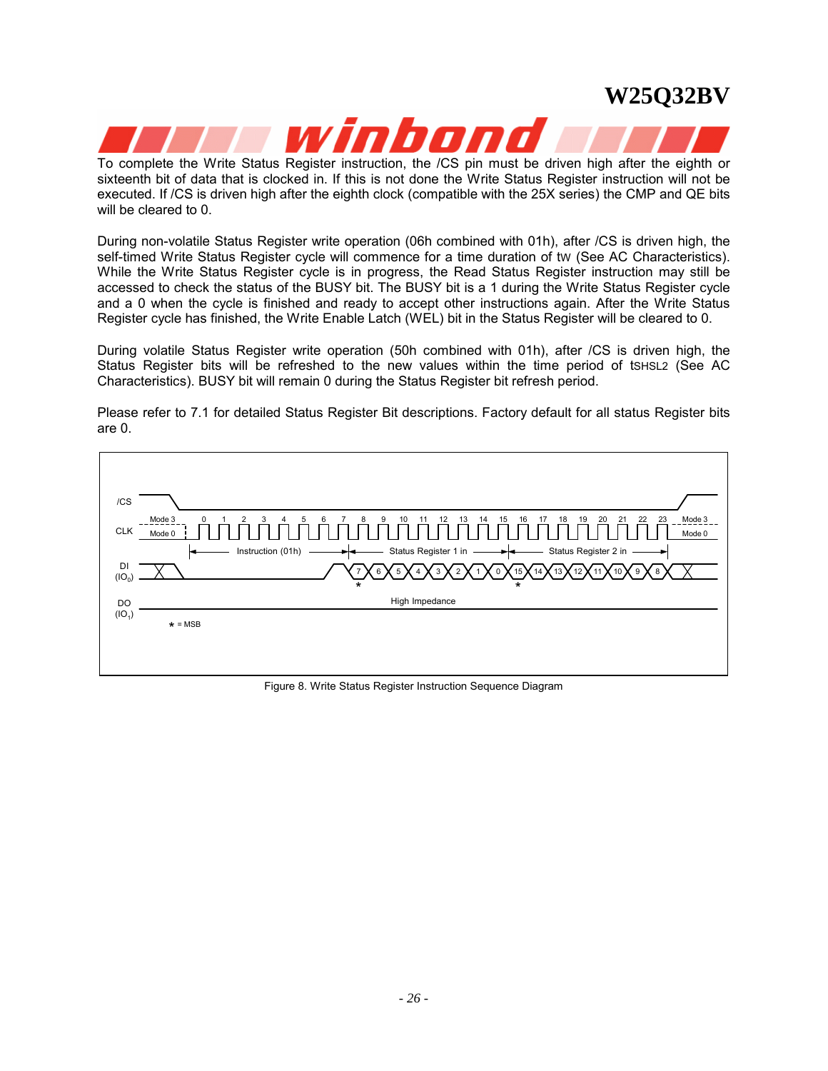To complete the Write Status Register instruction, the /CS pin must be driven high after the eighth or sixteenth bit of data that is clocked in. If this is not done the Write Status Register instruction will not be executed. If /CS is driven high after the eighth clock (compatible with the 25X series) the CMP and QE bits will be cleared to 0.

During non-volatile Status Register write operation (06h combined with 01h), after /CS is driven high, the self-timed Write Status Register cycle will commence for a time duration of tW (See AC Characteristics). While the Write Status Register cycle is in progress, the Read Status Register instruction may still be accessed to check the status of the BUSY bit. The BUSY bit is a 1 during the Write Status Register cycle and a 0 when the cycle is finished and ready to accept other instructions again. After the Write Status Register cycle has finished, the Write Enable Latch (WEL) bit in the Status Register will be cleared to 0.

During volatile Status Register write operation (50h combined with 01h), after /CS is driven high, the Status Register bits will be refreshed to the new values within the time period of tSHSL2 (See AC Characteristics). BUSY bit will remain 0 during the Status Register bit refresh period.

Please refer to 7.1 for detailed Status Register Bit descriptions. Factory default for all status Register bits are 0.

Figure 8. Write Status Register Instruction Sequence Diagram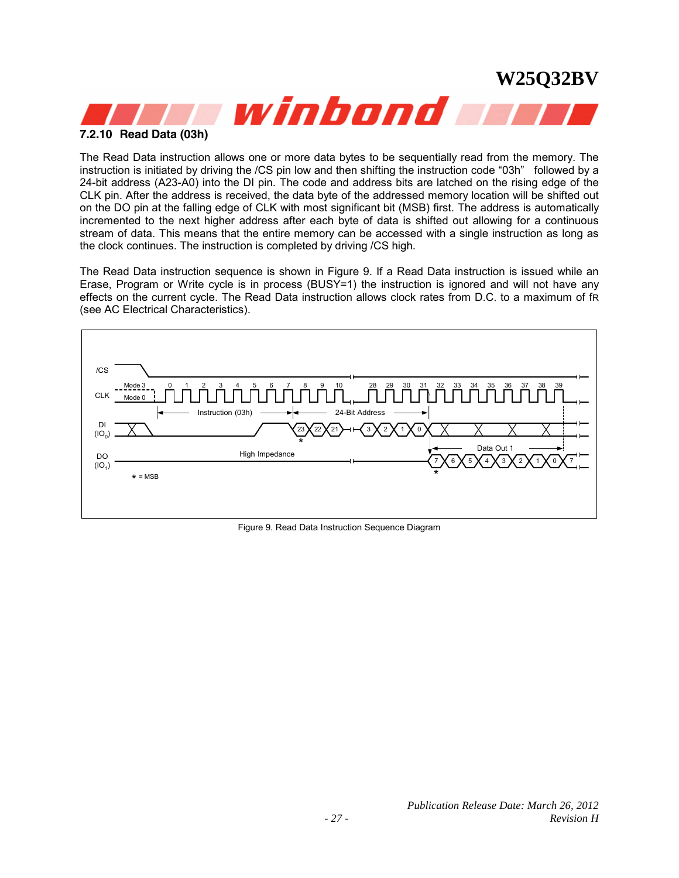### 7.2.10 Read Data (03h)

The Read Data instruction allows one or more data bytes to be sequentially read from the memory. The instruction is initiated by driving the /CS pin low and then shifting the instruction code "03h" followed by a 24-bit address (A23-A0) into the DI pin. The code and address bits are latched on the rising edge of the CLK pin. After the address is received, the data byte of the addressed memory location will be shifted out on the DO pin at the falling edge of CLK with most significant bit (MSB) first. The address is automatically incremented to the next higher address after each byte of data is shifted out allowing for a continuous stream of data. This means that the entire memory can be accessed with a single instruction as long as the clock continues. The instruction is completed by driving /CS high.

The Read Data instruction sequence is shown in Figure 9. If a Read Data instruction is issued while an Erase, Program or Write cycle is in process (BUSY=1) the instruction is ignored and will not have any effects on the current cycle. The Read Data instruction allows clock rates from D.C. to a maximum of $f_R$ (see AC Electrical Characteristics).

Figure 9. Read Data Instruction Sequence Diagram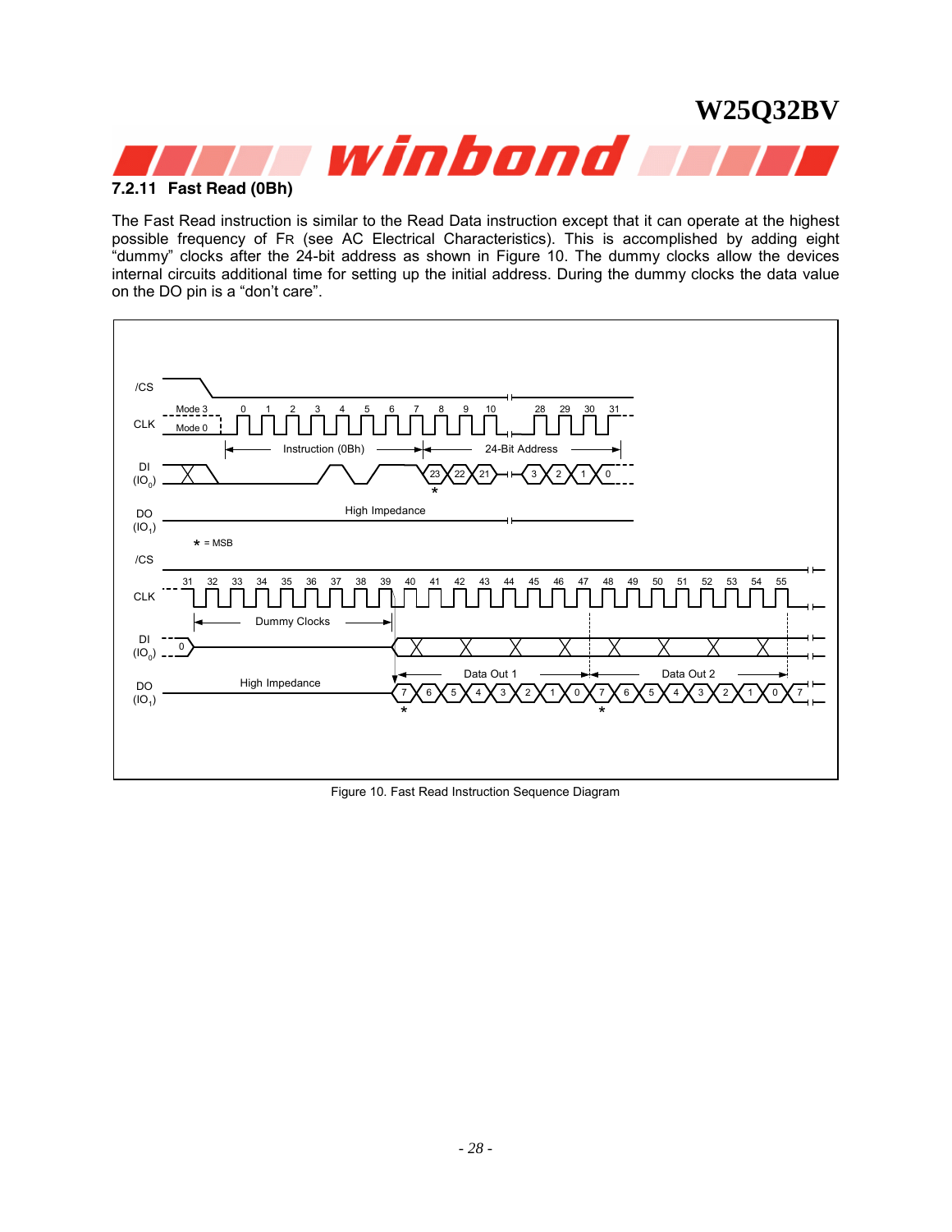### 7.2.11 Fast Read (0Bh)

The Fast Read instruction is similar to the Read Data instruction except that it can operate at the highest possible frequency of FR (see AC Electrical Characteristics). This is accomplished by adding eight "dummy" clocks after the 24-bit address as shown in Figure 10. The dummy clocks allow the devices internal circuits additional time for setting up the initial address. During the dummy clocks the data value on the DO pin is a "don't care".

Figure 10. Fast Read Instruction Sequence Diagram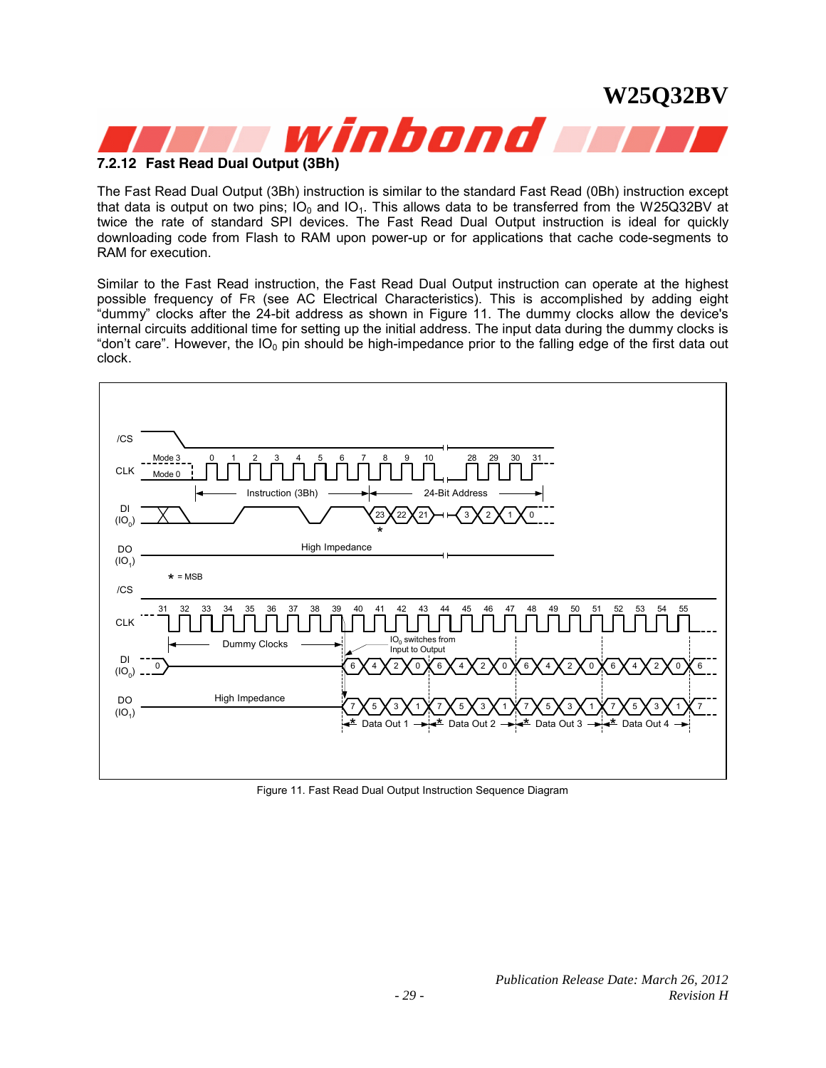### 7.2.12 Fast Read Dual Output (3Bh)

The Fast Read Dual Output (3Bh) instruction is similar to the standard Fast Read (0Bh) instruction except that data is output on two pins; $IO_0$ and $IO_1$. This allows data to be transferred from the W25Q32BV at twice the rate of standard SPI devices. The Fast Read Dual Output instruction is ideal for quickly downloading code from Flash to RAM upon power-up or for applications that cache code-segments to RAM for execution.

Similar to the Fast Read instruction, the Fast Read Dual Output instruction can operate at the highest possible frequency of FR (see AC Electrical Characteristics). This is accomplished by adding eight "dummy" clocks after the 24-bit address as shown in Figure 11. The dummy clocks allow the device's internal circuits additional time for setting up the initial address. The input data during the dummy clocks is "don't care". However, the $IO_0$ pin should be high-impedance prior to the falling edge of the first data out clock.

Figure 11. Fast Read Dual Output Instruction Sequence Diagram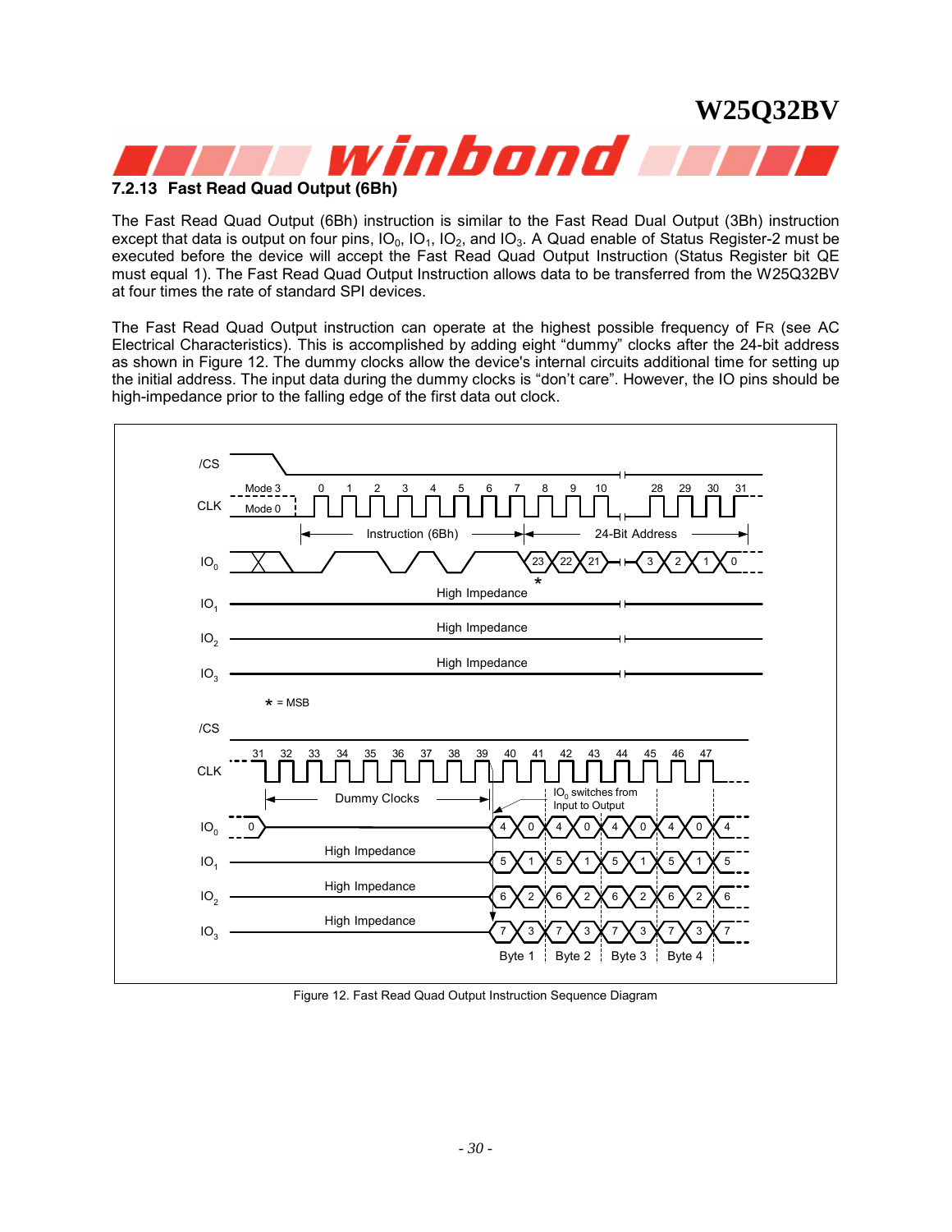### 7.2.13 Fast Read Quad Output (6Bh)

The Fast Read Quad Output (6Bh) instruction is similar to the Fast Read Dual Output (3Bh) instruction except that data is output on four pins, $IO_0$, $IO_1$, $IO_2$, and $IO_3$. A Quad enable of Status Register-2 must be executed before the device will accept the Fast Read Quad Output Instruction (Status Register bit QE must equal 1). The Fast Read Quad Output Instruction allows data to be transferred from the W25Q32BV at four times the rate of standard SPI devices.

The Fast Read Quad Output instruction can operate at the highest possible frequency of FR (see AC Electrical Characteristics). This is accomplished by adding eight "dummy" clocks after the 24-bit address as shown in Figure 12. The dummy clocks allow the device's internal circuits additional time for setting up the initial address. The input data during the dummy clocks is "don't care". However, the IO pins should be high-impedance prior to the falling edge of the first data out clock.

Figure 12. Fast Read Quad Output Instruction Sequence Diagram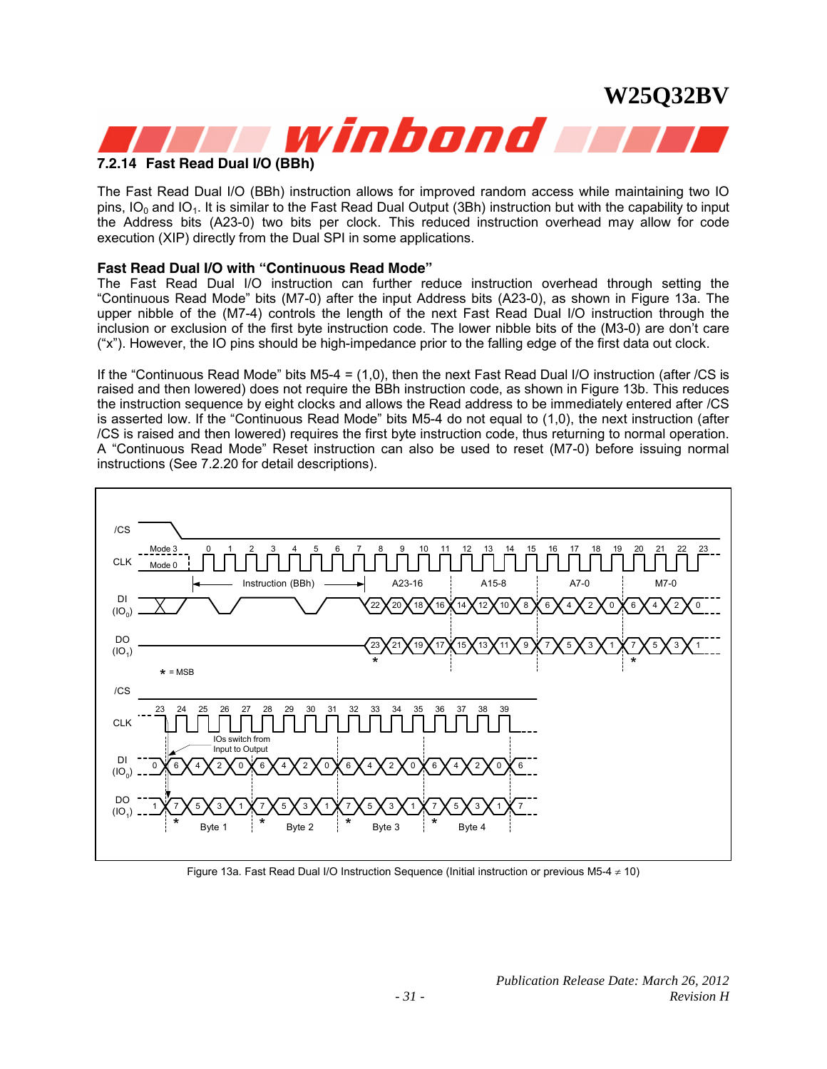### 7.2.14 Fast Read Dual I/O (BBh)

The Fast Read Dual I/O (BBh) instruction allows for improved random access while maintaining two IO pins, $IO_0$ and $IO_1$. It is similar to the Fast Read Dual Output (3Bh) instruction but with the capability to input the Address bits (A23-0) two bits per clock. This reduced instruction overhead may allow for code execution (XIP) directly from the Dual SPI in some applications.

**Fast Read Dual I/O with "Continuous Read Mode"**

The Fast Read Dual I/O instruction can further reduce instruction overhead through setting the "Continuous Read Mode" bits (M7-0) after the input Address bits (A23-0), as shown in Figure 13a. The upper nibble of the (M7-4) controls the length of the next Fast Read Dual I/O instruction through the inclusion or exclusion of the first byte instruction code. The lower nibble bits of the (M3-0) are don't care ("x"). However, the IO pins should be high-impedance prior to the falling edge of the first data out clock.

If the "Continuous Read Mode" bits M5-4 = (1,0), then the next Fast Read Dual I/O instruction (after /CS is raised and then lowered) does not require the BBh instruction code, as shown in Figure 13b. This reduces the instruction sequence by eight clocks and allows the Read address to be immediately entered after /CS is asserted low. If the "Continuous Read Mode" bits M5-4 do not equal to (1,0), the next instruction (after /CS is raised and then lowered) requires the first byte instruction code, thus returning to normal operation. A "Continuous Read Mode" Reset instruction can also be used to reset (M7-0) before issuing normal instructions (See 7.2.20 for detail descriptions).

Figure 13a. Fast Read Dual I/O Instruction Sequence (Initial instruction or previous M5-4 ≠ 10)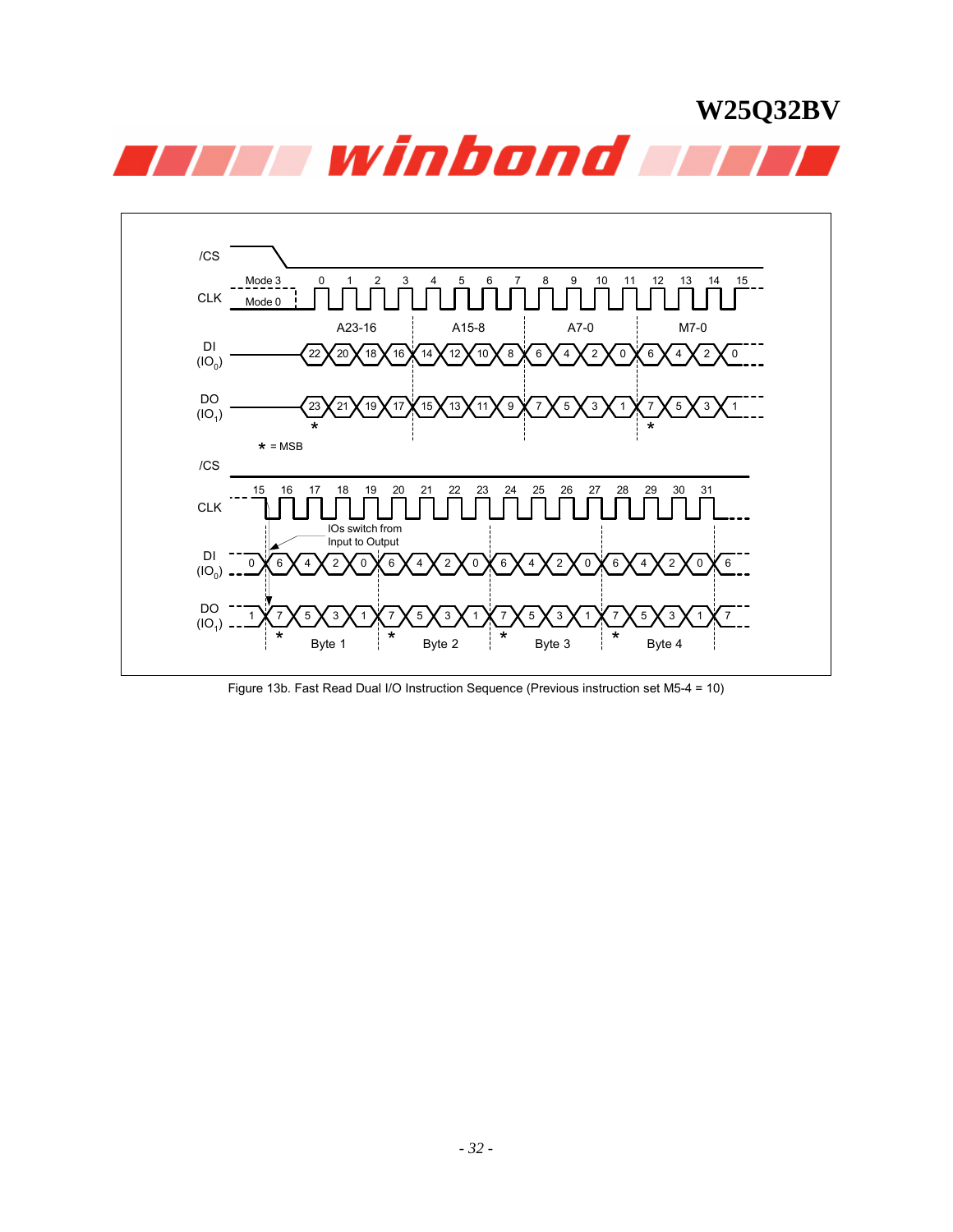Figure 13b. Fast Read Dual I/O Instruction Sequence (Previous instruction set M5-4 = 10)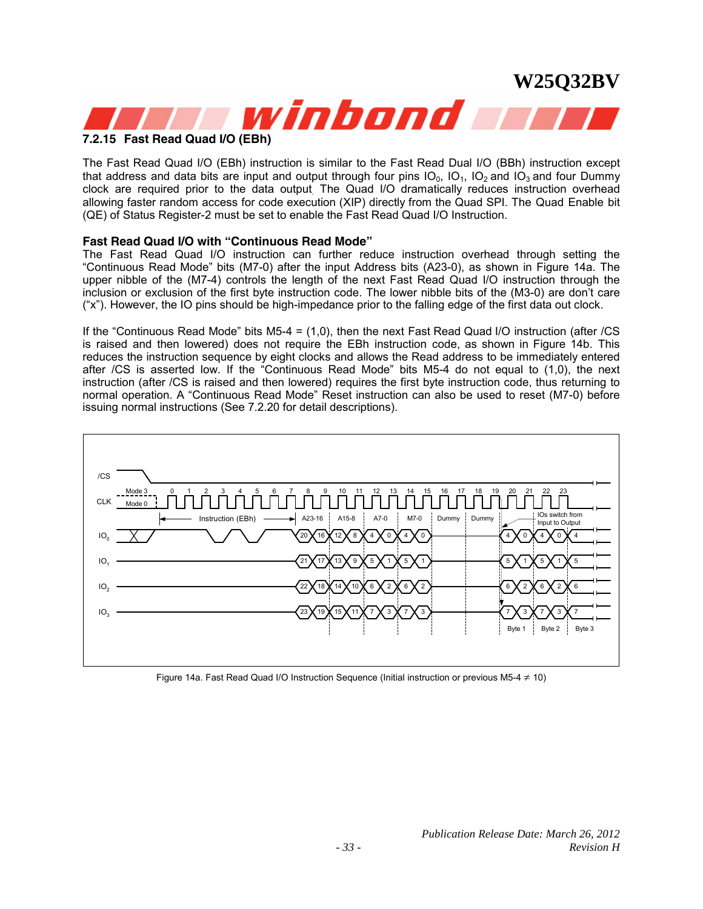### 7.2.15 Fast Read Quad I/O (EBh)

The Fast Read Quad I/O (EBh) instruction is similar to the Fast Read Dual I/O (BBh) instruction except that address and data bits are input and output through four pins $IO_0$, $IO_1$, $IO_2$ and $IO_3$ and four Dummy clock are required prior to the data output. The Quad I/O dramatically reduces instruction overhead allowing faster random access for code execution (XIP) directly from the Quad SPI. The Quad Enable bit (QE) of Status Register-2 must be set to enable the Fast Read Quad I/O Instruction.

**Fast Read Quad I/O with "Continuous Read Mode"**

The Fast Read Quad I/O instruction can further reduce instruction overhead through setting the "Continuous Read Mode" bits (M7-0) after the input Address bits (A23-0), as shown in Figure 14a. The upper nibble of the (M7-4) controls the length of the next Fast Read Quad I/O instruction through the inclusion or exclusion of the first byte instruction code. The lower nibble bits of the (M3-0) are don't care ("x"). However, the IO pins should be high-impedance prior to the falling edge of the first data out clock.

If the "Continuous Read Mode" bits M5-4 = (1,0), then the next Fast Read Quad I/O instruction (after /CS is raised and then lowered) does not require the EBh instruction code, as shown in Figure 14b. This reduces the instruction sequence by eight clocks and allows the Read address to be immediately entered after /CS is asserted low. If the "Continuous Read Mode" bits M5-4 do not equal to (1,0), the next instruction (after /CS is raised and then lowered) requires the first byte instruction code, thus returning to normal operation. A "Continuous Read Mode" Reset instruction can also be used to reset (M7-0) before issuing normal instructions (See 7.2.20 for detail descriptions).

Figure 14a. Fast Read Quad I/O Instruction Sequence (Initial instruction or previous M5-4 ≠ 10)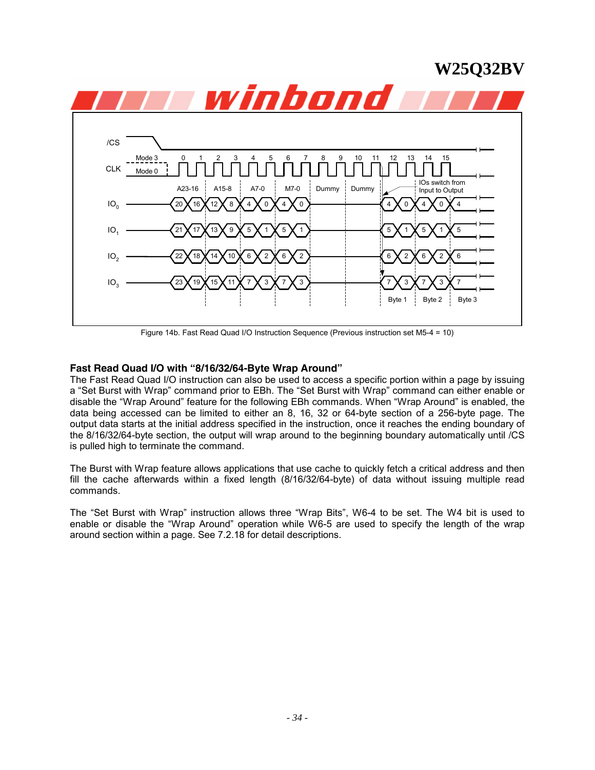Figure 14b. Fast Read Quad I/O Instruction Sequence (Previous instruction set M5-4 = 10)

**Fast Read Quad I/O with "8/16/32/64-Byte Wrap Around"**

The Fast Read Quad I/O instruction can also be used to access a specific portion within a page by issuing a "Set Burst with Wrap" command prior to EBh. The "Set Burst with Wrap" command can either enable or disable the "Wrap Around" feature for the following EBh commands. When "Wrap Around" is enabled, the data being accessed can be limited to either an 8, 16, 32 or 64-byte section of a 256-byte page. The output data starts at the initial address specified in the instruction, once it reaches the ending boundary of the 8/16/32/64-byte section, the output will wrap around to the beginning boundary automatically until /CS is pulled high to terminate the command.

The Burst with Wrap feature allows applications that use cache to quickly fetch a critical address and then fill the cache afterwards within a fixed length (8/16/32/64-byte) of data without issuing multiple read commands.

The "Set Burst with Wrap" instruction allows three "Wrap Bits", W6-4 to be set. The W4 bit is used to enable or disable the "Wrap Around" operation while W6-5 are used to specify the length of the wrap around section within a page. See 7.2.18 for detail descriptions.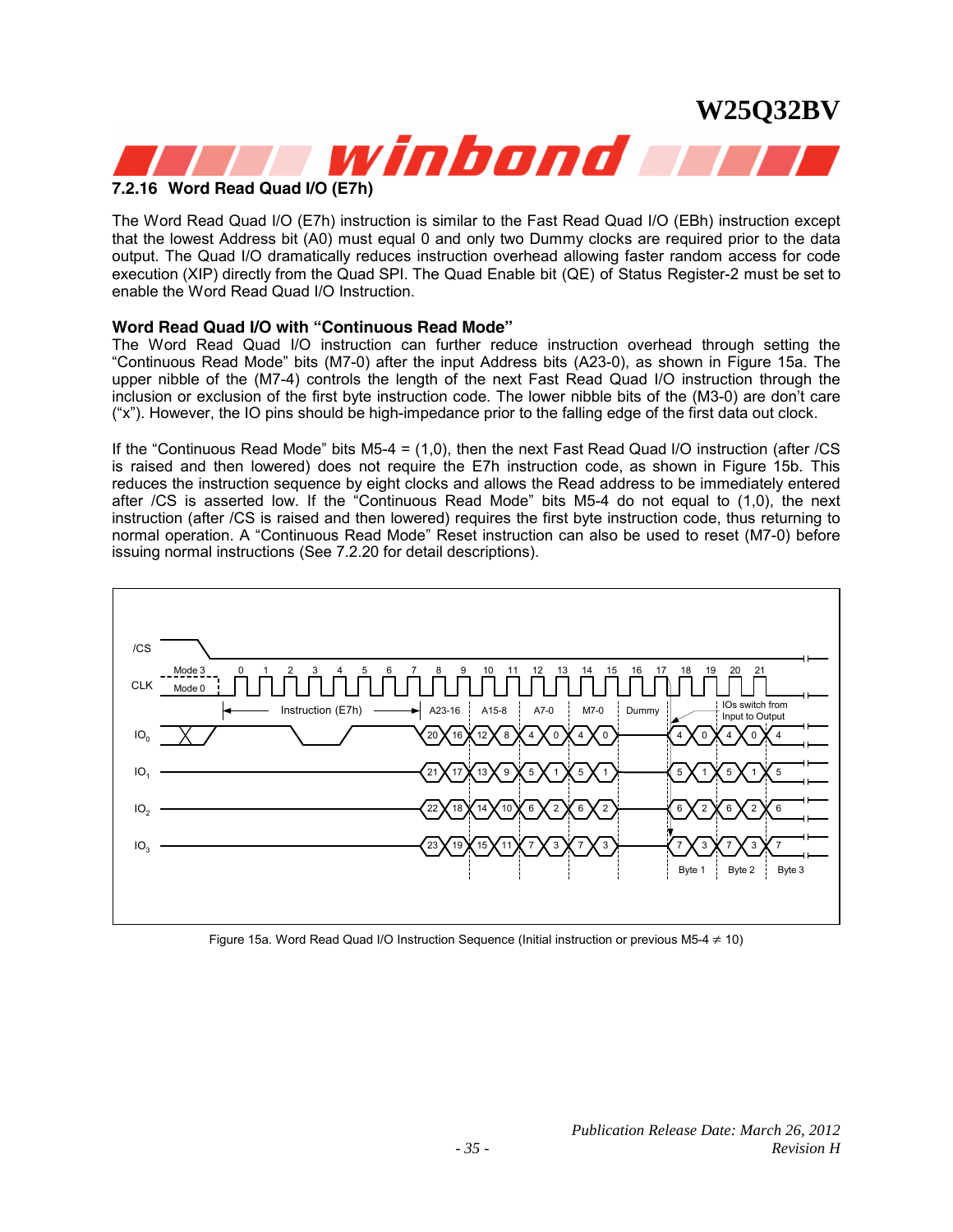### 7.2.16 Word Read Quad I/O (E7h)

The Word Read Quad I/O (E7h) instruction is similar to the Fast Read Quad I/O (EBh) instruction except that the lowest Address bit (A0) must equal 0 and only two Dummy clocks are required prior to the data output. The Quad I/O dramatically reduces instruction overhead allowing faster random access for code execution (XIP) directly from the Quad SPI. The Quad Enable bit (QE) of Status Register-2 must be set to enable the Word Read Quad I/O Instruction.

**Word Read Quad I/O with "Continuous Read Mode"**

The Word Read Quad I/O instruction can further reduce instruction overhead through setting the "Continuous Read Mode" bits (M7-0) after the input Address bits (A23-0), as shown in Figure 15a. The upper nibble of the (M7-4) controls the length of the next Fast Read Quad I/O instruction through the inclusion or exclusion of the first byte instruction code. The lower nibble bits of the (M3-0) are don't care ("x"). However, the IO pins should be high-impedance prior to the falling edge of the first data out clock.

If the "Continuous Read Mode" bits M5-4 = (1,0), then the next Fast Read Quad I/O instruction (after /CS is raised and then lowered) does not require the E7h instruction code, as shown in Figure 15b. This reduces the instruction sequence by eight clocks and allows the Read address to be immediately entered after /CS is asserted low. If the "Continuous Read Mode" bits M5-4 do not equal to (1,0), the next instruction (after /CS is raised and then lowered) requires the first byte instruction code, thus returning to normal operation. A "Continuous Read Mode" Reset instruction can also be used to reset (M7-0) before issuing normal instructions (See 7.2.20 for detail descriptions).

Figure 15a. Word Read Quad I/O Instruction Sequence (Initial instruction or previous M5-4 ≠ 10)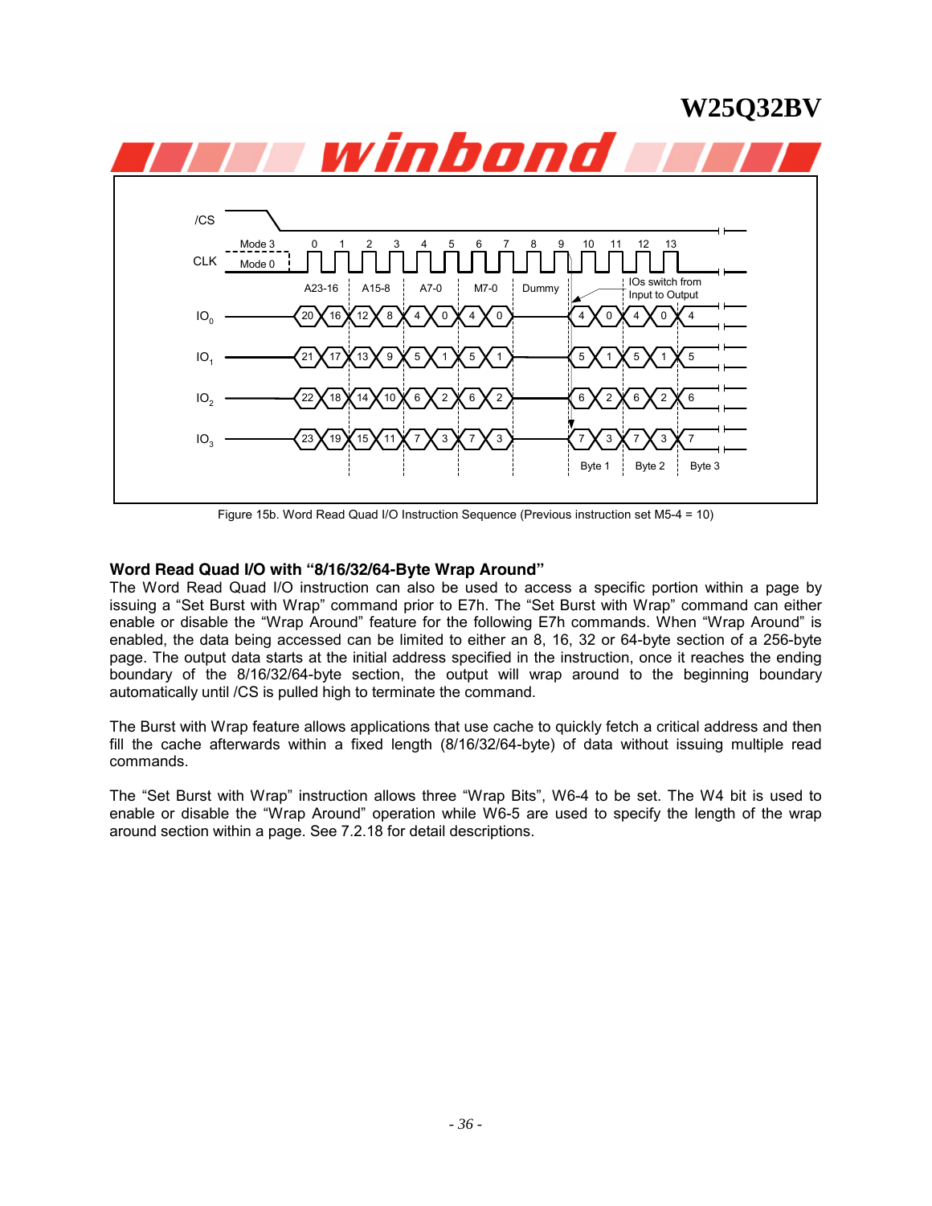Figure 15b. Word Read Quad I/O Instruction Sequence (Previous instruction set M5-4 = 10)

### Word Read Quad I/O with "8/16/32/64-Byte Wrap Around"

The Word Read Quad I/O instruction can also be used to access a specific portion within a page by issuing a "Set Burst with Wrap" command prior to E7h. The "Set Burst with Wrap" command can either enable or disable the "Wrap Around" feature for the following E7h commands. When "Wrap Around" is enabled, the data being accessed can be limited to either an 8, 16, 32 or 64-byte section of a 256-byte page. The output data starts at the initial address specified in the instruction, once it reaches the ending boundary of the 8/16/32/64-byte section, the output will wrap around to the beginning boundary automatically until /CS is pulled high to terminate the command.

The Burst with Wrap feature allows applications that use cache to quickly fetch a critical address and then fill the cache afterwards within a fixed length (8/16/32/64-byte) of data without issuing multiple read commands.

The "Set Burst with Wrap" instruction allows three "Wrap Bits", W6-4 to be set. The W4 bit is used to enable or disable the "Wrap Around" operation while W6-5 are used to specify the length of the wrap around section within a page. See 7.2.18 for detail descriptions.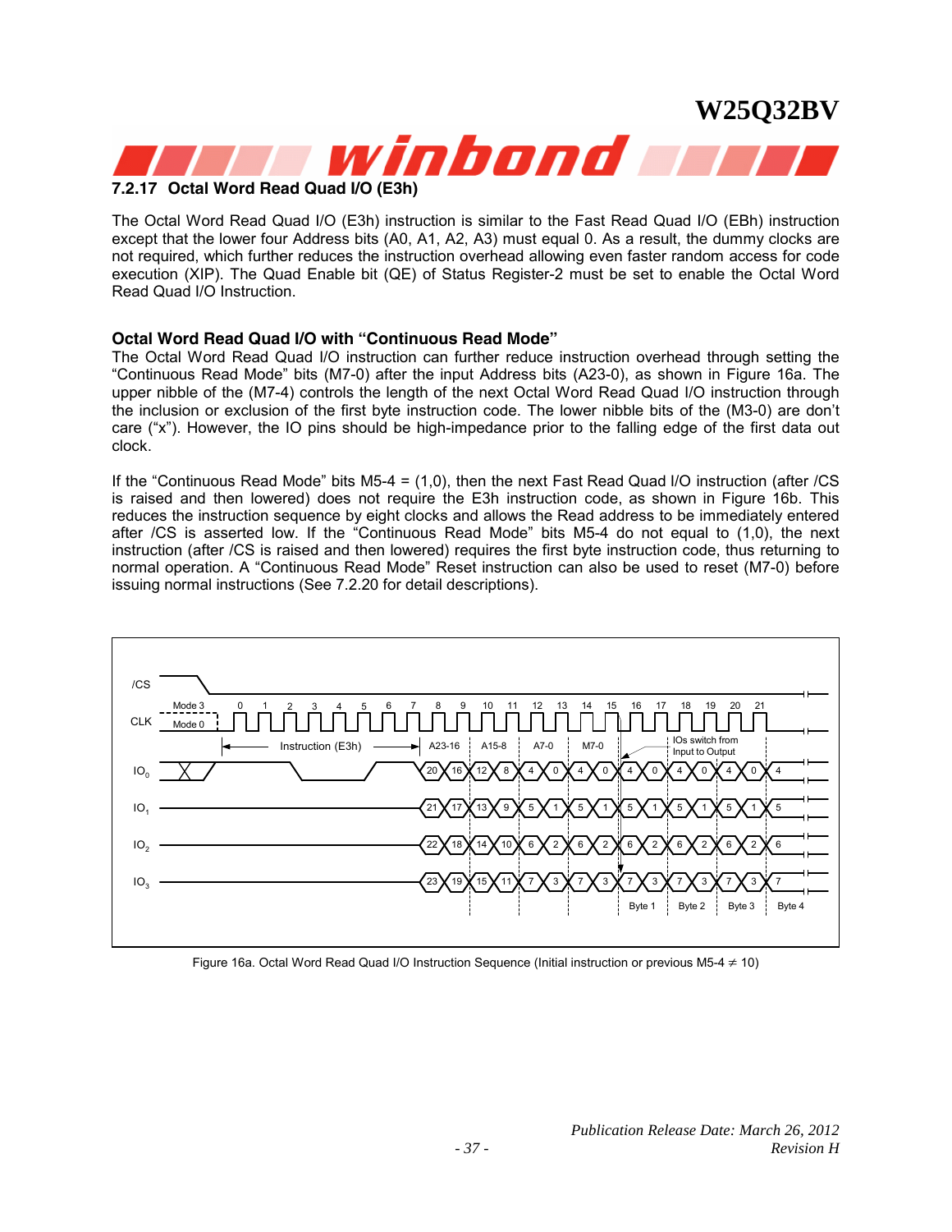### 7.2.17 Octal Word Read Quad I/O (E3h)

The Octal Word Read Quad I/O (E3h) instruction is similar to the Fast Read Quad I/O (EBh) instruction except that the lower four Address bits (A0, A1, A2, A3) must equal 0. As a result, the dummy clocks are not required, which further reduces the instruction overhead allowing even faster random access for code execution (XIP). The Quad Enable bit (QE) of Status Register-2 must be set to enable the Octal Word Read Quad I/O Instruction.

**Octal Word Read Quad I/O with "Continuous Read Mode"**

The Octal Word Read Quad I/O instruction can further reduce instruction overhead through setting the "Continuous Read Mode" bits (M7-0) after the input Address bits (A23-0), as shown in Figure 16a. The upper nibble of the (M7-4) controls the length of the next Octal Word Read Quad I/O instruction through the inclusion or exclusion of the first byte instruction code. The lower nibble bits of the (M3-0) are don't care ("x"). However, the IO pins should be high-impedance prior to the falling edge of the first data out clock.

If the "Continuous Read Mode" bits M5-4 = (1,0), then the next Fast Read Quad I/O instruction (after /CS is raised and then lowered) does not require the E3h instruction code, as shown in Figure 16b. This reduces the instruction sequence by eight clocks and allows the Read address to be immediately entered after /CS is asserted low. If the "Continuous Read Mode" bits M5-4 do not equal to (1,0), the next instruction (after /CS is raised and then lowered) requires the first byte instruction code, thus returning to normal operation. A "Continuous Read Mode" Reset instruction can also be used to reset (M7-0) before issuing normal instructions (See 7.2.20 for detail descriptions).

Figure 16a. Octal Word Read Quad I/O Instruction Sequence (Initial instruction or previous M5-4 ≠ 10)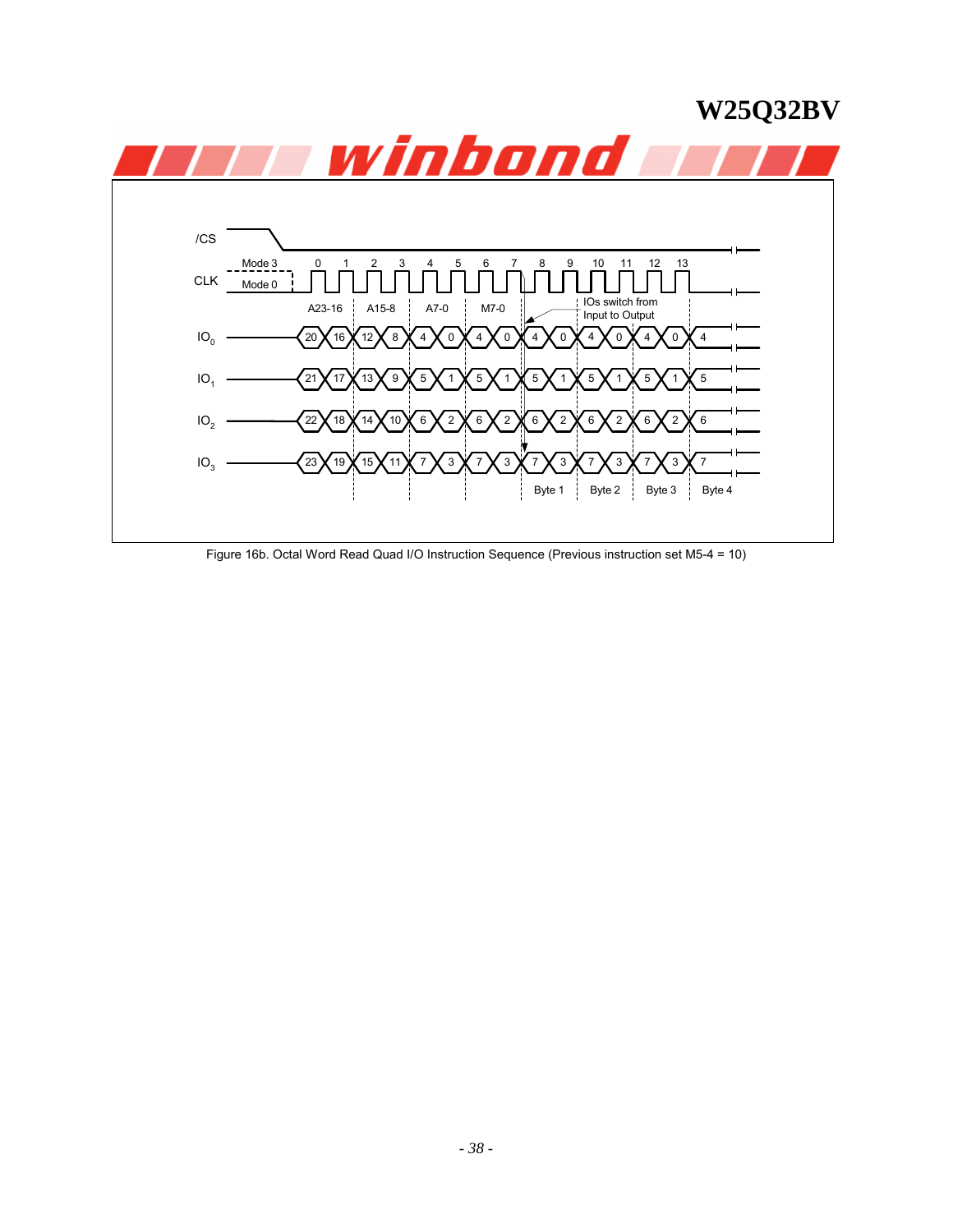Figure 16b. Octal Word Read Quad I/O Instruction Sequence (Previous instruction set M5-4 = 10)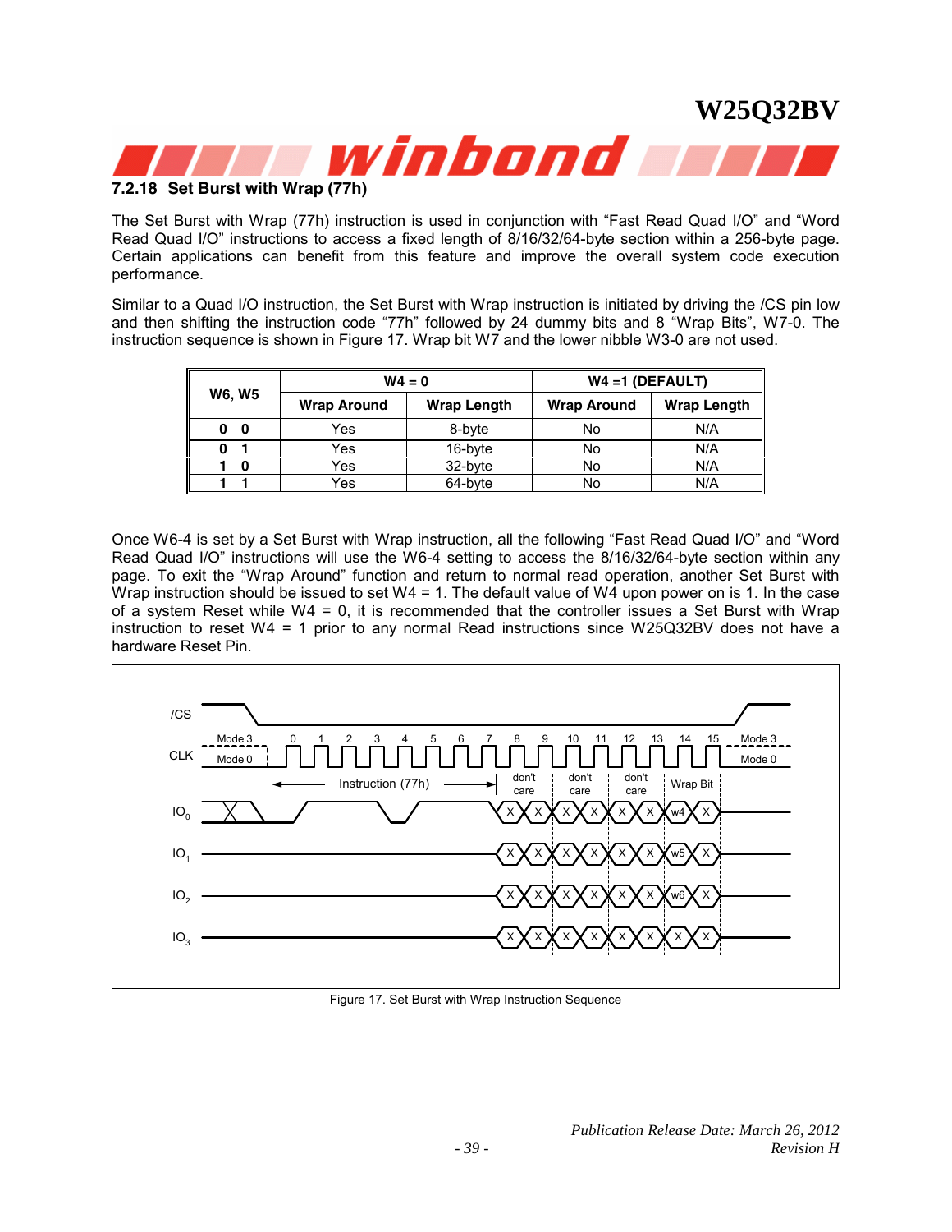### 7.2.18 Set Burst with Wrap (77h)

The Set Burst with Wrap (77h) instruction is used in conjunction with “Fast Read Quad I/O” and “Word Read Quad I/O” instructions to access a fixed length of 8/16/32/64-byte section within a 256-byte page. Certain applications can benefit from this feature and improve the overall system code execution performance.

Similar to a Quad I/O instruction, the Set Burst with Wrap instruction is initiated by driving the /CS pin low and then shifting the instruction code “77h” followed by 24 dummy bits and 8 “Wrap Bits”, W7-0. The instruction sequence is shown in Figure 17. Wrap bit W7 and the lower nibble W3-0 are not used.

| W6, W5 | W4 = 0 | | W4 =1 (DEFAULT) | |
|---|---|---|---|---|
| | **Wrap Around** | **Wrap Length** | **Wrap Around** | **Wrap Length** |
| **0 0** | Yes | 8-byte | No | N/A |
| **0 1** | Yes | 16-byte | No | N/A |
| **1 0** | Yes | 32-byte | No | N/A |
| **1 1** | Yes | 64-byte | No | N/A |

Once W6-4 is set by a Set Burst with Wrap instruction, all the following “Fast Read Quad I/O” and “Word Read Quad I/O” instructions will use the W6-4 setting to access the 8/16/32/64-byte section within any page. To exit the “Wrap Around” function and return to normal read operation, another Set Burst with Wrap instruction should be issued to set W4 = 1. The default value of W4 upon power on is 1. In the case of a system Reset while W4 = 0, it is recommended that the controller issues a Set Burst with Wrap instruction to reset W4 = 1 prior to any normal Read instructions since W25Q32BV does not have a hardware Reset Pin.

Figure 17. Set Burst with Wrap Instruction Sequence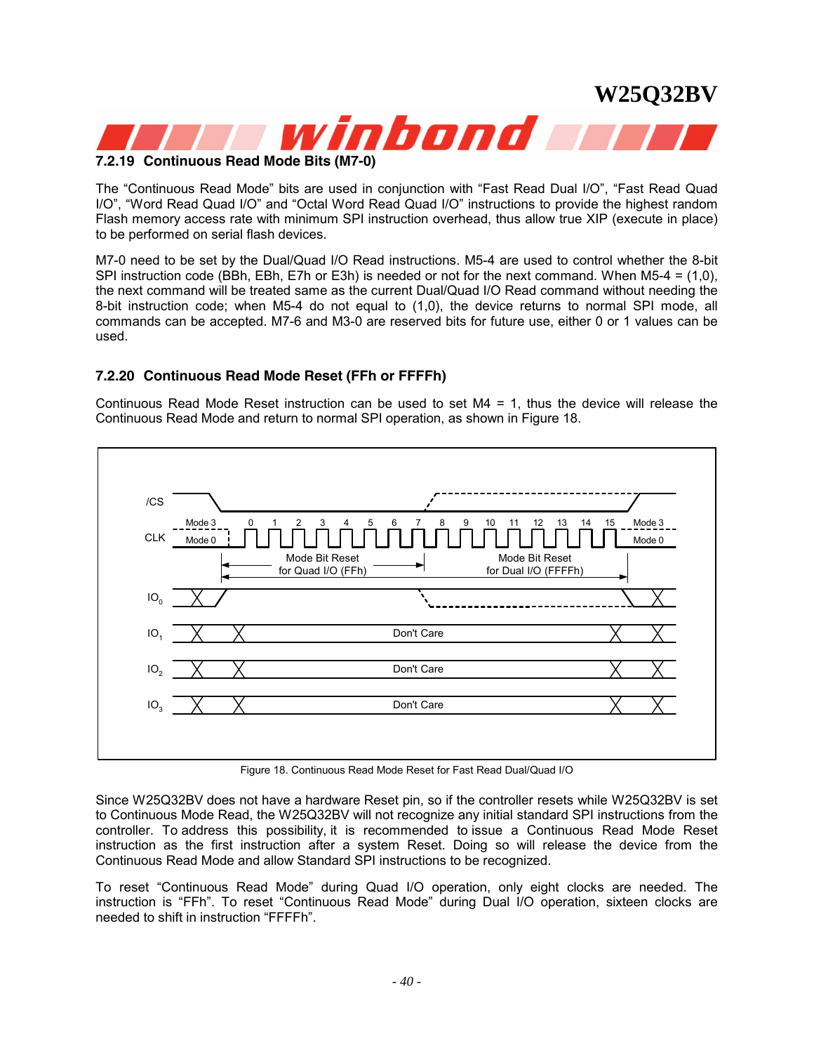### 7.2.19 Continuous Read Mode Bits (M7-0)

The "Continuous Read Mode" bits are used in conjunction with "Fast Read Dual I/O", "Fast Read Quad I/O", "Word Read Quad I/O" and "Octal Word Read Quad I/O" instructions to provide the highest random Flash memory access rate with minimum SPI instruction overhead, thus allow true XIP (execute in place) to be performed on serial flash devices.

M7-0 need to be set by the Dual/Quad I/O Read instructions. M5-4 are used to control whether the 8-bit SPI instruction code (BBh, EBh, E7h or E3h) is needed or not for the next command. When M5-4 = (1,0), the next command will be treated same as the current Dual/Quad I/O Read command without needing the 8-bit instruction code; when M5-4 do not equal to (1,0), the device returns to normal SPI mode, all commands can be accepted. M7-6 and M3-0 are reserved bits for future use, either 0 or 1 values can be used.

### 7.2.20 Continuous Read Mode Reset (FFh or FFFFh)

Continuous Read Mode Reset instruction can be used to set M4 = 1, thus the device will release the Continuous Read Mode and return to normal SPI operation, as shown in Figure 18.

Figure 18. Continuous Read Mode Reset for Fast Read Dual/Quad I/O

Since W25Q32BV does not have a hardware Reset pin, so if the controller resets while W25Q32BV is set to Continuous Mode Read, the W25Q32BV will not recognize any initial standard SPI instructions from the controller. To address this possibility, it is recommended to issue a Continuous Read Mode Reset instruction as the first instruction after a system Reset. Doing so will release the device from the Continuous Read Mode and allow Standard SPI instructions to be recognized.

To reset "Continuous Read Mode" during Quad I/O operation, only eight clocks are needed. The instruction is "FFh". To reset "Continuous Read Mode" during Dual I/O operation, sixteen clocks are needed to shift in instruction "FFFFh".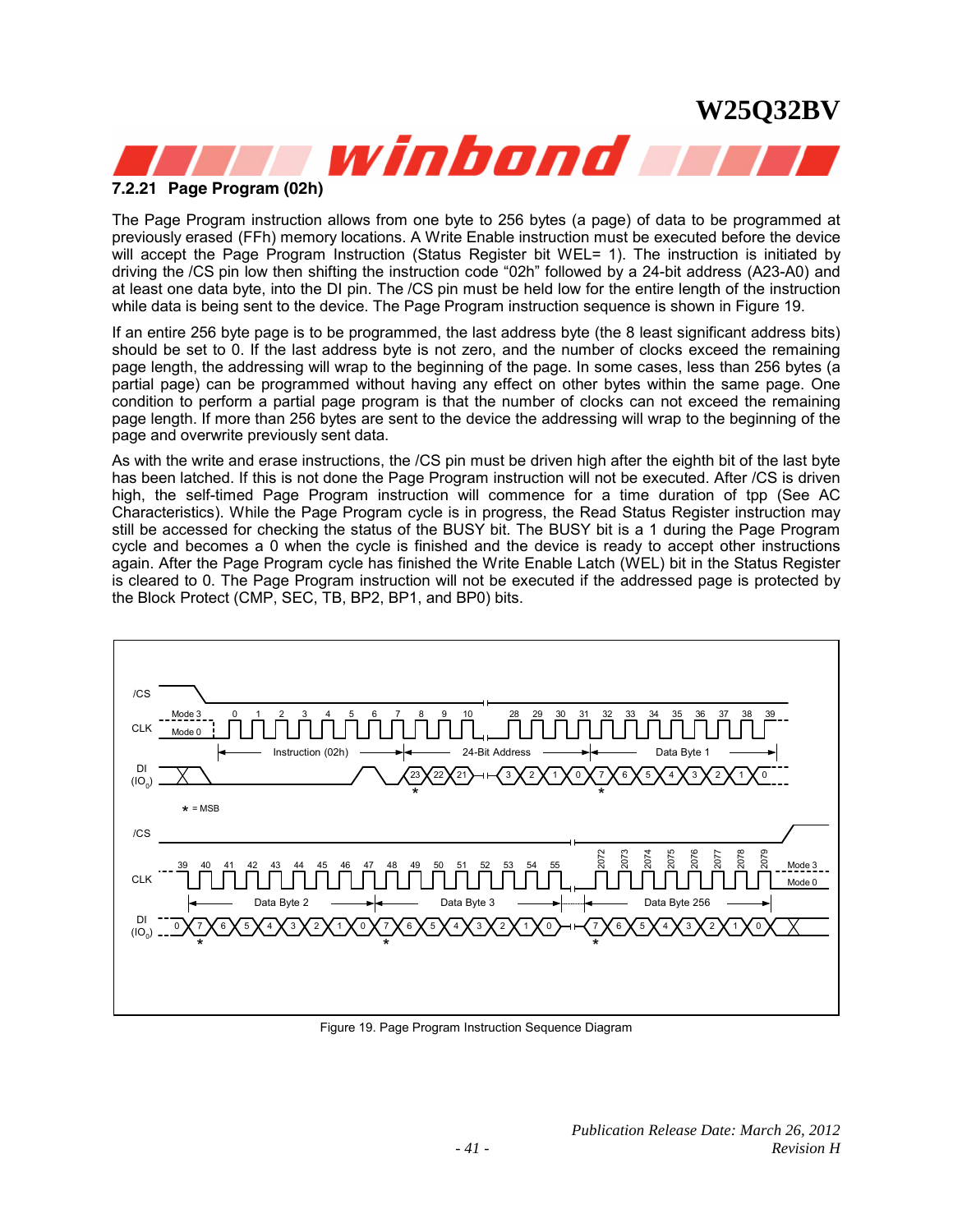### 7.2.21 Page Program (02h)

The Page Program instruction allows from one byte to 256 bytes (a page) of data to be programmed at previously erased (FFh) memory locations. A Write Enable instruction must be executed before the device will accept the Page Program Instruction (Status Register bit WEL= 1). The instruction is initiated by driving the /CS pin low then shifting the instruction code “02h” followed by a 24-bit address (A23-A0) and at least one data byte, into the DI pin. The /CS pin must be held low for the entire length of the instruction while data is being sent to the device. The Page Program instruction sequence is shown in Figure 19.

If an entire 256 byte page is to be programmed, the last address byte (the 8 least significant address bits) should be set to 0. If the last address byte is not zero, and the number of clocks exceed the remaining page length, the addressing will wrap to the beginning of the page. In some cases, less than 256 bytes (a partial page) can be programmed without having any effect on other bytes within the same page. One condition to perform a partial page program is that the number of clocks can not exceed the remaining page length. If more than 256 bytes are sent to the device the addressing will wrap to the beginning of the page and overwrite previously sent data.

As with the write and erase instructions, the /CS pin must be driven high after the eighth bit of the last byte has been latched. If this is not done the Page Program instruction will not be executed. After /CS is driven high, the self-timed Page Program instruction will commence for a time duration of tpp (See AC Characteristics). While the Page Program cycle is in progress, the Read Status Register instruction may still be accessed for checking the status of the BUSY bit. The BUSY bit is a 1 during the Page Program cycle and becomes a 0 when the cycle is finished and the device is ready to accept other instructions again. After the Page Program cycle has finished the Write Enable Latch (WEL) bit in the Status Register is cleared to 0. The Page Program instruction will not be executed if the addressed page is protected by the Block Protect (CMP, SEC, TB, BP2, BP1, and BP0) bits.

Figure 19. Page Program Instruction Sequence Diagram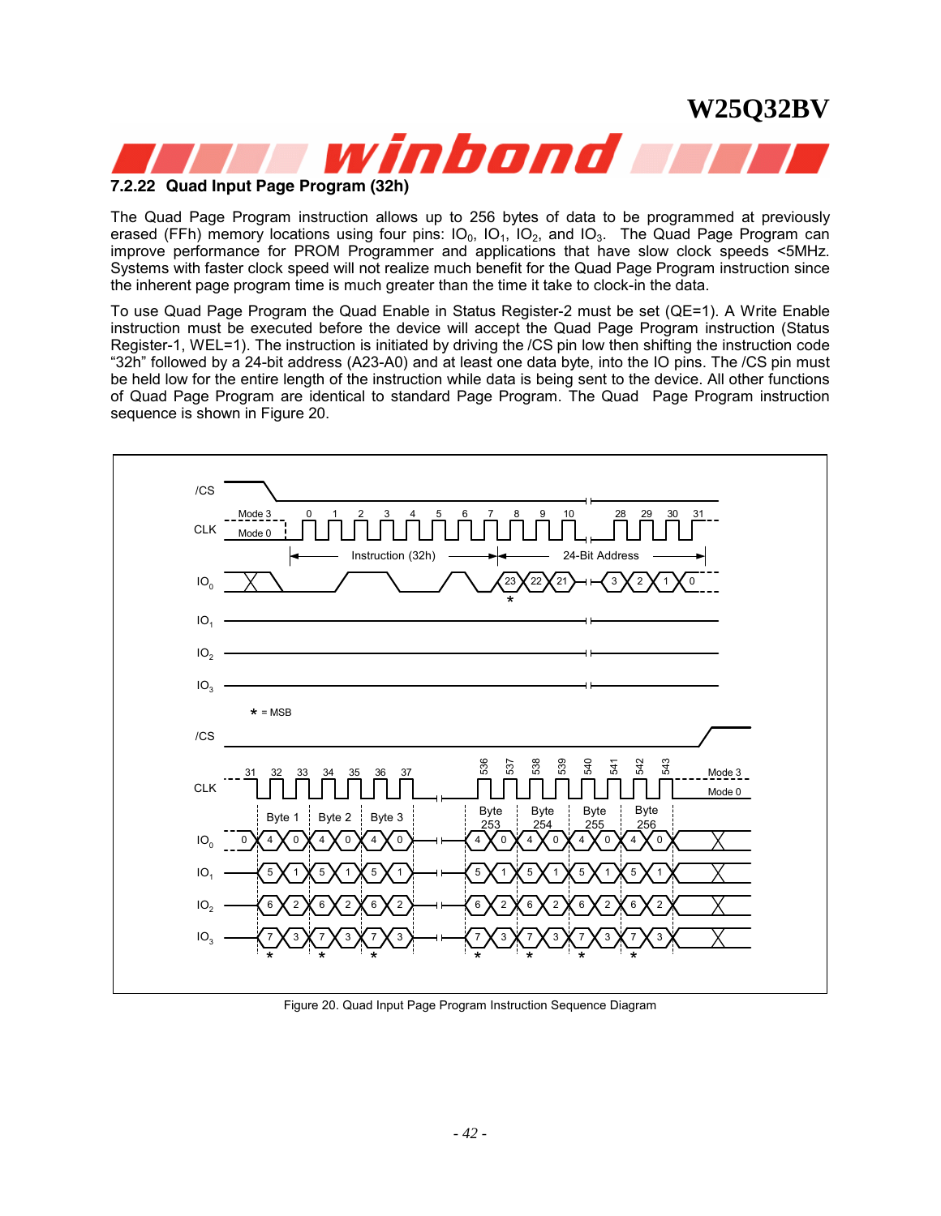### 7.2.22 Quad Input Page Program (32h)

The Quad Page Program instruction allows up to 256 bytes of data to be programmed at previously erased (FFh) memory locations using four pins: $IO_0$, $IO_1$, $IO_2$, and $IO_3$. The Quad Page Program can improve performance for PROM Programmer and applications that have slow clock speeds <5MHz. Systems with faster clock speed will not realize much benefit for the Quad Page Program instruction since the inherent page program time is much greater than the time it take to clock-in the data.

To use Quad Page Program the Quad Enable in Status Register-2 must be set (QE=1). A Write Enable instruction must be executed before the device will accept the Quad Page Program instruction (Status Register-1, WEL=1). The instruction is initiated by driving the /CS pin low then shifting the instruction code "32h" followed by a 24-bit address (A23-A0) and at least one data byte, into the IO pins. The /CS pin must be held low for the entire length of the instruction while data is being sent to the device. All other functions of Quad Page Program are identical to standard Page Program. The Quad Page Program instruction sequence is shown in Figure 20.

Figure 20. Quad Input Page Program Instruction Sequence Diagram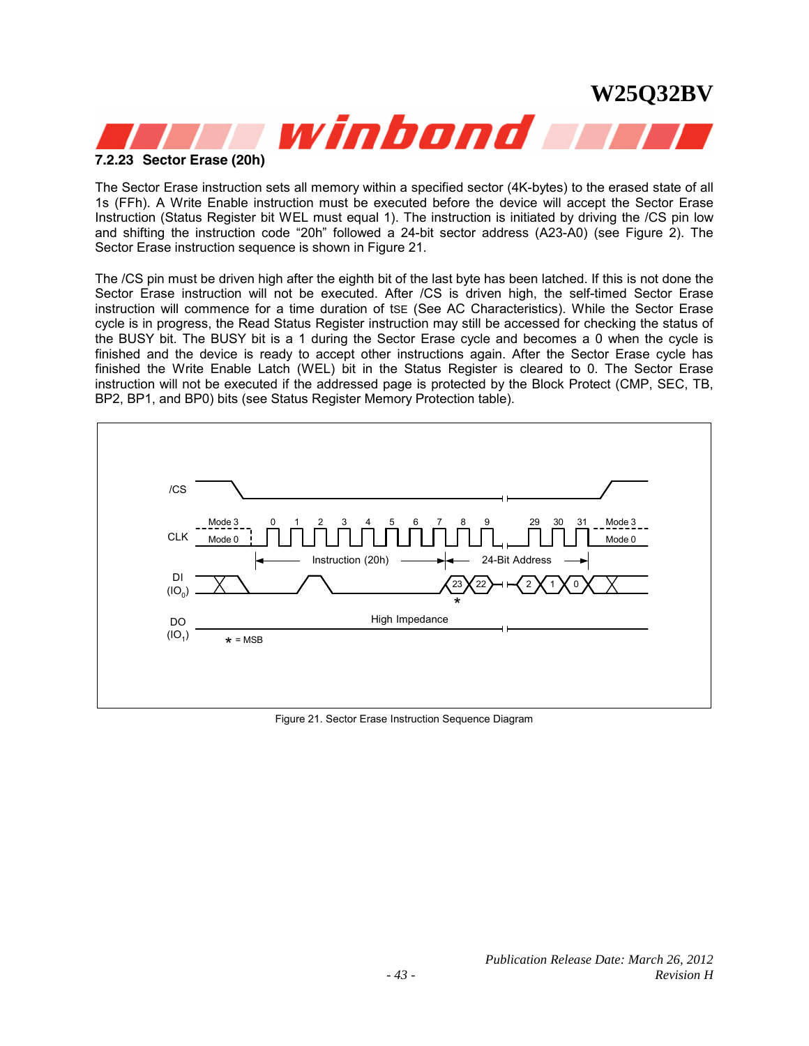### 7.2.23 Sector Erase (20h)

The Sector Erase instruction sets all memory within a specified sector (4K-bytes) to the erased state of all 1s (FFh). A Write Enable instruction must be executed before the device will accept the Sector Erase Instruction (Status Register bit WEL must equal 1). The instruction is initiated by driving the /CS pin low and shifting the instruction code “20h” followed a 24-bit sector address (A23-A0) (see Figure 2). The Sector Erase instruction sequence is shown in Figure 21.

The /CS pin must be driven high after the eighth bit of the last byte has been latched. If this is not done the Sector Erase instruction will not be executed. After /CS is driven high, the self-timed Sector Erase instruction will commence for a time duration of $t_{SE}$ (See AC Characteristics). While the Sector Erase cycle is in progress, the Read Status Register instruction may still be accessed for checking the status of the BUSY bit. The BUSY bit is a 1 during the Sector Erase cycle and becomes a 0 when the cycle is finished and the device is ready to accept other instructions again. After the Sector Erase cycle has finished the Write Enable Latch (WEL) bit in the Status Register is cleared to 0. The Sector Erase instruction will not be executed if the addressed page is protected by the Block Protect (CMP, SEC, TB, BP2, BP1, and BP0) bits (see Status Register Memory Protection table).

Figure 21. Sector Erase Instruction Sequence Diagram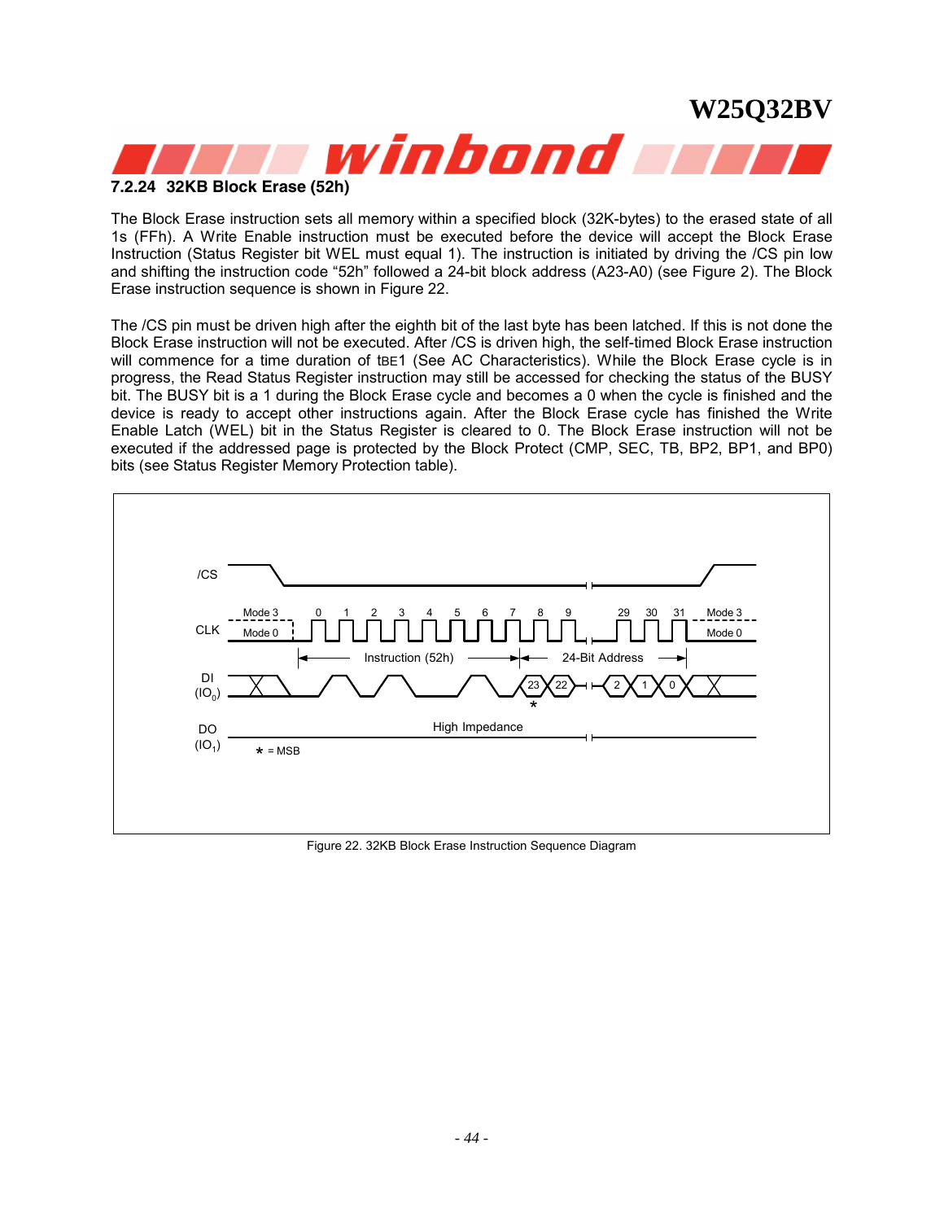### 7.2.24 32KB Block Erase (52h)

The Block Erase instruction sets all memory within a specified block (32K-bytes) to the erased state of all 1s (FFh). A Write Enable instruction must be executed before the device will accept the Block Erase Instruction (Status Register bit WEL must equal 1). The instruction is initiated by driving the /CS pin low and shifting the instruction code “52h” followed a 24-bit block address (A23-A0) (see Figure 2). The Block Erase instruction sequence is shown in Figure 22.

The /CS pin must be driven high after the eighth bit of the last byte has been latched. If this is not done the Block Erase instruction will not be executed. After /CS is driven high, the self-timed Block Erase instruction will commence for a time duration of tBE1 (See AC Characteristics). While the Block Erase cycle is in progress, the Read Status Register instruction may still be accessed for checking the status of the BUSY bit. The BUSY bit is a 1 during the Block Erase cycle and becomes a 0 when the cycle is finished and the device is ready to accept other instructions again. After the Block Erase cycle has finished the Write Enable Latch (WEL) bit in the Status Register is cleared to 0. The Block Erase instruction will not be executed if the addressed page is protected by the Block Protect (CMP, SEC, TB, BP2, BP1, and BP0) bits (see Status Register Memory Protection table).

Figure 22. 32KB Block Erase Instruction Sequence Diagram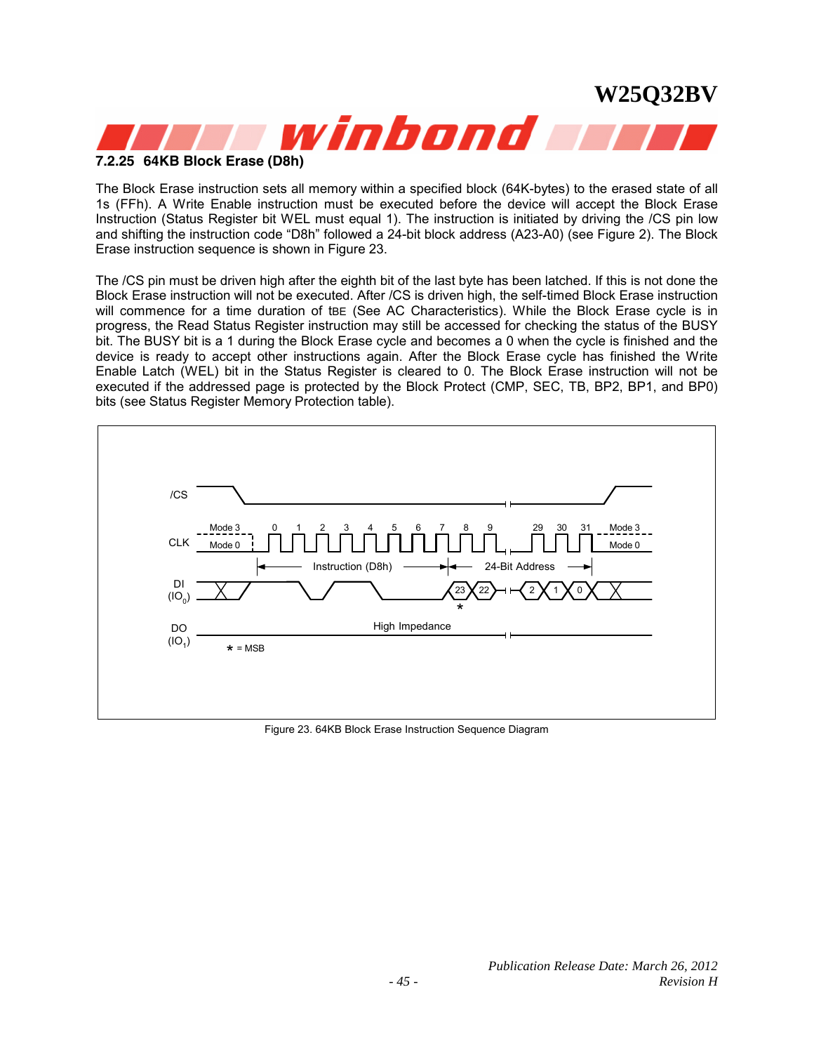### 7.2.25 64KB Block Erase (D8h)

The Block Erase instruction sets all memory within a specified block (64K-bytes) to the erased state of all 1s (FFh). A Write Enable instruction must be executed before the device will accept the Block Erase Instruction (Status Register bit WEL must equal 1). The instruction is initiated by driving the /CS pin low and shifting the instruction code "D8h" followed a 24-bit block address (A23-A0) (see Figure 2). The Block Erase instruction sequence is shown in Figure 23.

The /CS pin must be driven high after the eighth bit of the last byte has been latched. If this is not done the Block Erase instruction will not be executed. After /CS is driven high, the self-timed Block Erase instruction will commence for a time duration of tBE (See AC Characteristics). While the Block Erase cycle is in progress, the Read Status Register instruction may still be accessed for checking the status of the BUSY bit. The BUSY bit is a 1 during the Block Erase cycle and becomes a 0 when the cycle is finished and the device is ready to accept other instructions again. After the Block Erase cycle has finished the Write Enable Latch (WEL) bit in the Status Register is cleared to 0. The Block Erase instruction will not be executed if the addressed page is protected by the Block Protect (CMP, SEC, TB, BP2, BP1, and BP0) bits (see Status Register Memory Protection table).

Figure 23. 64KB Block Erase Instruction Sequence Diagram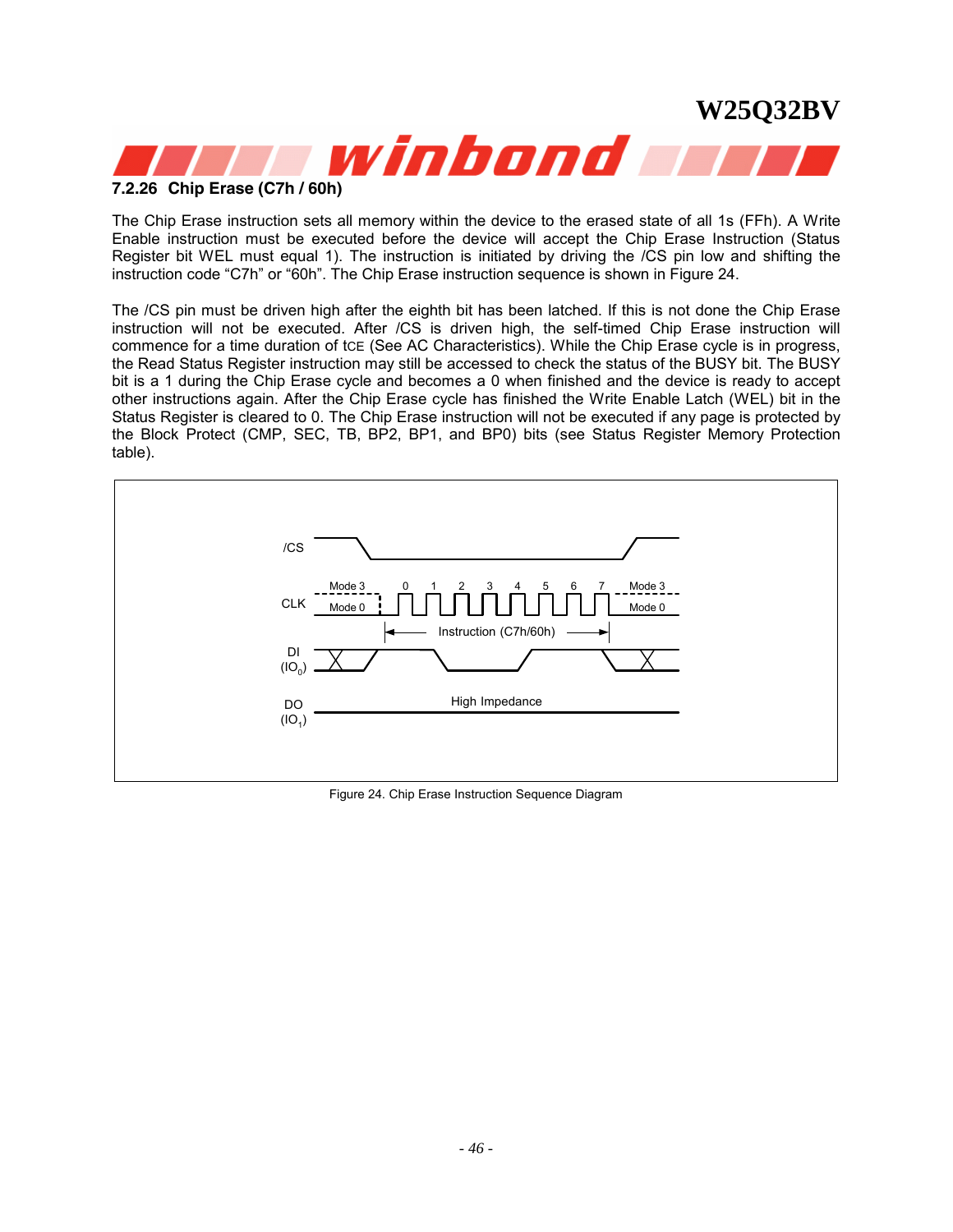### 7.2.26 Chip Erase (C7h / 60h)

The Chip Erase instruction sets all memory within the device to the erased state of all 1s (FFh). A Write Enable instruction must be executed before the device will accept the Chip Erase Instruction (Status Register bit WEL must equal 1). The instruction is initiated by driving the /CS pin low and shifting the instruction code “C7h” or “60h”. The Chip Erase instruction sequence is shown in Figure 24.

The /CS pin must be driven high after the eighth bit has been latched. If this is not done the Chip Erase instruction will not be executed. After /CS is driven high, the self-timed Chip Erase instruction will commence for a time duration of tCE (See AC Characteristics). While the Chip Erase cycle is in progress, the Read Status Register instruction may still be accessed to check the status of the BUSY bit. The BUSY bit is a 1 during the Chip Erase cycle and becomes a 0 when finished and the device is ready to accept other instructions again. After the Chip Erase cycle has finished the Write Enable Latch (WEL) bit in the Status Register is cleared to 0. The Chip Erase instruction will not be executed if any page is protected by the Block Protect (CMP, SEC, TB, BP2, BP1, and BP0) bits (see Status Register Memory Protection table).

Figure 24. Chip Erase Instruction Sequence Diagram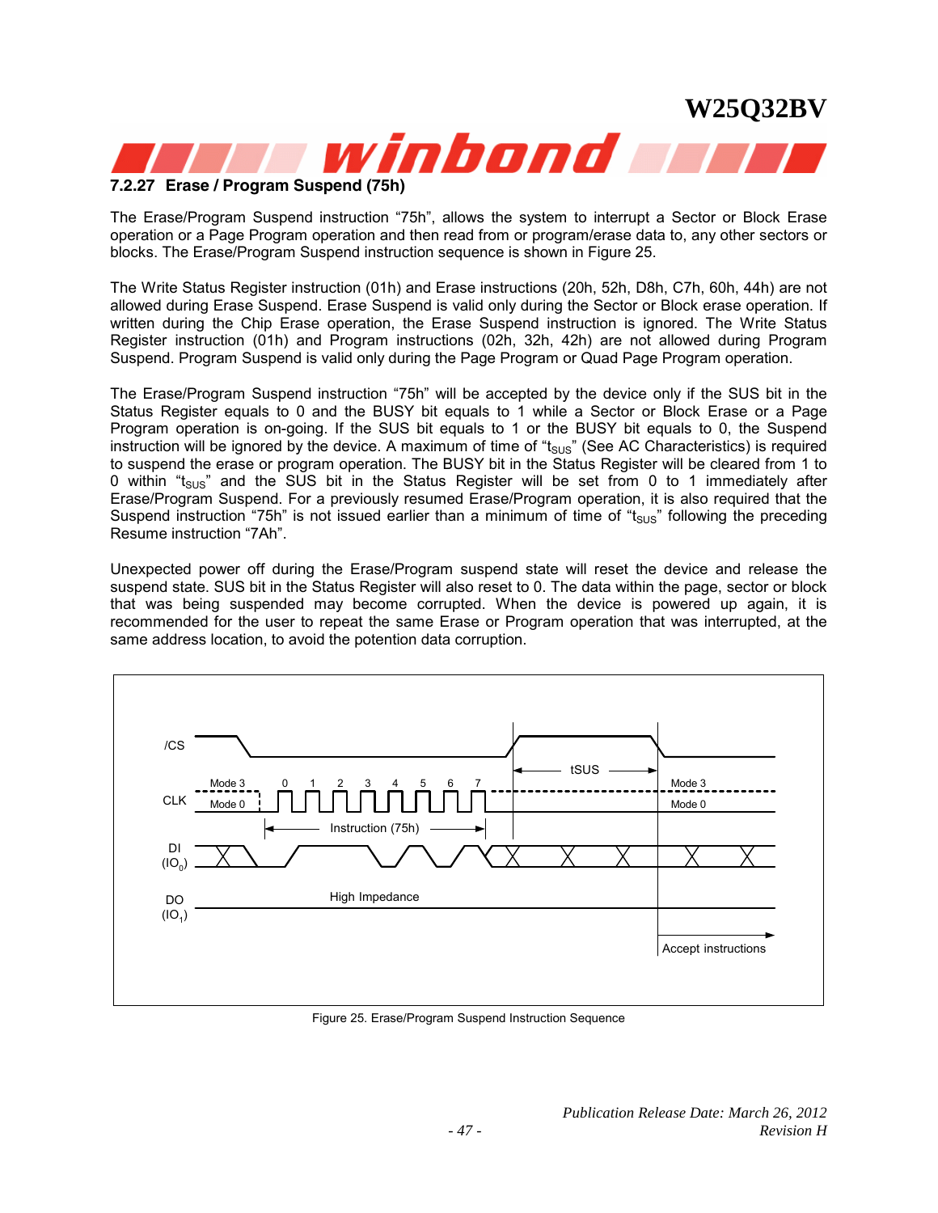#### 7.2.27 Erase / Program Suspend (75h)

The Erase/Program Suspend instruction "75h", allows the system to interrupt a Sector or Block Erase operation or a Page Program operation and then read from or program/erase data to, any other sectors or blocks. The Erase/Program Suspend instruction sequence is shown in Figure 25.

The Write Status Register instruction (01h) and Erase instructions (20h, 52h, D8h, C7h, 60h, 44h) are not allowed during Erase Suspend. Erase Suspend is valid only during the Sector or Block erase operation. If written during the Chip Erase operation, the Erase Suspend instruction is ignored. The Write Status Register instruction (01h) and Program instructions (02h, 32h, 42h) are not allowed during Program Suspend. Program Suspend is valid only during the Page Program or Quad Page Program operation.

The Erase/Program Suspend instruction "75h" will be accepted by the device only if the SUS bit in the Status Register equals to 0 and the BUSY bit equals to 1 while a Sector or Block Erase or a Page Program operation is on-going. If the SUS bit equals to 1 or the BUSY bit equals to 0, the Suspend instruction will be ignored by the device. A maximum of time of "$t_{SUS}$" (See AC Characteristics) is required to suspend the erase or program operation. The BUSY bit in the Status Register will be cleared from 1 to 0 within "$t_{SUS}$" and the SUS bit in the Status Register will be set from 0 to 1 immediately after Erase/Program Suspend. For a previously resumed Erase/Program operation, it is also required that the Suspend instruction "75h" is not issued earlier than a minimum of time of "$t_{SUS}$" following the preceding Resume instruction "7Ah".

Unexpected power off during the Erase/Program suspend state will reset the device and release the suspend state. SUS bit in the Status Register will also reset to 0. The data within the page, sector or block that was being suspended may become corrupted. When the device is powered up again, it is recommended for the user to repeat the same Erase or Program operation that was interrupted, at the same address location, to avoid the potention data corruption.

Figure 25. Erase/Program Suspend Instruction Sequence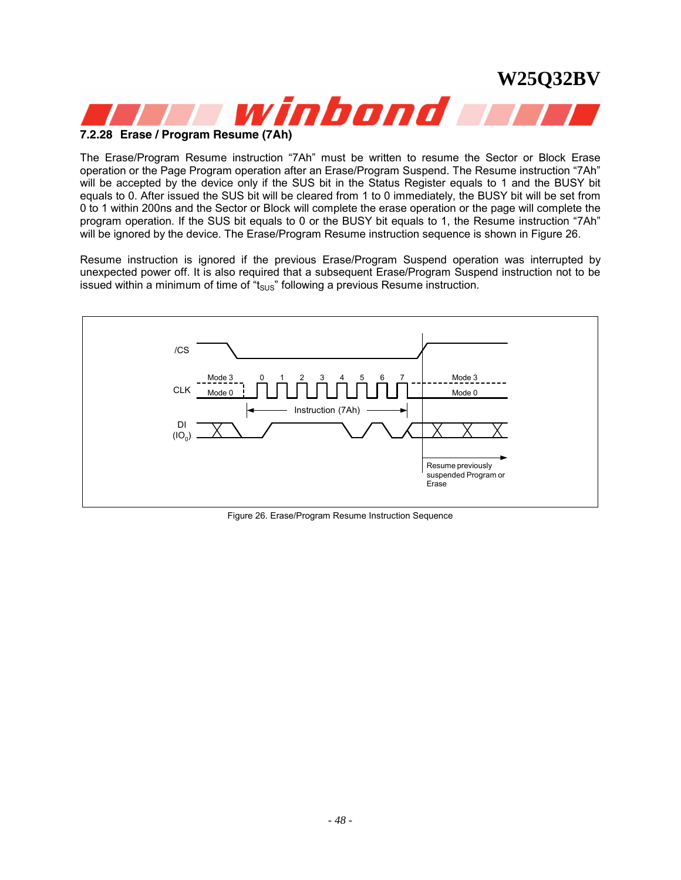### 7.2.28 Erase / Program Resume (7Ah)

The Erase/Program Resume instruction "7Ah" must be written to resume the Sector or Block Erase operation or the Page Program operation after an Erase/Program Suspend. The Resume instruction "7Ah" will be accepted by the device only if the SUS bit in the Status Register equals to 1 and the BUSY bit equals to 0. After issued the SUS bit will be cleared from 1 to 0 immediately, the BUSY bit will be set from 0 to 1 within 200ns and the Sector or Block will complete the erase operation or the page will complete the program operation. If the SUS bit equals to 0 or the BUSY bit equals to 1, the Resume instruction "7Ah" will be ignored by the device. The Erase/Program Resume instruction sequence is shown in Figure 26.

Resume instruction is ignored if the previous Erase/Program Suspend operation was interrupted by unexpected power off. It is also required that a subsequent Erase/Program Suspend instruction not to be issued within a minimum of time of "$t_{SUS}$" following a previous Resume instruction.

Figure 26. Erase/Program Resume Instruction Sequence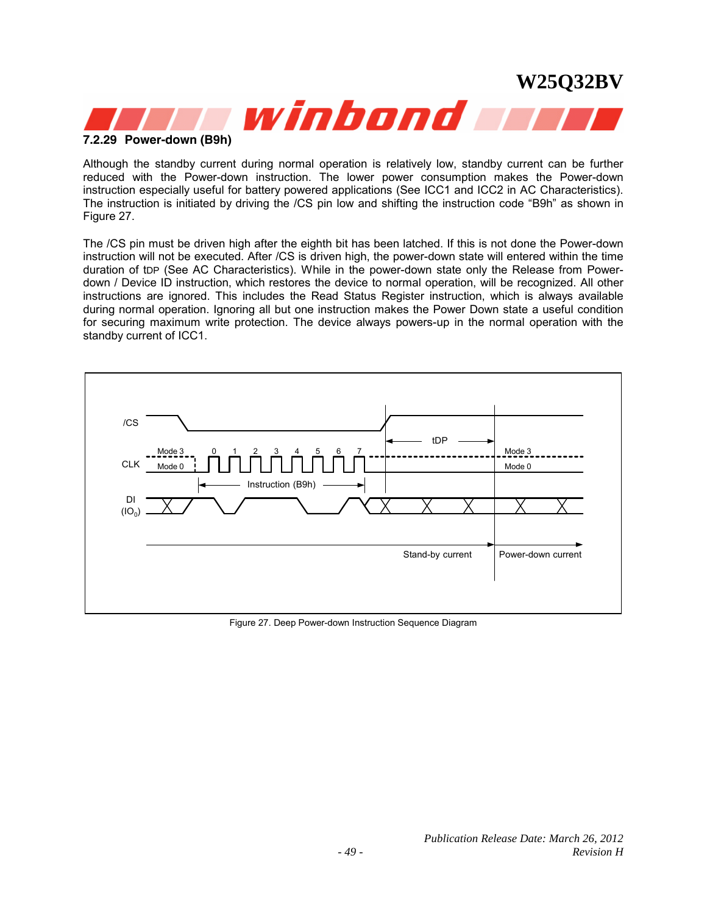### 7.2.29 Power-down (B9h)

Although the standby current during normal operation is relatively low, standby current can be further reduced with the Power-down instruction. The lower power consumption makes the Power-down instruction especially useful for battery powered applications (See ICC1 and ICC2 in AC Characteristics). The instruction is initiated by driving the /CS pin low and shifting the instruction code "B9h" as shown in Figure 27.

The /CS pin must be driven high after the eighth bit has been latched. If this is not done the Power-down instruction will not be executed. After /CS is driven high, the power-down state will entered within the time duration of tDP (See AC Characteristics). While in the power-down state only the Release from Power-down / Device ID instruction, which restores the device to normal operation, will be recognized. All other instructions are ignored. This includes the Read Status Register instruction, which is always available during normal operation. Ignoring all but one instruction makes the Power Down state a useful condition for securing maximum write protection. The device always powers-up in the normal operation with the standby current of ICC1.

Figure 27. Deep Power-down Instruction Sequence Diagram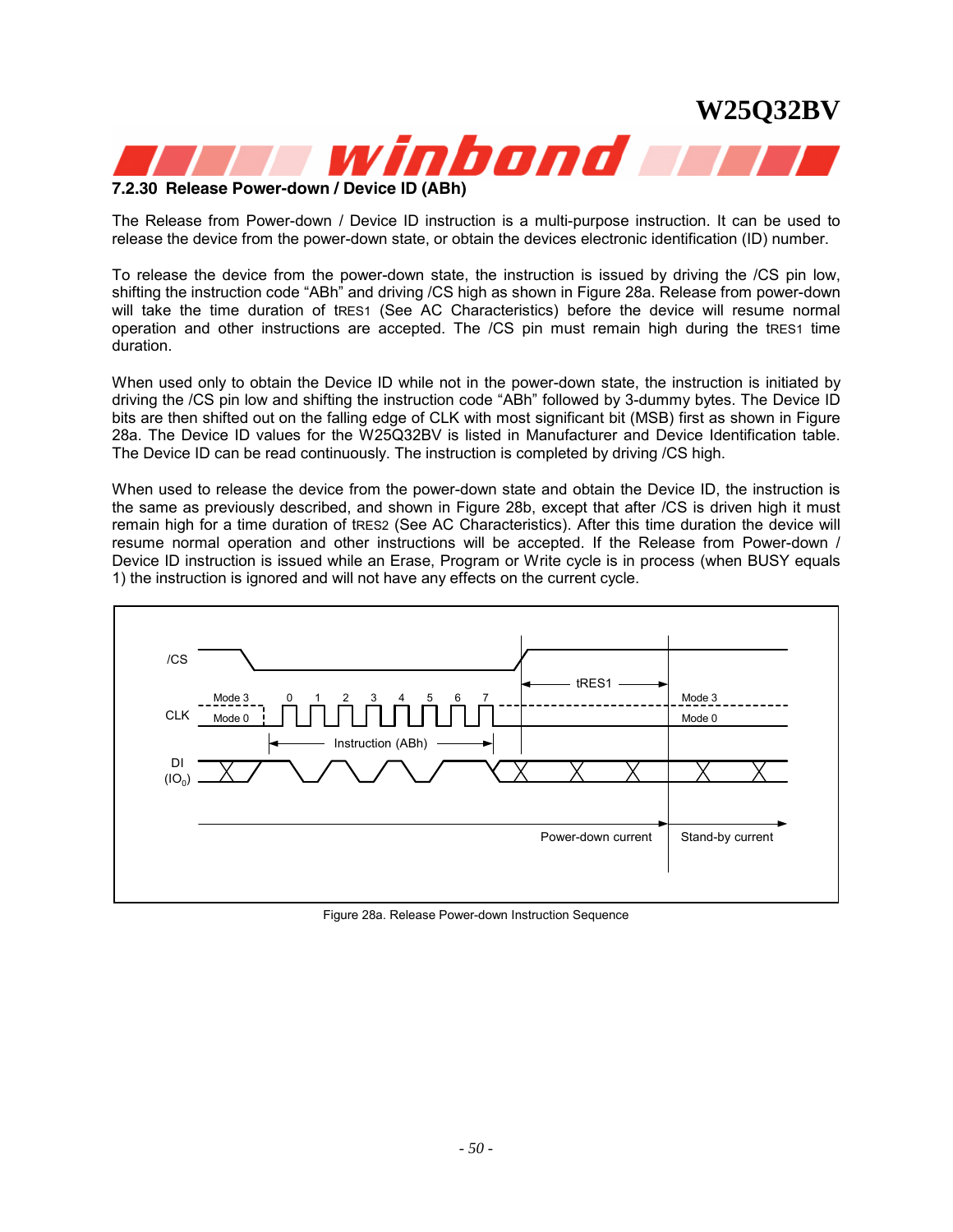#### 7.2.30 Release Power-down / Device ID (ABh)

The Release from Power-down / Device ID instruction is a multi-purpose instruction. It can be used to release the device from the power-down state, or obtain the devices electronic identification (ID) number.

To release the device from the power-down state, the instruction is issued by driving the /CS pin low, shifting the instruction code "ABh" and driving /CS high as shown in Figure 28a. Release from power-down will take the time duration of $t_{RES1}$ (See AC Characteristics) before the device will resume normal operation and other instructions are accepted. The /CS pin must remain high during the $t_{RES1}$ time duration.

When used only to obtain the Device ID while not in the power-down state, the instruction is initiated by driving the /CS pin low and shifting the instruction code "ABh" followed by 3-dummy bytes. The Device ID bits are then shifted out on the falling edge of CLK with most significant bit (MSB) first as shown in Figure 28a. The Device ID values for the W25Q32BV is listed in Manufacturer and Device Identification table. The Device ID can be read continuously. The instruction is completed by driving /CS high.

When used to release the device from the power-down state and obtain the Device ID, the instruction is the same as previously described, and shown in Figure 28b, except that after /CS is driven high it must remain high for a time duration of $t_{RES2}$ (See AC Characteristics). After this time duration the device will resume normal operation and other instructions will be accepted. If the Release from Power-down / Device ID instruction is issued while an Erase, Program or Write cycle is in process (when BUSY equals 1) the instruction is ignored and will not have any effects on the current cycle.

Figure 28a. Release Power-down Instruction Sequence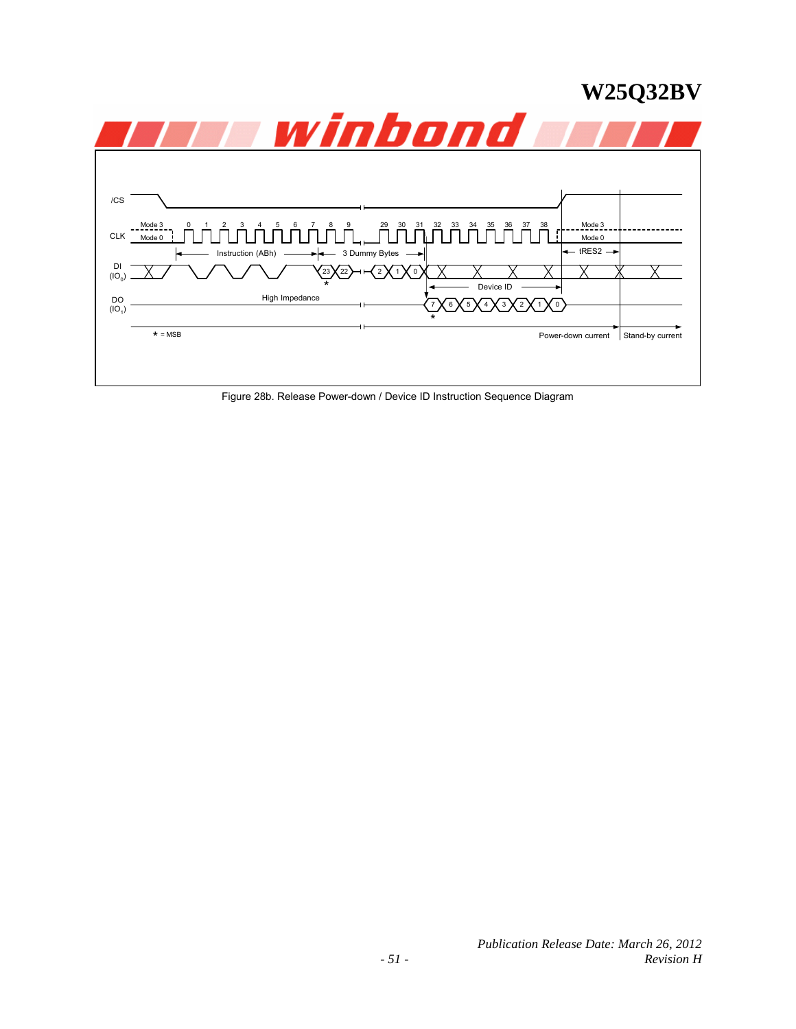/CS

CLK — Mode 3 / Mode 0 — 0 1 2 3 4 5 6 7 8 9 … 29 30 31 32 33 34 35 36 37 38 — Mode 3 / Mode 0

Instruction (ABh) — 3 Dummy Bytes — tRES2

DI ($IO_0$) — 23 22 … 2 1 0

Device ID

DO ($IO_1$) — High Impedance — 7 6 5 4 3 2 1 0

* = MSB

Power-down current — Stand-by current

Figure 28b. Release Power-down / Device ID Instruction Sequence Diagram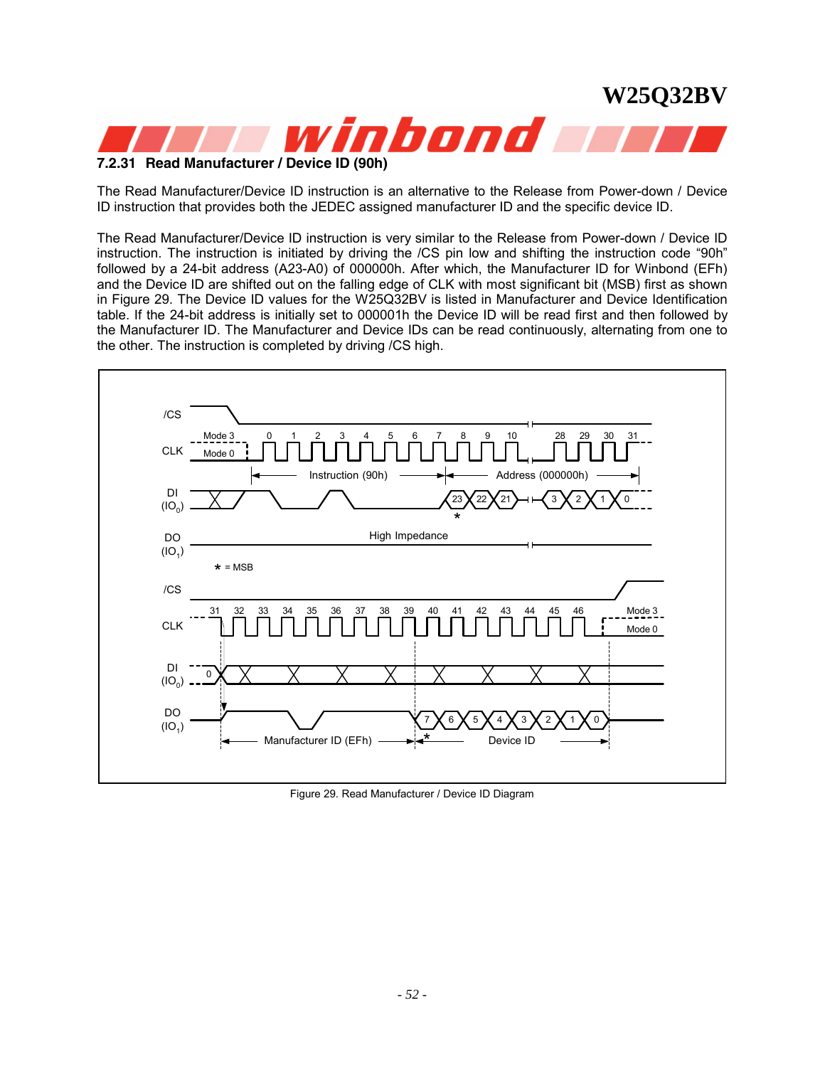#### 7.2.31 Read Manufacturer / Device ID (90h)

The Read Manufacturer/Device ID instruction is an alternative to the Release from Power-down / Device ID instruction that provides both the JEDEC assigned manufacturer ID and the specific device ID.

The Read Manufacturer/Device ID instruction is very similar to the Release from Power-down / Device ID instruction. The instruction is initiated by driving the /CS pin low and shifting the instruction code “90h” followed by a 24-bit address (A23-A0) of 000000h. After which, the Manufacturer ID for Winbond (EFh) and the Device ID are shifted out on the falling edge of CLK with most significant bit (MSB) first as shown in Figure 29. The Device ID values for the W25Q32BV is listed in Manufacturer and Device Identification table. If the 24-bit address is initially set to 000001h the Device ID will be read first and then followed by the Manufacturer ID. The Manufacturer and Device IDs can be read continuously, alternating from one to the other. The instruction is completed by driving /CS high.

Figure 29. Read Manufacturer / Device ID Diagram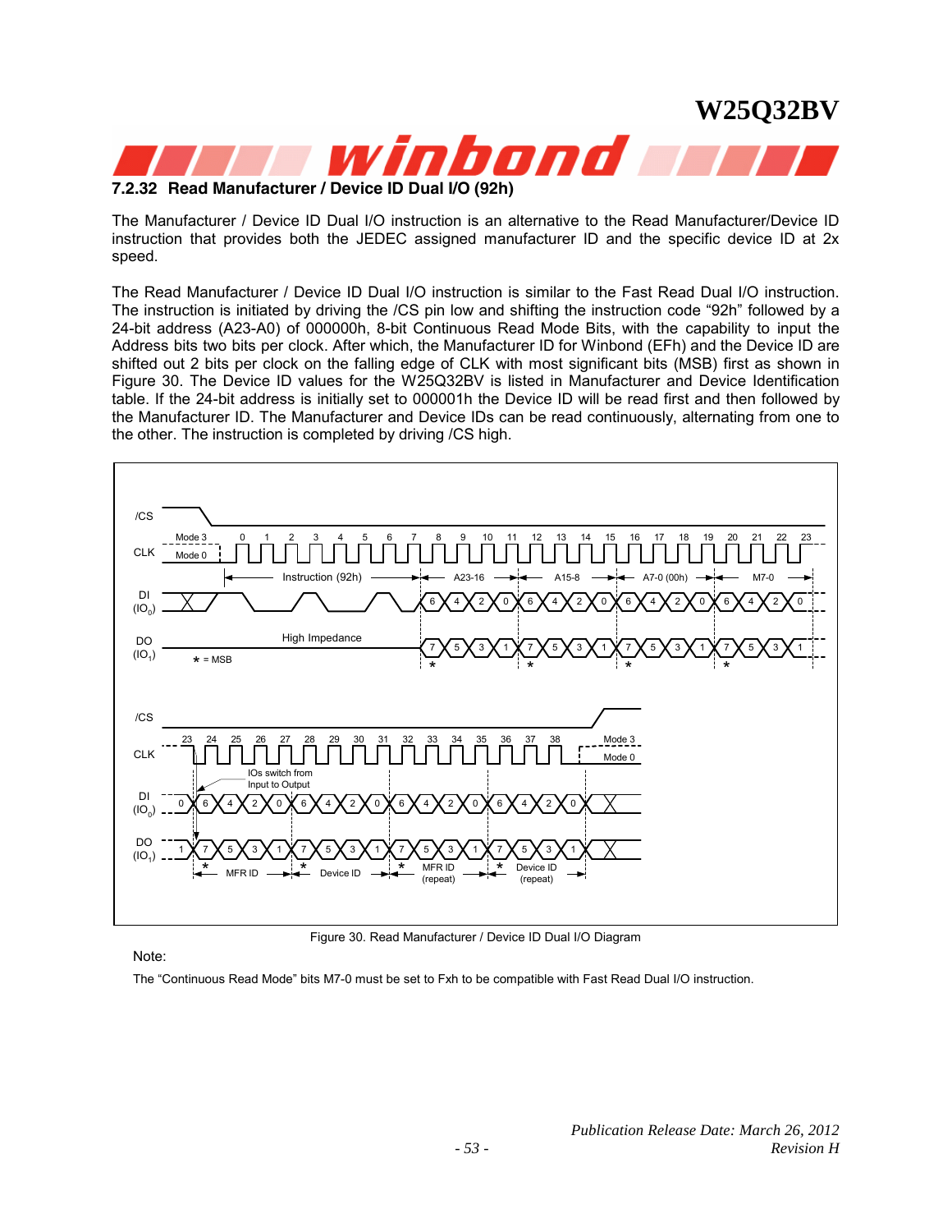### 7.2.32 Read Manufacturer / Device ID Dual I/O (92h)

The Manufacturer / Device ID Dual I/O instruction is an alternative to the Read Manufacturer/Device ID instruction that provides both the JEDEC assigned manufacturer ID and the specific device ID at 2x speed.

The Read Manufacturer / Device ID Dual I/O instruction is similar to the Fast Read Dual I/O instruction. The instruction is initiated by driving the /CS pin low and shifting the instruction code "92h" followed by a 24-bit address (A23-A0) of 000000h, 8-bit Continuous Read Mode Bits, with the capability to input the Address bits two bits per clock. After which, the Manufacturer ID for Winbond (EFh) and the Device ID are shifted out 2 bits per clock on the falling edge of CLK with most significant bits (MSB) first as shown in Figure 30. The Device ID values for the W25Q32BV is listed in Manufacturer and Device Identification table. If the 24-bit address is initially set to 000001h the Device ID will be read first and then followed by the Manufacturer ID. The Manufacturer and Device IDs can be read continuously, alternating from one to the other. The instruction is completed by driving /CS high.

Figure 30. Read Manufacturer / Device ID Dual I/O Diagram

Note:

The "Continuous Read Mode" bits M7-0 must be set to Fxh to be compatible with Fast Read Dual I/O instruction.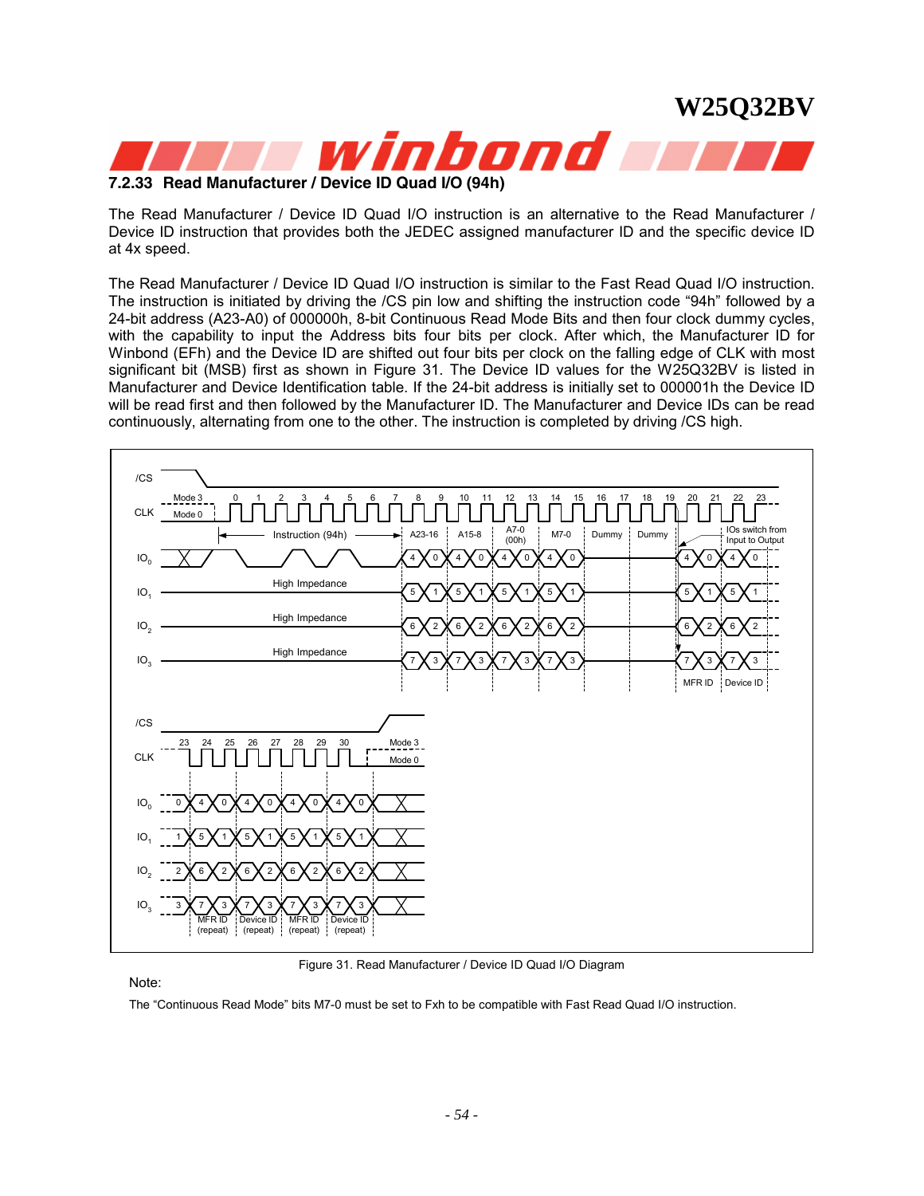### 7.2.33 Read Manufacturer / Device ID Quad I/O (94h)

The Read Manufacturer / Device ID Quad I/O instruction is an alternative to the Read Manufacturer / Device ID instruction that provides both the JEDEC assigned manufacturer ID and the specific device ID at 4x speed.

The Read Manufacturer / Device ID Quad I/O instruction is similar to the Fast Read Quad I/O instruction. The instruction is initiated by driving the /CS pin low and shifting the instruction code "94h" followed by a 24-bit address (A23-A0) of 000000h, 8-bit Continuous Read Mode Bits and then four clock dummy cycles, with the capability to input the Address bits four bits per clock. After which, the Manufacturer ID for Winbond (EFh) and the Device ID are shifted out four bits per clock on the falling edge of CLK with most significant bit (MSB) first as shown in Figure 31. The Device ID values for the W25Q32BV is listed in Manufacturer and Device Identification table. If the 24-bit address is initially set to 000001h the Device ID will be read first and then followed by the Manufacturer ID. The Manufacturer and Device IDs can be read continuously, alternating from one to the other. The instruction is completed by driving /CS high.

Figure 31. Read Manufacturer / Device ID Quad I/O Diagram

Note:

The "Continuous Read Mode" bits M7-0 must be set to Fxh to be compatible with Fast Read Quad I/O instruction.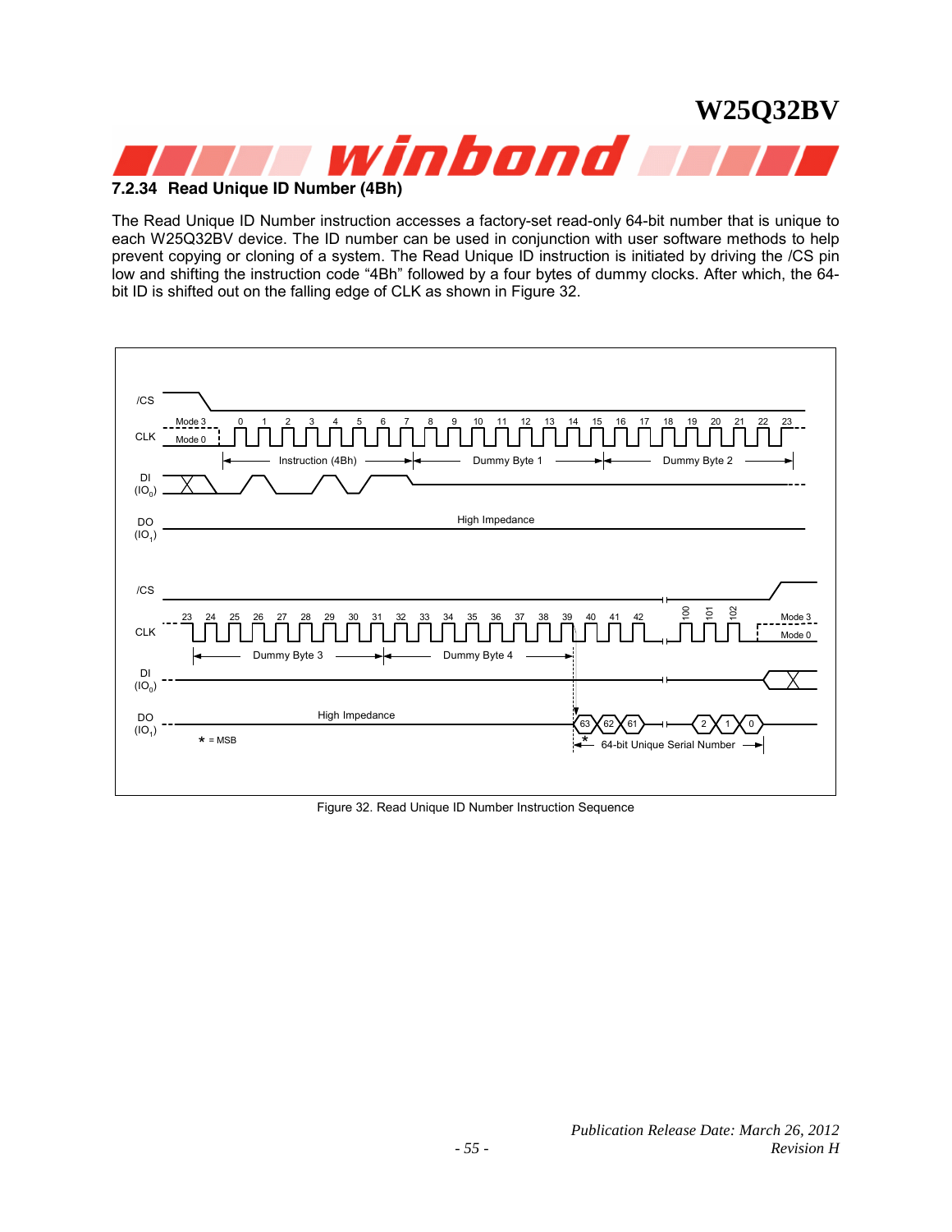### 7.2.34 Read Unique ID Number (4Bh)

The Read Unique ID Number instruction accesses a factory-set read-only 64-bit number that is unique to each W25Q32BV device. The ID number can be used in conjunction with user software methods to help prevent copying or cloning of a system. The Read Unique ID instruction is initiated by driving the /CS pin low and shifting the instruction code “4Bh” followed by a four bytes of dummy clocks. After which, the 64-bit ID is shifted out on the falling edge of CLK as shown in Figure 32.

Figure 32. Read Unique ID Number Instruction Sequence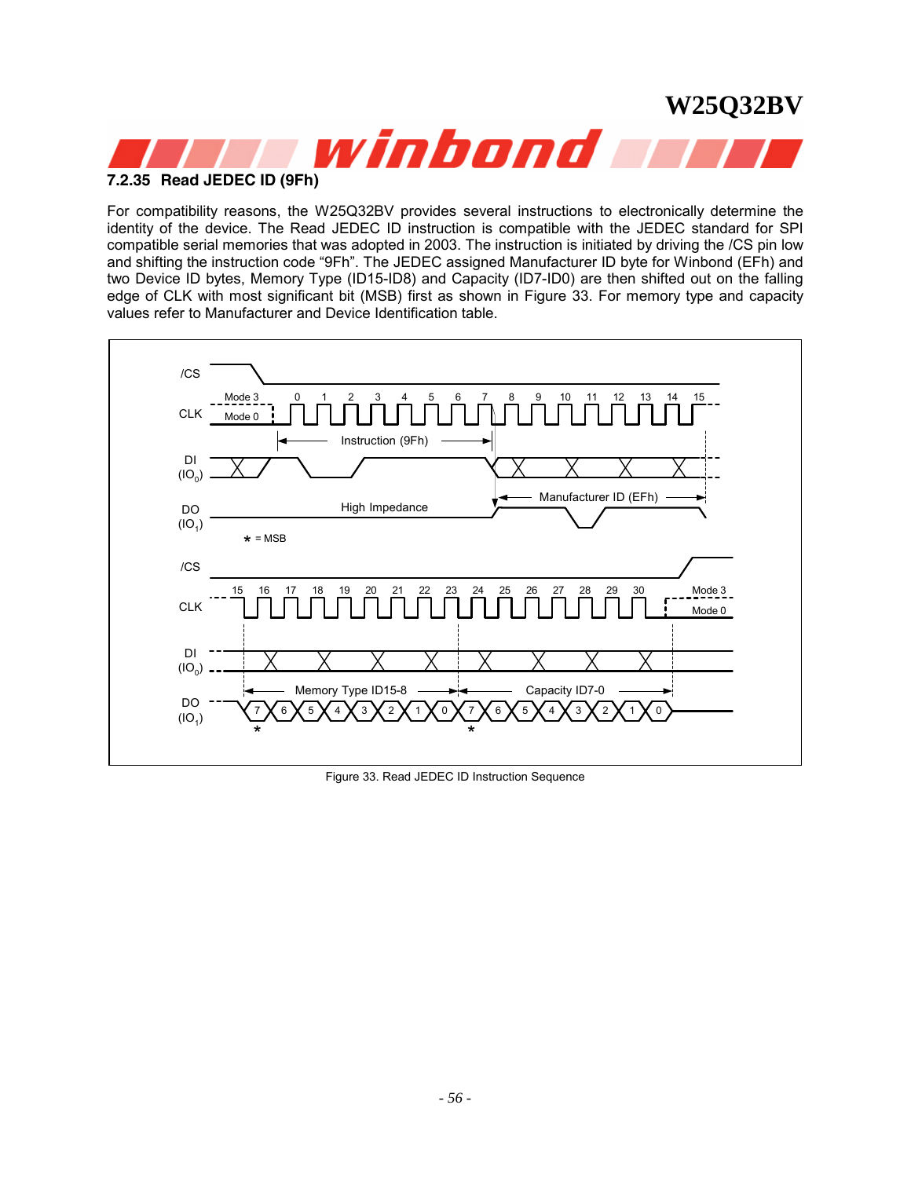### 7.2.35 Read JEDEC ID (9Fh)

For compatibility reasons, the W25Q32BV provides several instructions to electronically determine the identity of the device. The Read JEDEC ID instruction is compatible with the JEDEC standard for SPI compatible serial memories that was adopted in 2003. The instruction is initiated by driving the /CS pin low and shifting the instruction code “9Fh”. The JEDEC assigned Manufacturer ID byte for Winbond (EFh) and two Device ID bytes, Memory Type (ID15-ID8) and Capacity (ID7-ID0) are then shifted out on the falling edge of CLK with most significant bit (MSB) first as shown in Figure 33. For memory type and capacity values refer to Manufacturer and Device Identification table.

Figure 33. Read JEDEC ID Instruction Sequence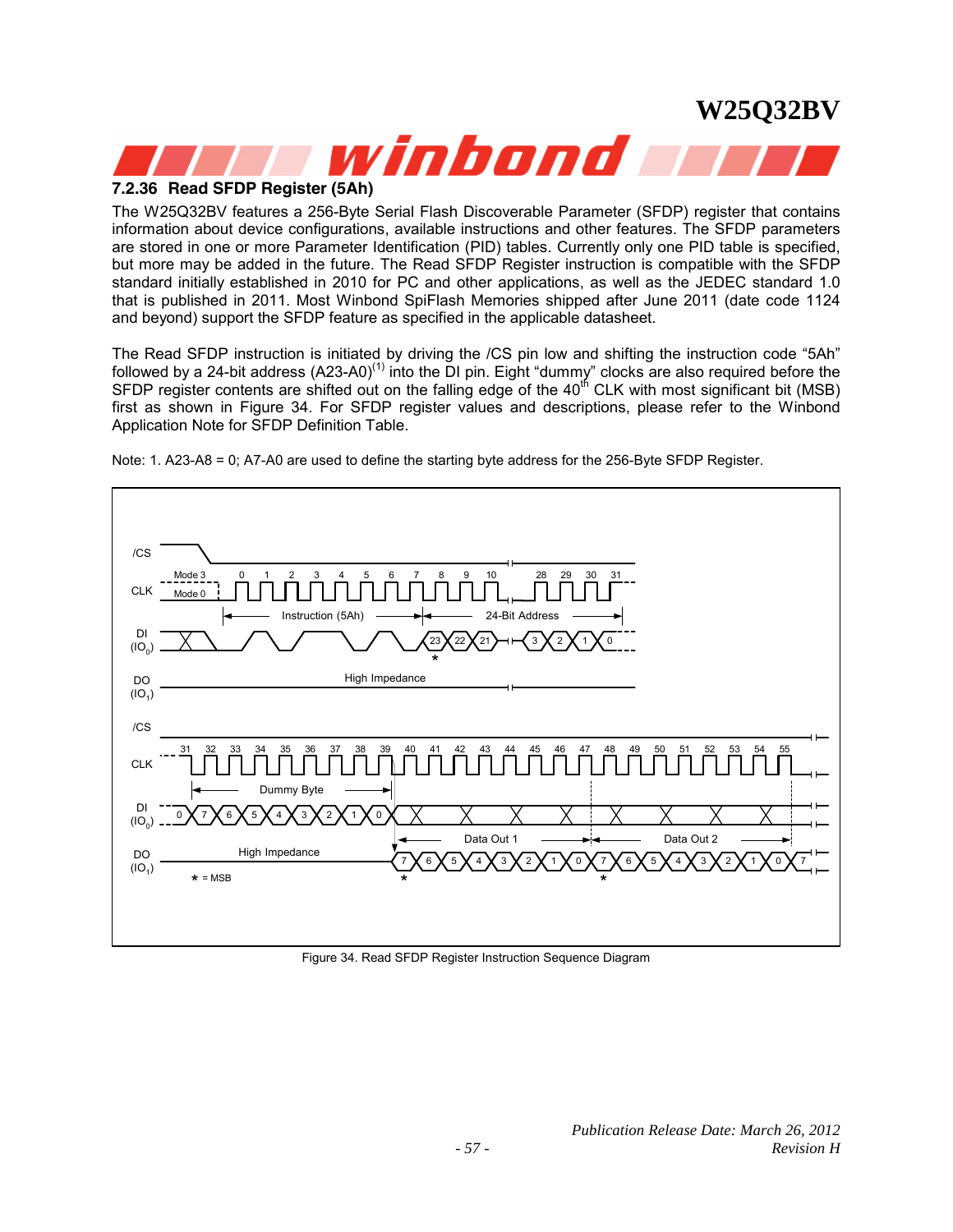### 7.2.36 Read SFDP Register (5Ah)

The W25Q32BV features a 256-Byte Serial Flash Discoverable Parameter (SFDP) register that contains information about device configurations, available instructions and other features. The SFDP parameters are stored in one or more Parameter Identification (PID) tables. Currently only one PID table is specified, but more may be added in the future. The Read SFDP Register instruction is compatible with the SFDP standard initially established in 2010 for PC and other applications, as well as the JEDEC standard 1.0 that is published in 2011. Most Winbond SpiFlash Memories shipped after June 2011 (date code 1124 and beyond) support the SFDP feature as specified in the applicable datasheet.

The Read SFDP instruction is initiated by driving the /CS pin low and shifting the instruction code "5Ah" followed by a 24-bit address (A23-A0)[(1)] into the DI pin. Eight "dummy" clocks are also required before the SFDP register contents are shifted out on the falling edge of the 40th CLK with most significant bit (MSB) first as shown in Figure 34. For SFDP register values and descriptions, please refer to the Winbond Application Note for SFDP Definition Table.

Note: 1. A23-A8 = 0; A7-A0 are used to define the starting byte address for the 256-Byte SFDP Register.

Figure 34. Read SFDP Register Instruction Sequence Diagram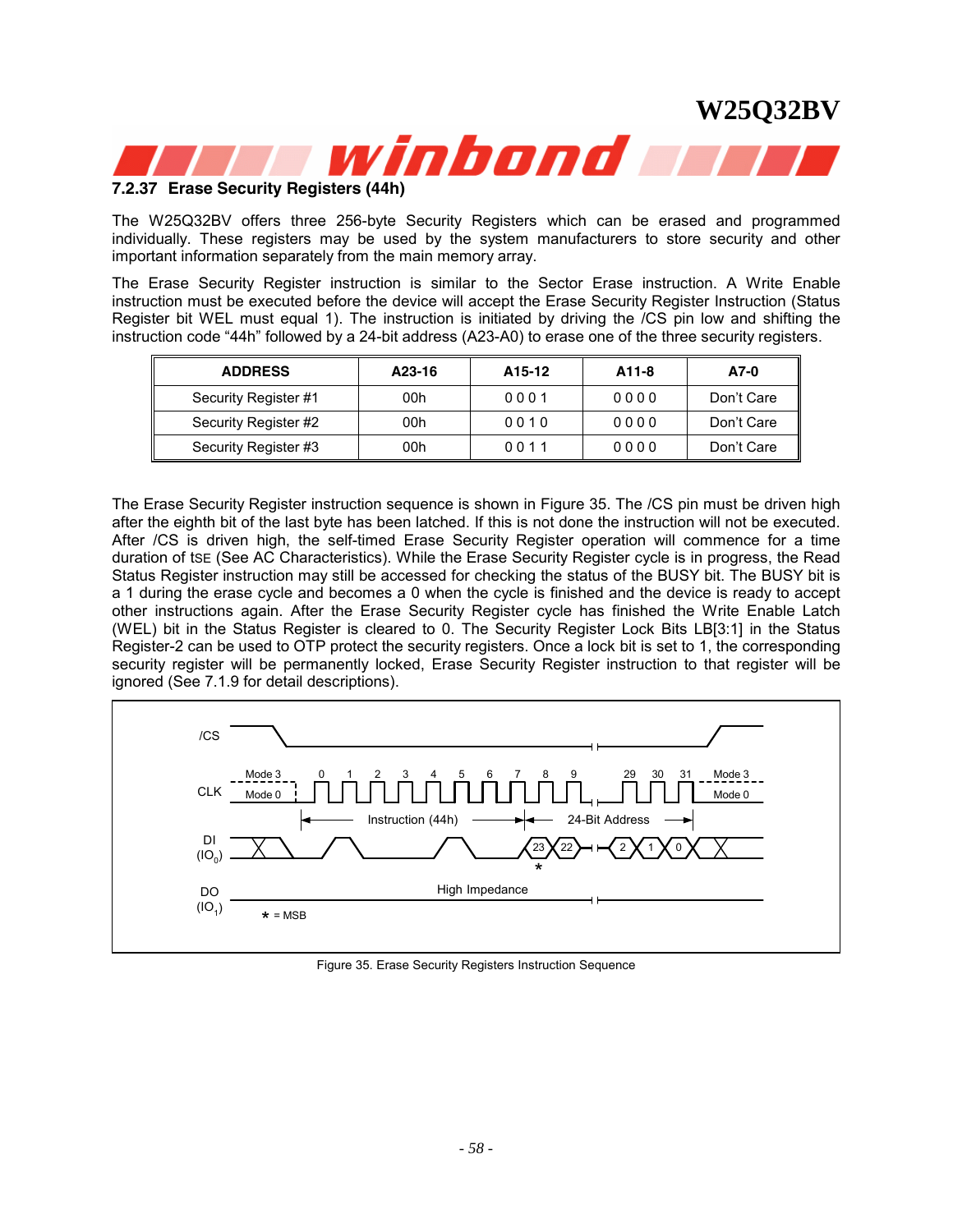### 7.2.37 Erase Security Registers (44h)

The W25Q32BV offers three 256-byte Security Registers which can be erased and programmed individually. These registers may be used by the system manufacturers to store security and other important information separately from the main memory array.

The Erase Security Register instruction is similar to the Sector Erase instruction. A Write Enable instruction must be executed before the device will accept the Erase Security Register Instruction (Status Register bit WEL must equal 1). The instruction is initiated by driving the /CS pin low and shifting the instruction code "44h" followed by a 24-bit address (A23-A0) to erase one of the three security registers.

| ADDRESS | A23-16 | A15-12 | A11-8 | A7-0 |
|---|---|---|---|---|
| Security Register #1 | 00h | 0 0 0 1 | 0 0 0 0 | Don't Care |
| Security Register #2 | 00h | 0 0 1 0 | 0 0 0 0 | Don't Care |
| Security Register #3 | 00h | 0 0 1 1 | 0 0 0 0 | Don't Care |

The Erase Security Register instruction sequence is shown in Figure 35. The /CS pin must be driven high after the eighth bit of the last byte has been latched. If this is not done the instruction will not be executed. After /CS is driven high, the self-timed Erase Security Register operation will commence for a time duration of $t_{SE}$ (See AC Characteristics). While the Erase Security Register cycle is in progress, the Read Status Register instruction may still be accessed for checking the status of the BUSY bit. The BUSY bit is a 1 during the erase cycle and becomes a 0 when the cycle is finished and the device is ready to accept other instructions again. After the Erase Security Register cycle has finished the Write Enable Latch (WEL) bit in the Status Register is cleared to 0. The Security Register Lock Bits LB[3:1] in the Status Register-2 can be used to OTP protect the security registers. Once a lock bit is set to 1, the corresponding security register will be permanently locked, Erase Security Register instruction to that register will be ignored (See 7.1.9 for detail descriptions).

Figure 35. Erase Security Registers Instruction Sequence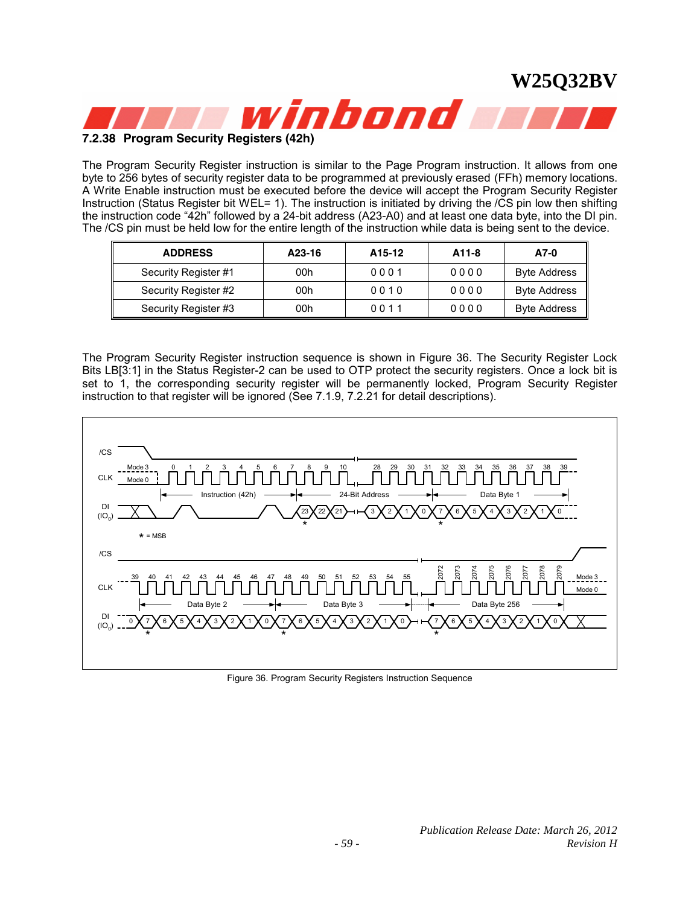### 7.2.38 Program Security Registers (42h)

The Program Security Register instruction is similar to the Page Program instruction. It allows from one byte to 256 bytes of security register data to be programmed at previously erased (FFh) memory locations. A Write Enable instruction must be executed before the device will accept the Program Security Register Instruction (Status Register bit WEL= 1). The instruction is initiated by driving the /CS pin low then shifting the instruction code "42h" followed by a 24-bit address (A23-A0) and at least one data byte, into the DI pin. The /CS pin must be held low for the entire length of the instruction while data is being sent to the device.

| ADDRESS | A23-16 | A15-12 | A11-8 | A7-0 |
|---|---|---|---|---|
| Security Register #1 | 00h | 0 0 0 1 | 0 0 0 0 | Byte Address |
| Security Register #2 | 00h | 0 0 1 0 | 0 0 0 0 | Byte Address |
| Security Register #3 | 00h | 0 0 1 1 | 0 0 0 0 | Byte Address |

The Program Security Register instruction sequence is shown in Figure 36. The Security Register Lock Bits LB[3:1] in the Status Register-2 can be used to OTP protect the security registers. Once a lock bit is set to 1, the corresponding security register will be permanently locked, Program Security Register instruction to that register will be ignored (See 7.1.9, 7.2.21 for detail descriptions).

Figure 36. Program Security Registers Instruction Sequence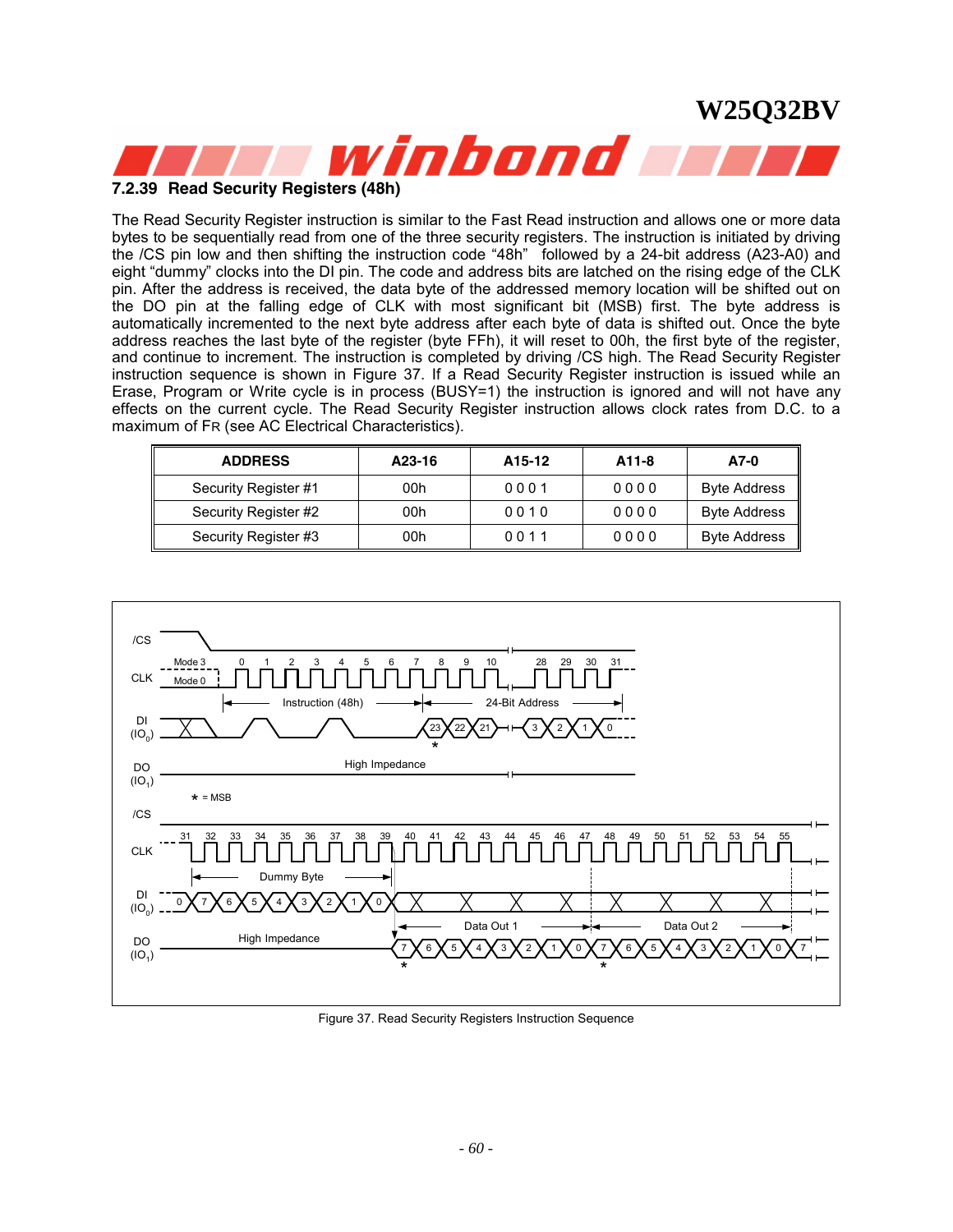### 7.2.39 Read Security Registers (48h)

The Read Security Register instruction is similar to the Fast Read instruction and allows one or more data bytes to be sequentially read from one of the three security registers. The instruction is initiated by driving the /CS pin low and then shifting the instruction code "48h" followed by a 24-bit address (A23-A0) and eight "dummy" clocks into the DI pin. The code and address bits are latched on the rising edge of the CLK pin. After the address is received, the data byte of the addressed memory location will be shifted out on the DO pin at the falling edge of CLK with most significant bit (MSB) first. The byte address is automatically incremented to the next byte address after each byte of data is shifted out. Once the byte address reaches the last byte of the register (byte FFh), it will reset to 00h, the first byte of the register, and continue to increment. The instruction is completed by driving /CS high. The Read Security Register instruction sequence is shown in Figure 37. If a Read Security Register instruction is issued while an Erase, Program or Write cycle is in process (BUSY=1) the instruction is ignored and will not have any effects on the current cycle. The Read Security Register instruction allows clock rates from D.C. to a maximum of FR (see AC Electrical Characteristics).

| ADDRESS | A23-16 | A15-12 | A11-8 | A7-0 |
|---|---|---|---|---|
| Security Register #1 | 00h | 0 0 0 1 | 0 0 0 0 | Byte Address |
| Security Register #2 | 00h | 0 0 1 0 | 0 0 0 0 | Byte Address |
| Security Register #3 | 00h | 0 0 1 1 | 0 0 0 0 | Byte Address |

Figure 37. Read Security Registers Instruction Sequence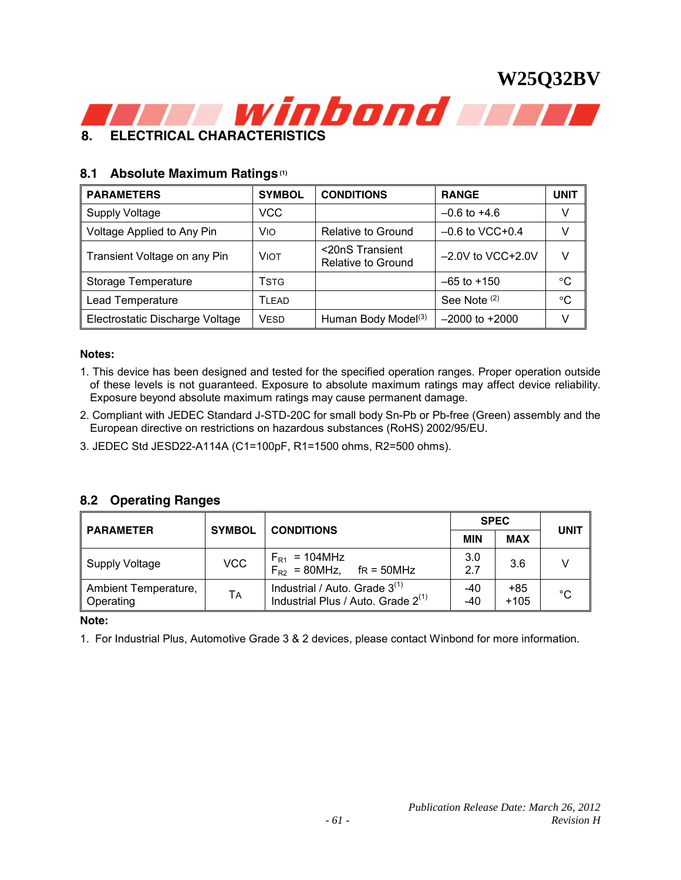## 8. ELECTRICAL CHARACTERISTICS

### 8.1 Absolute Maximum Ratings [1]

| PARAMETERS | SYMBOL | CONDITIONS | RANGE | UNIT |
|---|---|---|---|---|
| Supply Voltage | VCC | | –0.6 to +4.6 | V |
| Voltage Applied to Any Pin | VIO | Relative to Ground | –0.6 to VCC+0.4 | V |
| Transient Voltage on any Pin | VIOT | <20nS Transient Relative to Ground | –2.0V to VCC+2.0V | V |
| Storage Temperature | TSTG | | –65 to +150 | °C |
| Lead Temperature | TLEAD | | See Note [2] | °C |
| Electrostatic Discharge Voltage | VESD | Human Body Model[3] | –2000 to +2000 | V |

**Notes:**

1. This device has been designed and tested for the specified operation ranges. Proper operation outside of these levels is not guaranteed. Exposure to absolute maximum ratings may affect device reliability. Exposure beyond absolute maximum ratings may cause permanent damage.
2. Compliant with JEDEC Standard J-STD-20C for small body Sn-Pb or Pb-free (Green) assembly and the European directive on restrictions on hazardous substances (RoHS) 2002/95/EU.
3. JEDEC Std JESD22-A114A (C1=100pF, R1=1500 ohms, R2=500 ohms).

### 8.2 Operating Ranges

| PARAMETER | SYMBOL | CONDITIONS | SPEC | | UNIT |
|---|---|---|---|---|---|
| | | | MIN | MAX | |
| Supply Voltage | VCC | $F_{R1}$ = 104MHz<br>$F_{R2}$ = 80MHz, fR = 50MHz | 3.0<br>2.7 | 3.6 | V |
| Ambient Temperature, Operating | TA | Industrial / Auto. Grade 3[1]<br>Industrial Plus / Auto. Grade 2[1] | -40<br>-40 | +85<br>+105 | °C |

**Note:**

1. For Industrial Plus, Automotive Grade 3 & 2 devices, please contact Winbond for more information.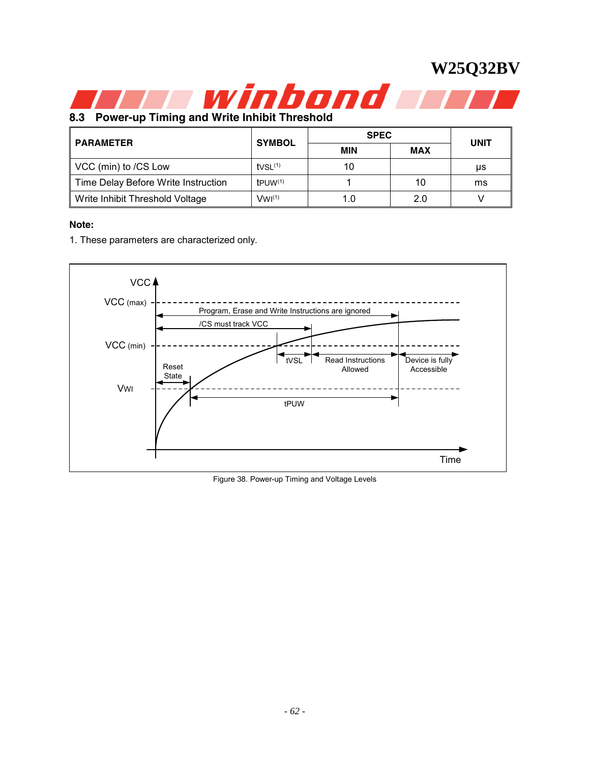## 8.3 Power-up Timing and Write Inhibit Threshold

| PARAMETER | SYMBOL | SPEC | | UNIT |
|---|---|---|---|---|
| | | MIN | MAX | |
| VCC (min) to /CS Low | tVSL[1] | 10 | | µs |
| Time Delay Before Write Instruction | tPUW[1] | 1 | 10 | ms |
| Write Inhibit Threshold Voltage | VWI[1] | 1.0 | 2.0 | V |

**Note:**

1. These parameters are characterized only.

Figure 38. Power-up Timing and Voltage Levels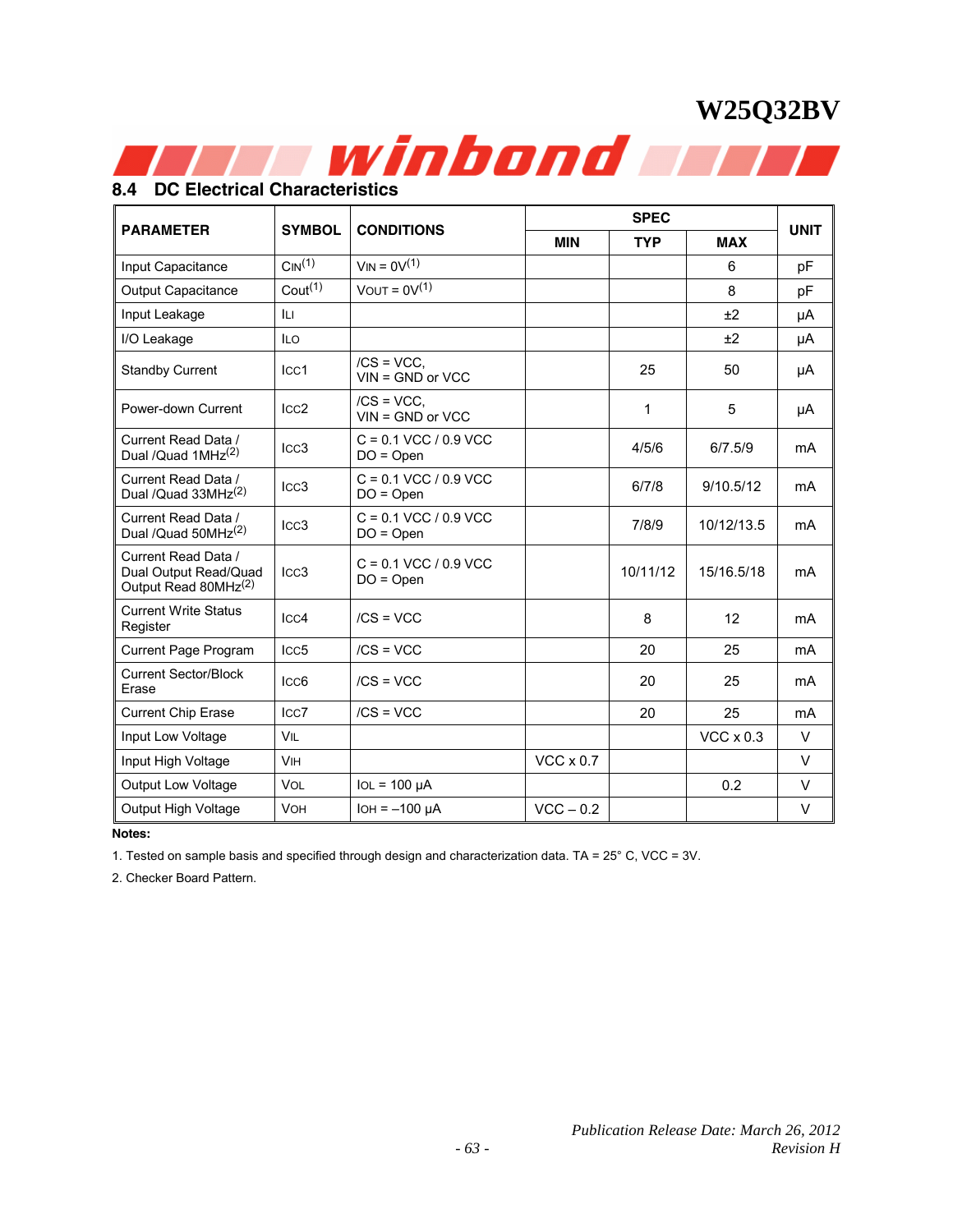## 8.4 DC Electrical Characteristics

| PARAMETER | SYMBOL | CONDITIONS | SPEC | | | UNIT |
|---|---|---|---|---|---|---|
| | | | MIN | TYP | MAX | |
| Input Capacitance | $C_{IN}$[1] | $V_{IN}$ = 0V[1] | | | 6 | pF |
| Output Capacitance | $C_{out}$[1] | $V_{OUT}$ = 0V[1] | | | 8 | pF |
| Input Leakage | $I_{LI}$ | | | | ±2 | µA |
| I/O Leakage | $I_{LO}$ | | | | ±2 | µA |
| Standby Current | $I_{CC}1$ | /CS = VCC, VIN = GND or VCC | | 25 | 50 | µA |
| Power-down Current | $I_{CC}2$ | /CS = VCC, VIN = GND or VCC | | 1 | 5 | µA |
| Current Read Data / Dual /Quad 1MHz[2] | $I_{CC}3$ | C = 0.1 VCC / 0.9 VCC DO = Open | | 4/5/6 | 6/7.5/9 | mA |
| Current Read Data / Dual /Quad 33MHz[2] | $I_{CC}3$ | C = 0.1 VCC / 0.9 VCC DO = Open | | 6/7/8 | 9/10.5/12 | mA |
| Current Read Data / Dual /Quad 50MHz[2] | $I_{CC}3$ | C = 0.1 VCC / 0.9 VCC DO = Open | | 7/8/9 | 10/12/13.5 | mA |
| Current Read Data / Dual Output Read/Quad Output Read 80MHz[2] | $I_{CC}3$ | C = 0.1 VCC / 0.9 VCC DO = Open | | 10/11/12 | 15/16.5/18 | mA |
| Current Write Status Register | $I_{CC}4$ | /CS = VCC | | 8 | 12 | mA |
| Current Page Program | $I_{CC}5$ | /CS = VCC | | 20 | 25 | mA |
| Current Sector/Block Erase | $I_{CC}6$ | /CS = VCC | | 20 | 25 | mA |
| Current Chip Erase | $I_{CC}7$ | /CS = VCC | | 20 | 25 | mA |
| Input Low Voltage | $V_{IL}$ | | | | VCC x 0.3 | V |
| Input High Voltage | $V_{IH}$ | | VCC x 0.7 | | | V |
| Output Low Voltage | $V_{OL}$ | $I_{OL}$ = 100 µA | | | 0.2 | V |
| Output High Voltage | $V_{OH}$ | $I_{OH}$ = –100 µA | VCC – 0.2 | | | V |

**Notes:**

1. Tested on sample basis and specified through design and characterization data. TA = 25° C, VCC = 3V.
2. Checker Board Pattern.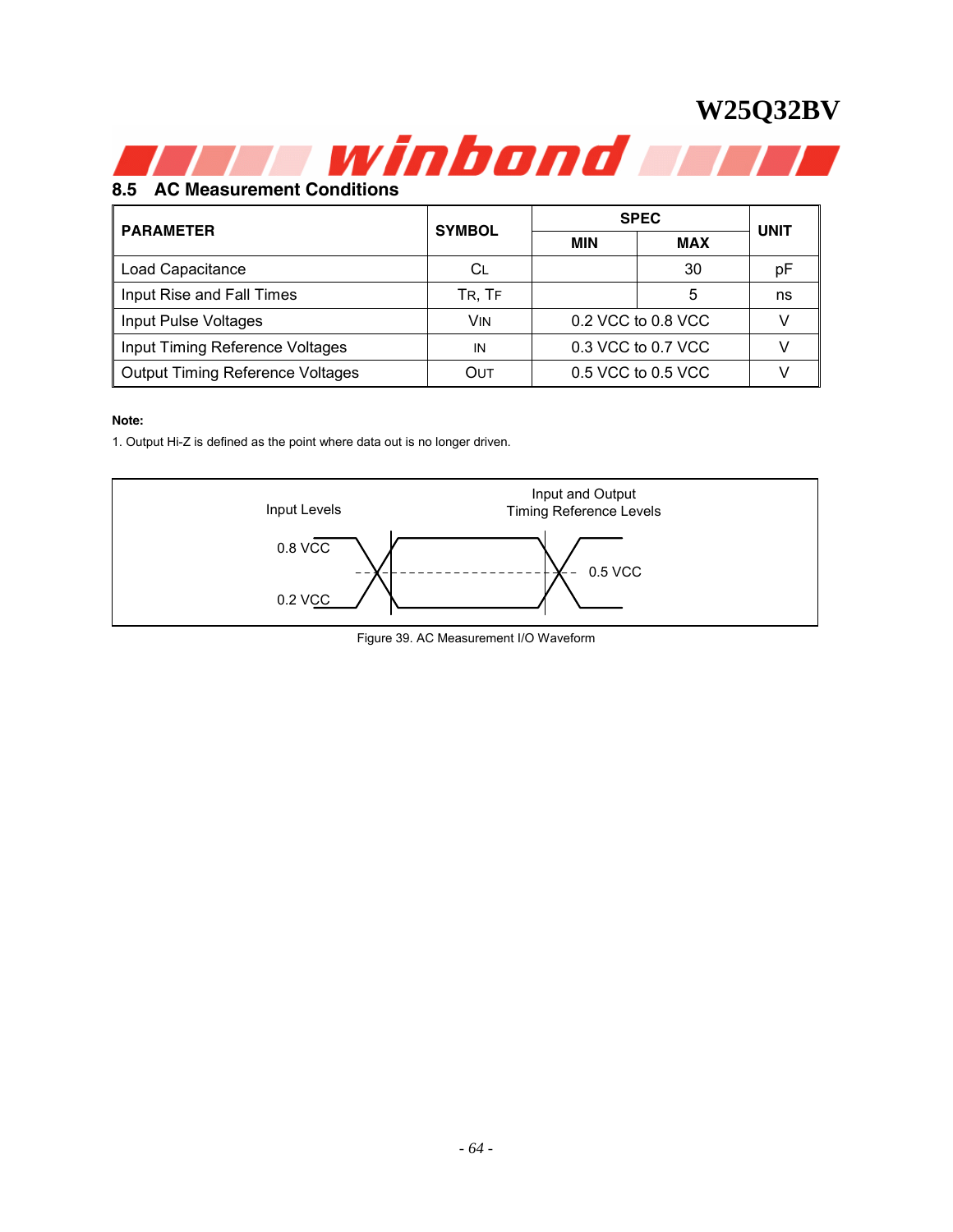## 8.5 AC Measurement Conditions

| PARAMETER | SYMBOL | SPEC | | UNIT |
|---|---|---|---|---|
| | | MIN | MAX | |
| Load Capacitance | CL | | 30 | pF |
| Input Rise and Fall Times | TR, TF | | 5 | ns |
| Input Pulse Voltages | VIN | 0.2 VCC to 0.8 VCC | | V |
| Input Timing Reference Voltages | IN | 0.3 VCC to 0.7 VCC | | V |
| Output Timing Reference Voltages | OUT | 0.5 VCC to 0.5 VCC | | V |

**Note:**

1. Output Hi-Z is defined as the point where data out is no longer driven.

Input Levels

Input and Output Timing Reference Levels

0.8 VCC

0.2 VCC

0.5 VCC

Figure 39. AC Measurement I/O Waveform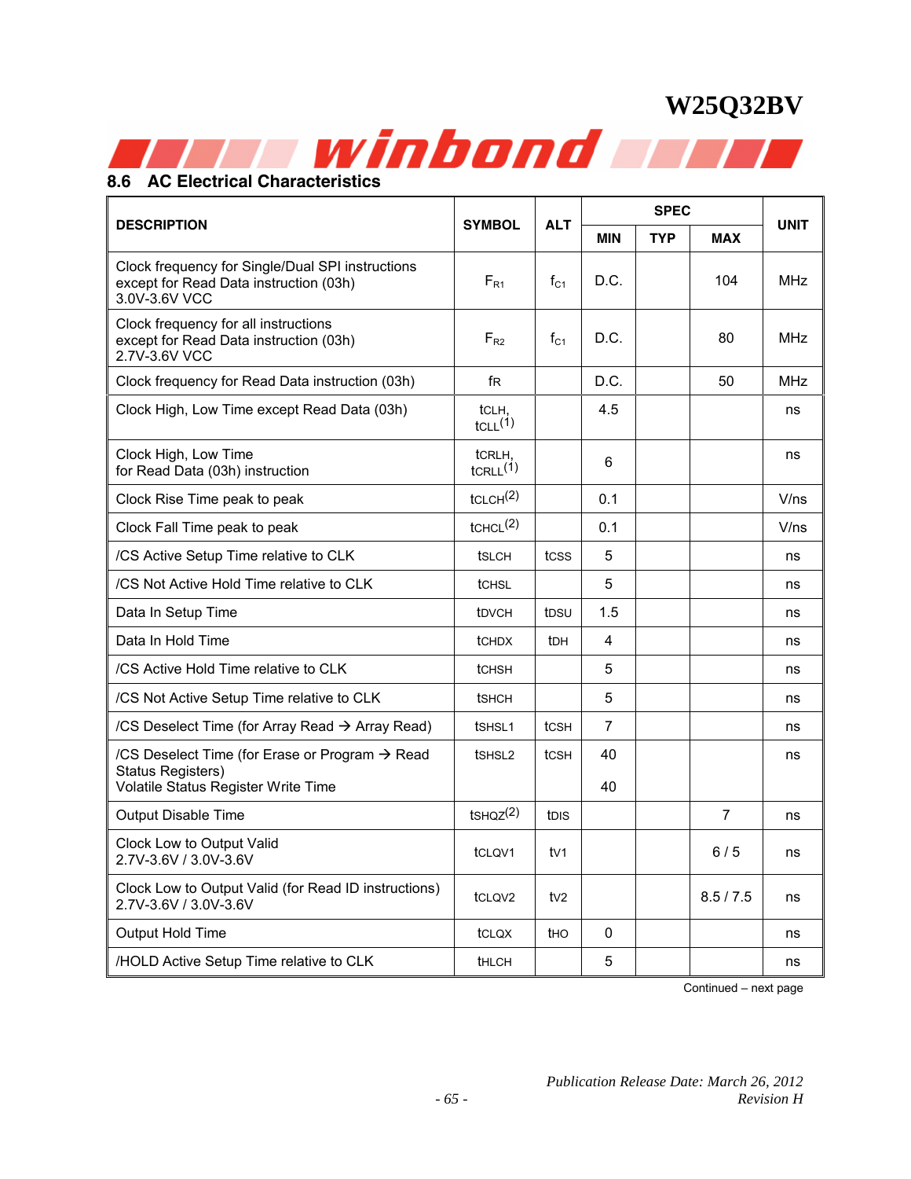## 8.6 AC Electrical Characteristics

| DESCRIPTION | SYMBOL | ALT | SPEC | | | UNIT |
|---|---|---|---|---|---|---|
| | | | MIN | TYP | MAX | |
| Clock frequency for Single/Dual SPI instructions except for Read Data instruction (03h) 3.0V-3.6V VCC | $F_{R1}$ | $f_{C1}$ | D.C. | | 104 | MHz |
| Clock frequency for all instructions except for Read Data instruction (03h) 2.7V-3.6V VCC | $F_{R2}$ | $f_{C1}$ | D.C. | | 80 | MHz |
| Clock frequency for Read Data instruction (03h) | fR | | D.C. | | 50 | MHz |
| Clock High, Low Time except Read Data (03h) | tCLH, tCLL(1) | | 4.5 | | | ns |
| Clock High, Low Time for Read Data (03h) instruction | tCRLH, tCRLL(1) | | 6 | | | ns |
| Clock Rise Time peak to peak | tCLCH(2) | | 0.1 | | | V/ns |
| Clock Fall Time peak to peak | tCHCL(2) | | 0.1 | | | V/ns |
| /CS Active Setup Time relative to CLK | tSLCH | tCSS | 5 | | | ns |
| /CS Not Active Hold Time relative to CLK | tCHSL | | 5 | | | ns |
| Data In Setup Time | tDVCH | tDSU | 1.5 | | | ns |
| Data In Hold Time | tCHDX | tDH | 4 | | | ns |
| /CS Active Hold Time relative to CLK | tCHSH | | 5 | | | ns |
| /CS Not Active Setup Time relative to CLK | tSHCH | | 5 | | | ns |
| /CS Deselect Time (for Array Read → Array Read) | tSHSL1 | tCSH | 7 | | | ns |
| /CS Deselect Time (for Erase or Program → Read Status Registers) Volatile Status Register Write Time | tSHSL2 | tCSH | 40 / 40 | | | ns |
| Output Disable Time | tSHQZ(2) | tDIS | | | 7 | ns |
| Clock Low to Output Valid 2.7V-3.6V / 3.0V-3.6V | tCLQV1 | tV1 | | | 6 / 5 | ns |
| Clock Low to Output Valid (for Read ID instructions) 2.7V-3.6V / 3.0V-3.6V | tCLQV2 | tV2 | | | 8.5 / 7.5 | ns |
| Output Hold Time | tCLQX | tHO | 0 | | | ns |
| /HOLD Active Setup Time relative to CLK | tHLCH | | 5 | | | ns |

Continued – next page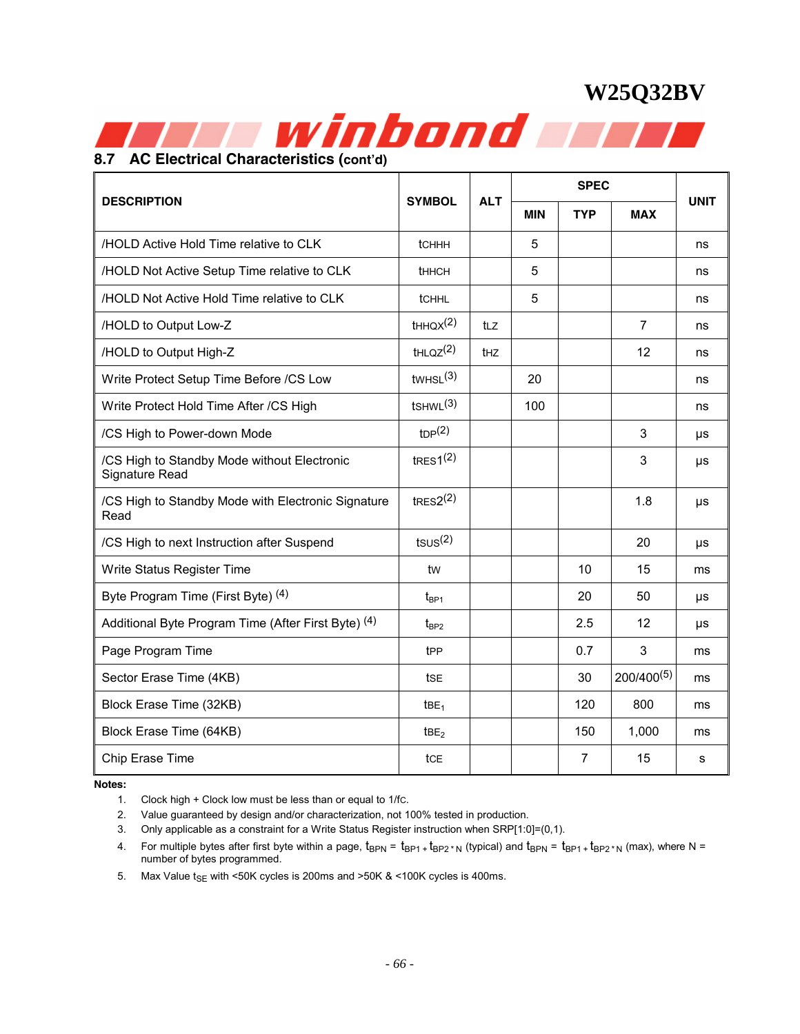## 8.7 AC Electrical Characteristics (cont'd)

| DESCRIPTION | SYMBOL | ALT | SPEC | | | UNIT |
|---|---|---|---|---|---|---|
| | | | MIN | TYP | MAX | |
| /HOLD Active Hold Time relative to CLK | tCHHH | | 5 | | | ns |
| /HOLD Not Active Setup Time relative to CLK | tHHCH | | 5 | | | ns |
| /HOLD Not Active Hold Time relative to CLK | tCHHL | | 5 | | | ns |
| /HOLD to Output Low-Z | tHHQX(2) | tLZ | | | 7 | ns |
| /HOLD to Output High-Z | tHLQZ(2) | tHZ | | | 12 | ns |
| Write Protect Setup Time Before /CS Low | tWHSL(3) | | 20 | | | ns |
| Write Protect Hold Time After /CS High | tSHWL(3) | | 100 | | | ns |
| /CS High to Power-down Mode | tDP(2) | | | | 3 | µs |
| /CS High to Standby Mode without Electronic Signature Read | tRES1(2) | | | | 3 | µs |
| /CS High to Standby Mode with Electronic Signature Read | tRES2(2) | | | | 1.8 | µs |
| /CS High to next Instruction after Suspend | tSUS(2) | | | | 20 | µs |
| Write Status Register Time | tW | | | 10 | 15 | ms |
| Byte Program Time (First Byte) (4) | $t_{BP1}$ | | | 20 | 50 | µs |
| Additional Byte Program Time (After First Byte) (4) | $t_{BP2}$ | | | 2.5 | 12 | µs |
| Page Program Time | tPP | | | 0.7 | 3 | ms |
| Sector Erase Time (4KB) | tSE | | | 30 | 200/400(5) | ms |
| Block Erase Time (32KB) | $tBE_1$ | | | 120 | 800 | ms |
| Block Erase Time (64KB) | $tBE_2$ | | | 150 | 1,000 | ms |
| Chip Erase Time | tCE | | | 7 | 15 | s |

**Notes:**

1. Clock high + Clock low must be less than or equal to 1/fC.
2. Value guaranteed by design and/or characterization, not 100% tested in production.
3. Only applicable as a constraint for a Write Status Register instruction when SRP[1:0]=(0,1).
4. For multiple bytes after first byte within a page, $t_{BPN} = t_{BP1} + t_{BP2} * N$ (typical) and $t_{BPN} = t_{BP1} + t_{BP2} * N$ (max), where N = number of bytes programmed.
5. Max Value $t_{SE}$ with <50K cycles is 200ms and >50K & <100K cycles is 400ms.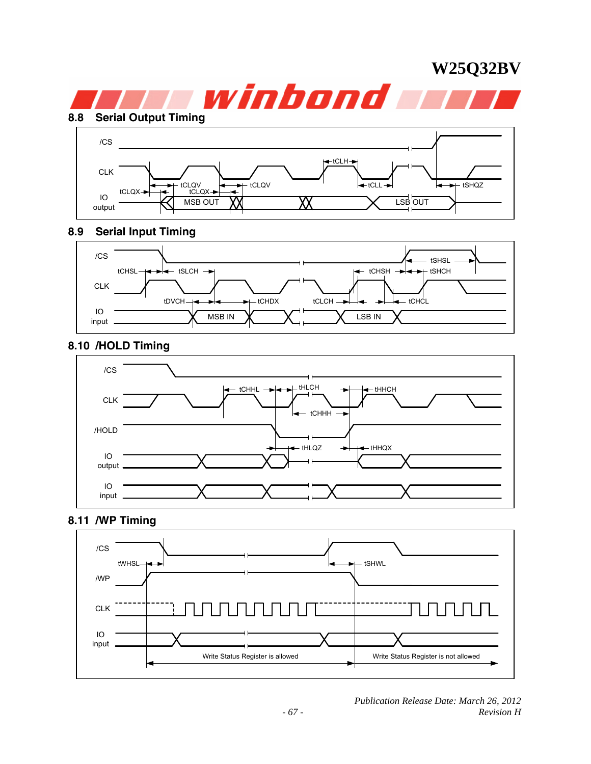## 8.8 Serial Output Timing

/CS

CLK

IO output

tCLH, tCLQV, tCLQX, tCLQV, tCLQX, tCLL, tSHQZ

MSB OUT, LSB OUT

## 8.9 Serial Input Timing

/CS

CLK

IO input

tSHSL, tCHSL, tSLCH, tCHSH, tSHCH, tDVCH, tCHDX, tCLCH, tCHCL

MSB IN, LSB IN

## 8.10 /HOLD Timing

/CS

CLK

/HOLD

IO output

IO input

tCHHL, tHLCH, tHHCH, tCHHH, tHLQZ, tHHQX

## 8.11 /WP Timing

/CS

/WP

CLK

IO input

tWHSL, tSHWL

Write Status Register is allowed

Write Status Register is not allowed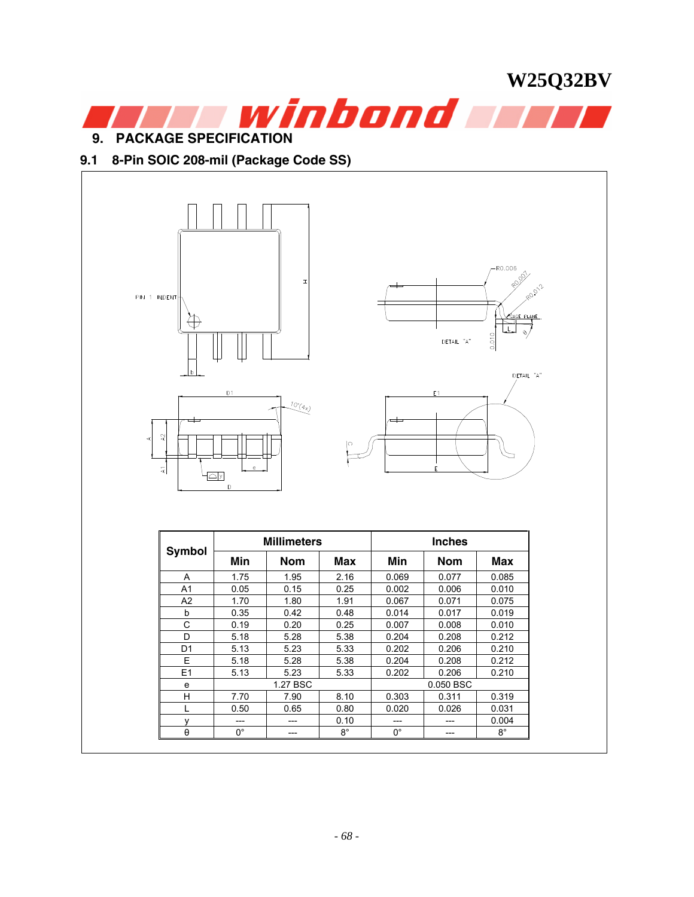## 9. PACKAGE SPECIFICATION

### 9.1 8-Pin SOIC 208-mil (Package Code SS)

| Symbol | Millimeters | | | Inches | | |
|---|---|---|---|---|---|---|
| | Min | Nom | Max | Min | Nom | Max |
| A | 1.75 | 1.95 | 2.16 | 0.069 | 0.077 | 0.085 |
| A1 | 0.05 | 0.15 | 0.25 | 0.002 | 0.006 | 0.010 |
| A2 | 1.70 | 1.80 | 1.91 | 0.067 | 0.071 | 0.075 |
| b | 0.35 | 0.42 | 0.48 | 0.014 | 0.017 | 0.019 |
| C | 0.19 | 0.20 | 0.25 | 0.007 | 0.008 | 0.010 |
| D | 5.18 | 5.28 | 5.38 | 0.204 | 0.208 | 0.212 |
| D1 | 5.13 | 5.23 | 5.33 | 0.202 | 0.206 | 0.210 |
| E | 5.18 | 5.28 | 5.38 | 0.204 | 0.208 | 0.212 |
| E1 | 5.13 | 5.23 | 5.33 | 0.202 | 0.206 | 0.210 |
| e | | 1.27 BSC | | | 0.050 BSC | |
| H | 7.70 | 7.90 | 8.10 | 0.303 | 0.311 | 0.319 |
| L | 0.50 | 0.65 | 0.80 | 0.020 | 0.026 | 0.031 |
| y | --- | --- | 0.10 | --- | --- | 0.004 |
| θ | 0° | --- | 8° | 0° | --- | 8° |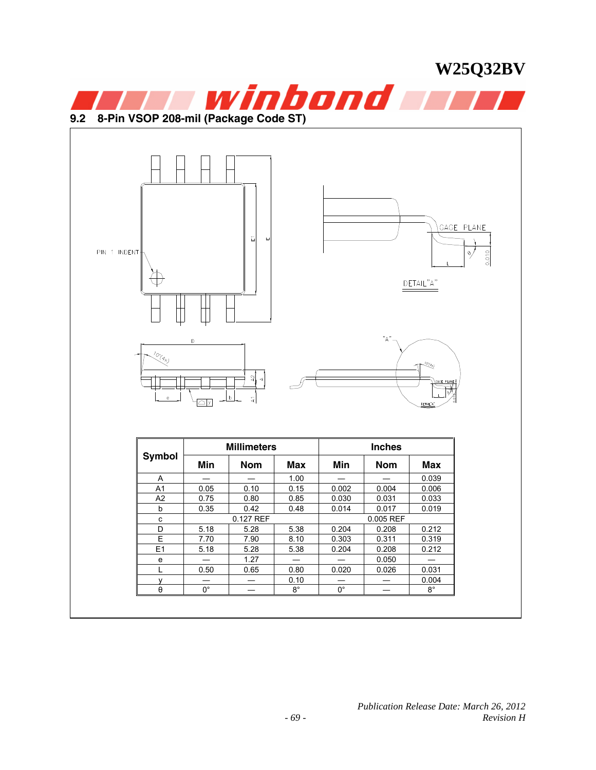## 9.2 8-Pin VSOP 208-mil (Package Code ST)

| Symbol | Millimeters | | | Inches | | |
|---|---|---|---|---|---|---|
| | Min | Nom | Max | Min | Nom | Max |
| A | — | — | 1.00 | — | — | 0.039 |
| A1 | 0.05 | 0.10 | 0.15 | 0.002 | 0.004 | 0.006 |
| A2 | 0.75 | 0.80 | 0.85 | 0.030 | 0.031 | 0.033 |
| b | 0.35 | 0.42 | 0.48 | 0.014 | 0.017 | 0.019 |
| c | | 0.127 REF | | | 0.005 REF | |
| D | 5.18 | 5.28 | 5.38 | 0.204 | 0.208 | 0.212 |
| E | 7.70 | 7.90 | 8.10 | 0.303 | 0.311 | 0.319 |
| E1 | 5.18 | 5.28 | 5.38 | 0.204 | 0.208 | 0.212 |
| e | — | 1.27 | — | — | 0.050 | — |
| L | 0.50 | 0.65 | 0.80 | 0.020 | 0.026 | 0.031 |
| y | — | — | 0.10 | — | — | 0.004 |
| θ | 0° | — | 8° | 0° | — | 8° |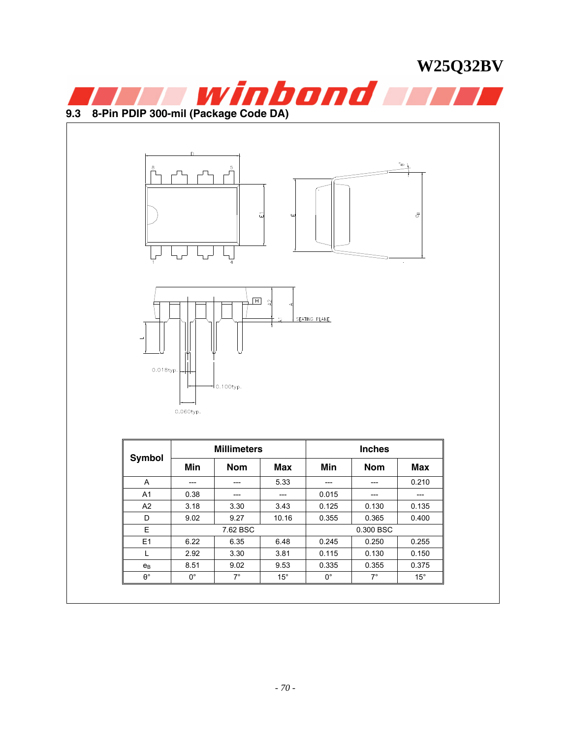## 9.3 8-Pin PDIP 300-mil (Package Code DA)

| Symbol | Millimeters | | | Inches | | |
|---|---|---|---|---|---|---|
| | Min | Nom | Max | Min | Nom | Max |
| A | --- | --- | 5.33 | --- | --- | 0.210 |
| A1 | 0.38 | --- | --- | 0.015 | --- | --- |
| A2 | 3.18 | 3.30 | 3.43 | 0.125 | 0.130 | 0.135 |
| D | 9.02 | 9.27 | 10.16 | 0.355 | 0.365 | 0.400 |
| E | 7.62 BSC | | | 0.300 BSC | | |
| E1 | 6.22 | 6.35 | 6.48 | 0.245 | 0.250 | 0.255 |
| L | 2.92 | 3.30 | 3.81 | 0.115 | 0.130 | 0.150 |
| $e_B$ | 8.51 | 9.02 | 9.53 | 0.335 | 0.355 | 0.375 |
| θ° | 0° | 7° | 15° | 0° | 7° | 15° |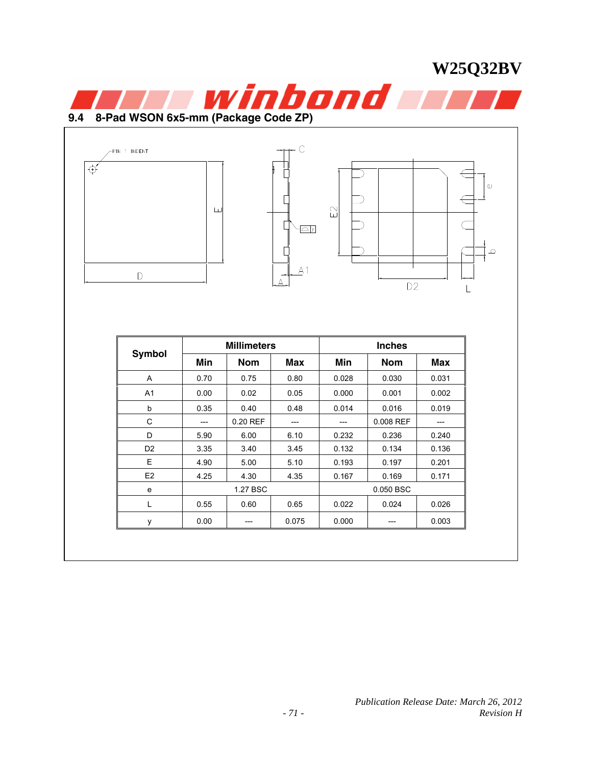## 9.4 8-Pad WSON 6x5-mm (Package Code ZP)

| Symbol | Millimeters | | | Inches | | |
|---|---|---|---|---|---|---|
| | Min | Nom | Max | Min | Nom | Max |
| A | 0.70 | 0.75 | 0.80 | 0.028 | 0.030 | 0.031 |
| A1 | 0.00 | 0.02 | 0.05 | 0.000 | 0.001 | 0.002 |
| b | 0.35 | 0.40 | 0.48 | 0.014 | 0.016 | 0.019 |
| C | --- | 0.20 REF | --- | --- | 0.008 REF | --- |
| D | 5.90 | 6.00 | 6.10 | 0.232 | 0.236 | 0.240 |
| D2 | 3.35 | 3.40 | 3.45 | 0.132 | 0.134 | 0.136 |
| E | 4.90 | 5.00 | 5.10 | 0.193 | 0.197 | 0.201 |
| E2 | 4.25 | 4.30 | 4.35 | 0.167 | 0.169 | 0.171 |
| e | 1.27 BSC | | | 0.050 BSC | | |
| L | 0.55 | 0.60 | 0.65 | 0.022 | 0.024 | 0.026 |
| y | 0.00 | --- | 0.075 | 0.000 | --- | 0.003 |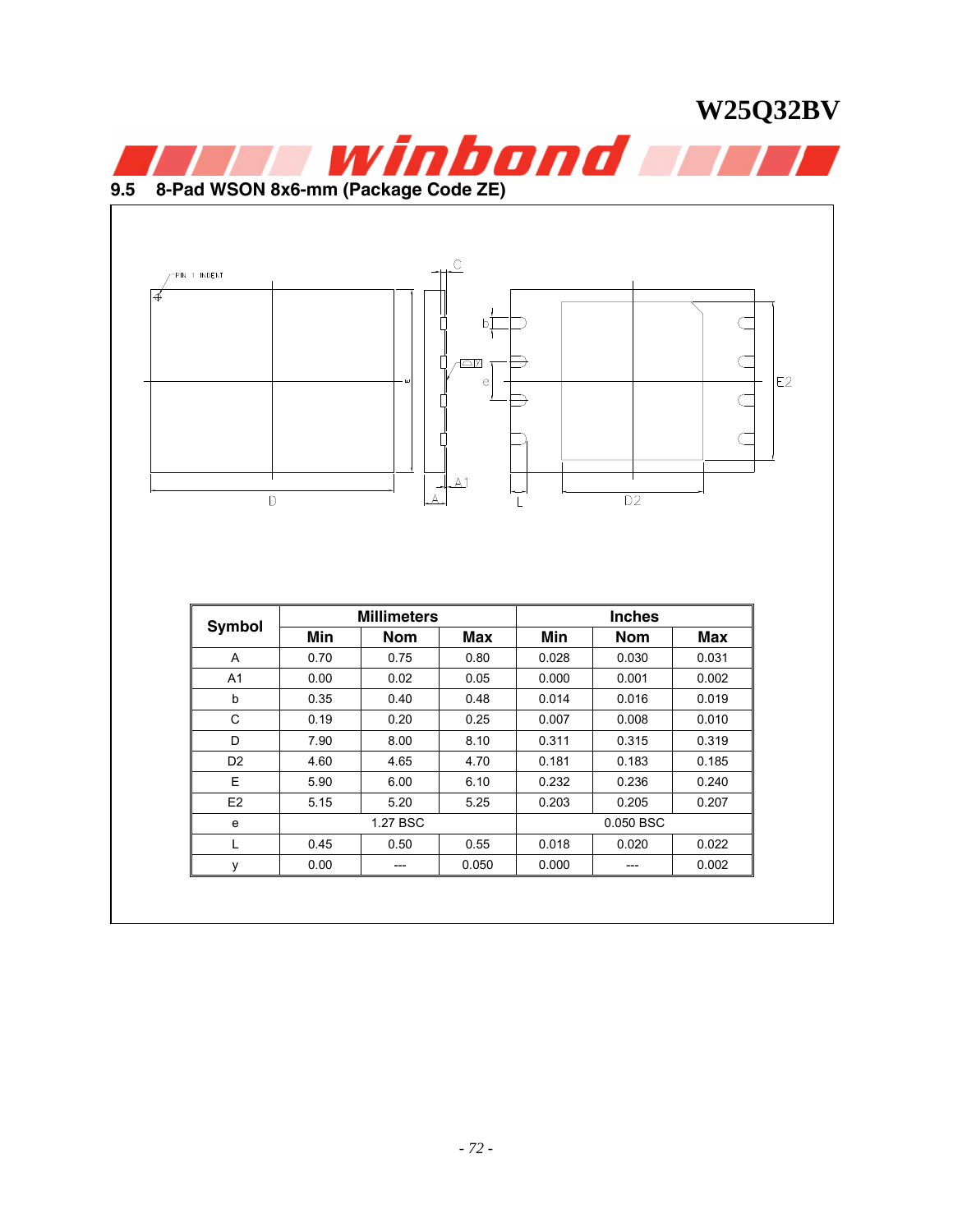## 9.5 8-Pad WSON 8x6-mm (Package Code ZE)

| Symbol | Millimeters | | | Inches | | |
|---|---|---|---|---|---|---|
| | Min | Nom | Max | Min | Nom | Max |
| A | 0.70 | 0.75 | 0.80 | 0.028 | 0.030 | 0.031 |
| A1 | 0.00 | 0.02 | 0.05 | 0.000 | 0.001 | 0.002 |
| b | 0.35 | 0.40 | 0.48 | 0.014 | 0.016 | 0.019 |
| C | 0.19 | 0.20 | 0.25 | 0.007 | 0.008 | 0.010 |
| D | 7.90 | 8.00 | 8.10 | 0.311 | 0.315 | 0.319 |
| D2 | 4.60 | 4.65 | 4.70 | 0.181 | 0.183 | 0.185 |
| E | 5.90 | 6.00 | 6.10 | 0.232 | 0.236 | 0.240 |
| E2 | 5.15 | 5.20 | 5.25 | 0.203 | 0.205 | 0.207 |
| e | 1.27 BSC | | | 0.050 BSC | | |
| L | 0.45 | 0.50 | 0.55 | 0.018 | 0.020 | 0.022 |
| y | 0.00 | --- | 0.050 | 0.000 | --- | 0.002 |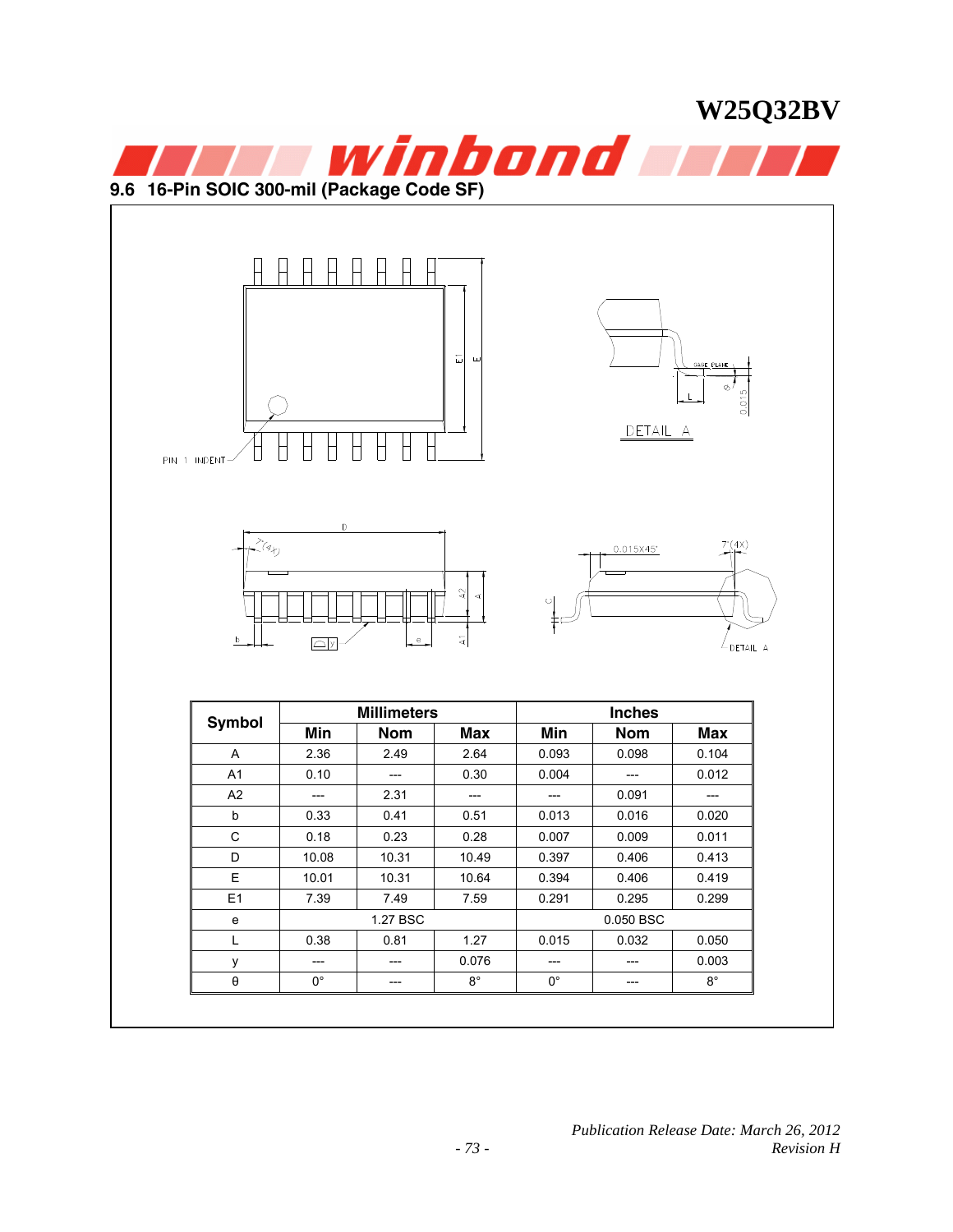## 9.6 16-Pin SOIC 300-mil (Package Code SF)

| Symbol | Millimeters | | | Inches | | |
|---|---|---|---|---|---|---|
| | Min | Nom | Max | Min | Nom | Max |
| A | 2.36 | 2.49 | 2.64 | 0.093 | 0.098 | 0.104 |
| A1 | 0.10 | --- | 0.30 | 0.004 | --- | 0.012 |
| A2 | --- | 2.31 | --- | --- | 0.091 | --- |
| b | 0.33 | 0.41 | 0.51 | 0.013 | 0.016 | 0.020 |
| C | 0.18 | 0.23 | 0.28 | 0.007 | 0.009 | 0.011 |
| D | 10.08 | 10.31 | 10.49 | 0.397 | 0.406 | 0.413 |
| E | 10.01 | 10.31 | 10.64 | 0.394 | 0.406 | 0.419 |
| E1 | 7.39 | 7.49 | 7.59 | 0.291 | 0.295 | 0.299 |
| e | 1.27 BSC | | | 0.050 BSC | | |
| L | 0.38 | 0.81 | 1.27 | 0.015 | 0.032 | 0.050 |
| y | --- | --- | 0.076 | --- | --- | 0.003 |
| θ | 0° | --- | 8° | 0° | --- | 8° |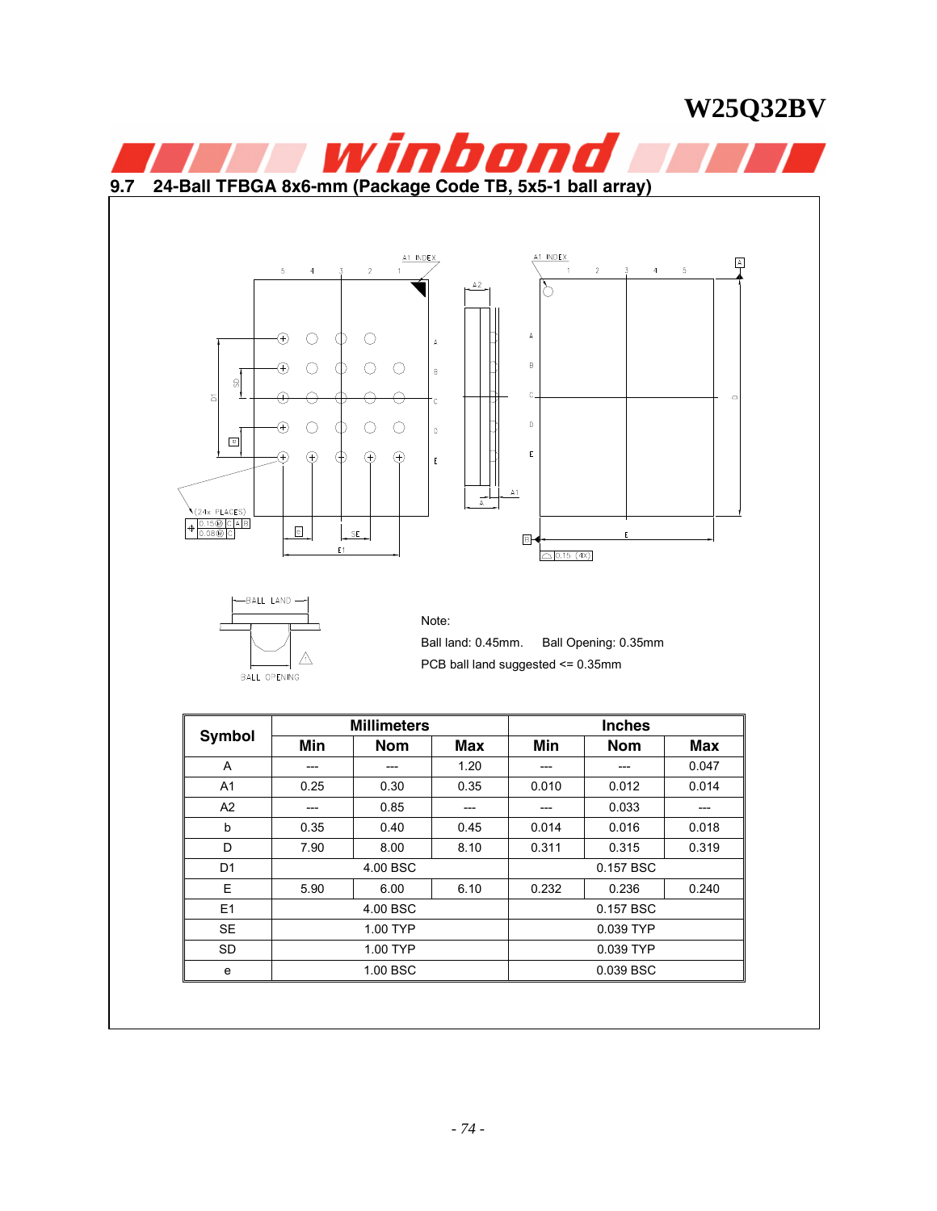## 9.7 24-Ball TFBGA 8x6-mm (Package Code TB, 5x5-1 ball array)

Note:

Ball land: 0.45mm. Ball Opening: 0.35mm

PCB ball land suggested <= 0.35mm

| Symbol | Millimeters | | | Inches | | |
|---|---|---|---|---|---|---|
| | Min | Nom | Max | Min | Nom | Max |
| A | --- | --- | 1.20 | --- | --- | 0.047 |
| A1 | 0.25 | 0.30 | 0.35 | 0.010 | 0.012 | 0.014 |
| A2 | --- | 0.85 | --- | --- | 0.033 | --- |
| b | 0.35 | 0.40 | 0.45 | 0.014 | 0.016 | 0.018 |
| D | 7.90 | 8.00 | 8.10 | 0.311 | 0.315 | 0.319 |
| D1 | 4.00 BSC | | | 0.157 BSC | | |
| E | 5.90 | 6.00 | 6.10 | 0.232 | 0.236 | 0.240 |
| E1 | 4.00 BSC | | | 0.157 BSC | | |
| SE | 1.00 TYP | | | 0.039 TYP | | |
| SD | 1.00 TYP | | | 0.039 TYP | | |
| e | 1.00 BSC | | | 0.039 BSC | | |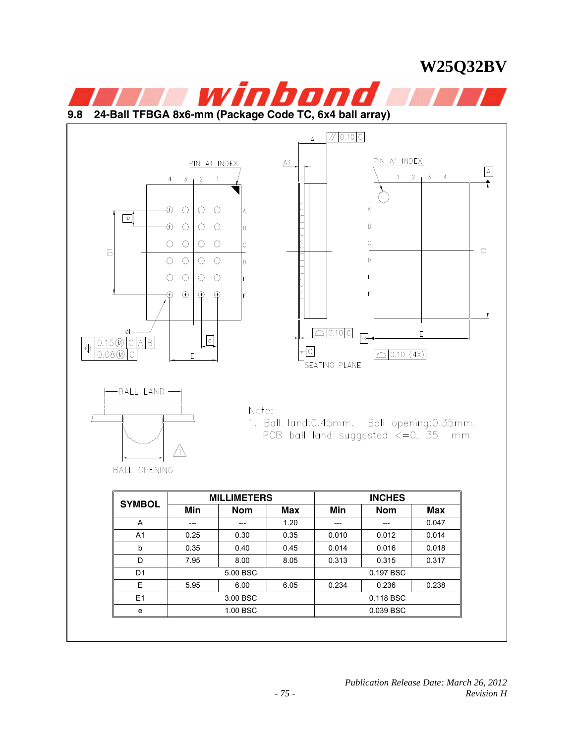### 9.8 24-Ball TFBGA 8x6-mm (Package Code TC, 6x4 ball array)

Note:
1. Ball land:0.45mm. Ball opening:0.35mm.
PCB ball land suggested <=0. 35 mm

| SYMBOL | MILLIMETERS | | | INCHES | | |
|---|---|---|---|---|---|---|
| | Min | Nom | Max | Min | Nom | Max |
| A | --- | --- | 1.20 | --- | --- | 0.047 |
| A1 | 0.25 | 0.30 | 0.35 | 0.010 | 0.012 | 0.014 |
| b | 0.35 | 0.40 | 0.45 | 0.014 | 0.016 | 0.018 |
| D | 7.95 | 8.00 | 8.05 | 0.313 | 0.315 | 0.317 |
| D1 | | 5.00 BSC | | | 0.197 BSC | |
| E | 5.95 | 6.00 | 6.05 | 0.234 | 0.236 | 0.238 |
| E1 | | 3.00 BSC | | | 0.118 BSC | |
| e | | 1.00 BSC | | | 0.039 BSC | |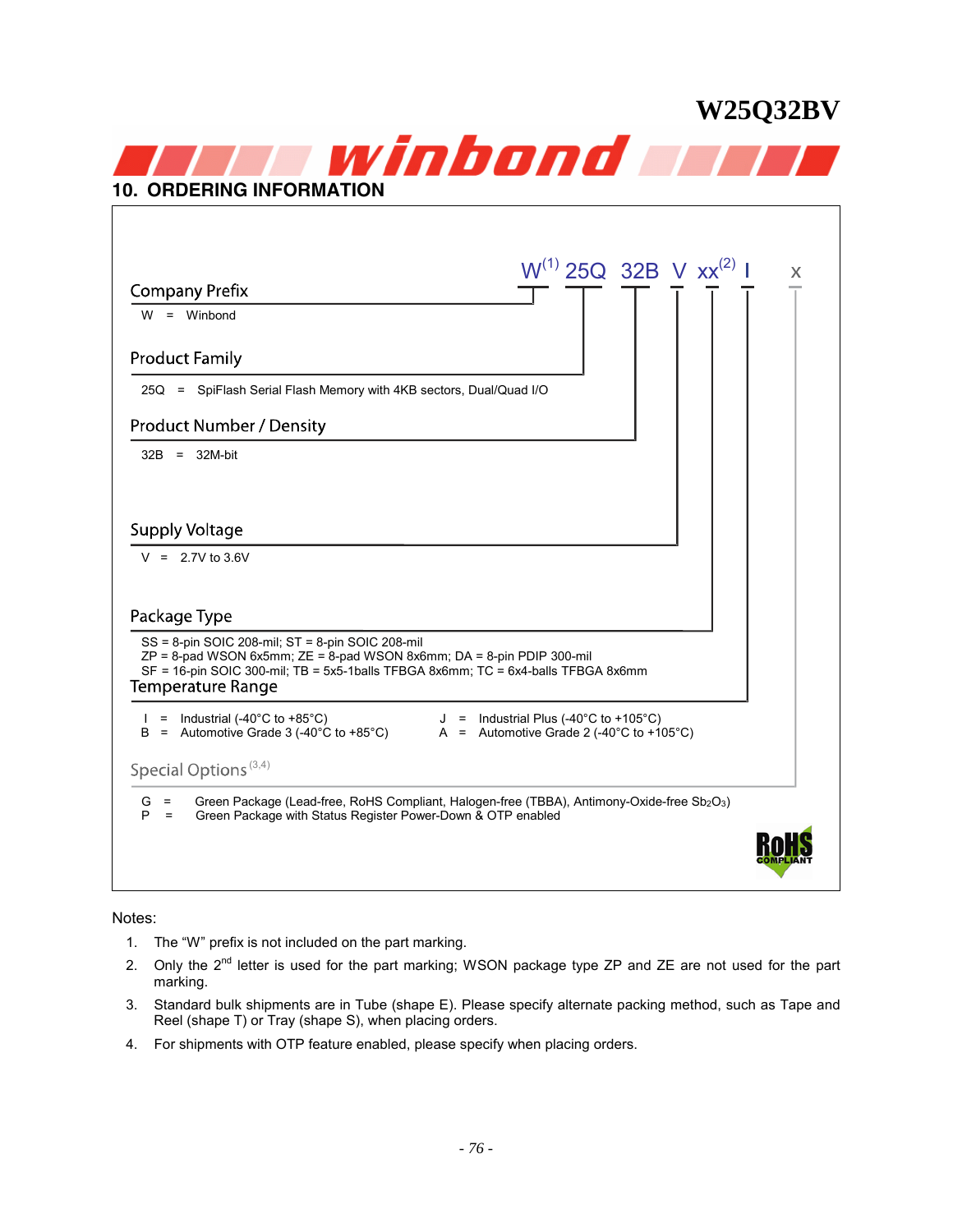## 10. ORDERING INFORMATION

W[1] 25Q 32B V xx[2] I x

**Company Prefix**

W = Winbond

**Product Family**

25Q = SpiFlash Serial Flash Memory with 4KB sectors, Dual/Quad I/O

**Product Number / Density**

32B = 32M-bit

**Supply Voltage**

V = 2.7V to 3.6V

**Package Type**

SS = 8-pin SOIC 208-mil; ST = 8-pin SOIC 208-mil
ZP = 8-pad WSON 6x5mm; ZE = 8-pad WSON 8x6mm; DA = 8-pin PDIP 300-mil
SF = 16-pin SOIC 300-mil; TB = 5x5-1balls TFBGA 8x6mm; TC = 6x4-balls TFBGA 8x6mm

**Temperature Range**

I = Industrial (-40°C to +85°C)
B = Automotive Grade 3 (-40°C to +85°C)
J = Industrial Plus (-40°C to +105°C)
A = Automotive Grade 2 (-40°C to +105°C)

**Special Options** [3,4]

G = Green Package (Lead-free, RoHS Compliant, Halogen-free (TBBA), Antimony-Oxide-free $Sb_2O_3$)
P = Green Package with Status Register Power-Down & OTP enabled

RoHS COMPLIANT

Notes:

1. The “W” prefix is not included on the part marking.
2. Only the 2nd letter is used for the part marking; WSON package type ZP and ZE are not used for the part marking.
3. Standard bulk shipments are in Tube (shape E). Please specify alternate packing method, such as Tape and Reel (shape T) or Tray (shape S), when placing orders.
4. For shipments with OTP feature enabled, please specify when placing orders.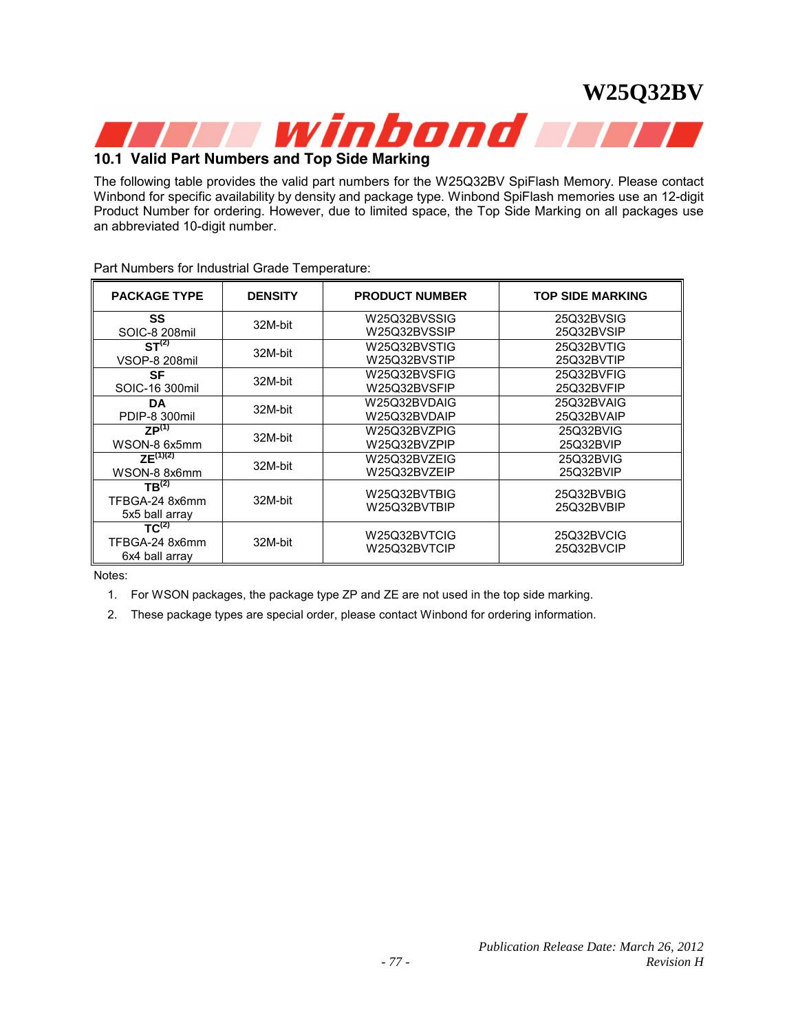## 10.1 Valid Part Numbers and Top Side Marking

The following table provides the valid part numbers for the W25Q32BV SpiFlash Memory. Please contact Winbond for specific availability by density and package type. Winbond SpiFlash memories use an 12-digit Product Number for ordering. However, due to limited space, the Top Side Marking on all packages use an abbreviated 10-digit number.

Part Numbers for Industrial Grade Temperature:

| PACKAGE TYPE | DENSITY | PRODUCT NUMBER | TOP SIDE MARKING |
|---|---|---|---|
| **SS** SOIC-8 208mil | 32M-bit | W25Q32BVSSIG W25Q32BVSSIP | 25Q32BVSIG 25Q32BVSIP |
| **ST**[(2)] VSOP-8 208mil | 32M-bit | W25Q32BVSTIG W25Q32BVSTIP | 25Q32BVTIG 25Q32BVTIP |
| **SF** SOIC-16 300mil | 32M-bit | W25Q32BVSFIG W25Q32BVSFIP | 25Q32BVFIG 25Q32BVFIP |
| **DA** PDIP-8 300mil | 32M-bit | W25Q32BVDAIG W25Q32BVDAIP | 25Q32BVAIG 25Q32BVAIP |
| **ZP**[(1)] WSON-8 6x5mm | 32M-bit | W25Q32BVZPIG W25Q32BVZPIP | 25Q32BVIG 25Q32BVIP |
| **ZE**[(1)(2)] WSON-8 8x6mm | 32M-bit | W25Q32BVZEIG W25Q32BVZEIP | 25Q32BVIG 25Q32BVIP |
| **TB**[(2)] TFBGA-24 8x6mm 5x5 ball array | 32M-bit | W25Q32BVTBIG W25Q32BVTBIP | 25Q32BVBIG 25Q32BVBIP |
| **TC**[(2)] TFBGA-24 8x6mm 6x4 ball array | 32M-bit | W25Q32BVTCIG W25Q32BVTCIP | 25Q32BVCIG 25Q32BVCIP |

Notes:

1. For WSON packages, the package type ZP and ZE are not used in the top side marking.
2. These package types are special order, please contact Winbond for ordering information.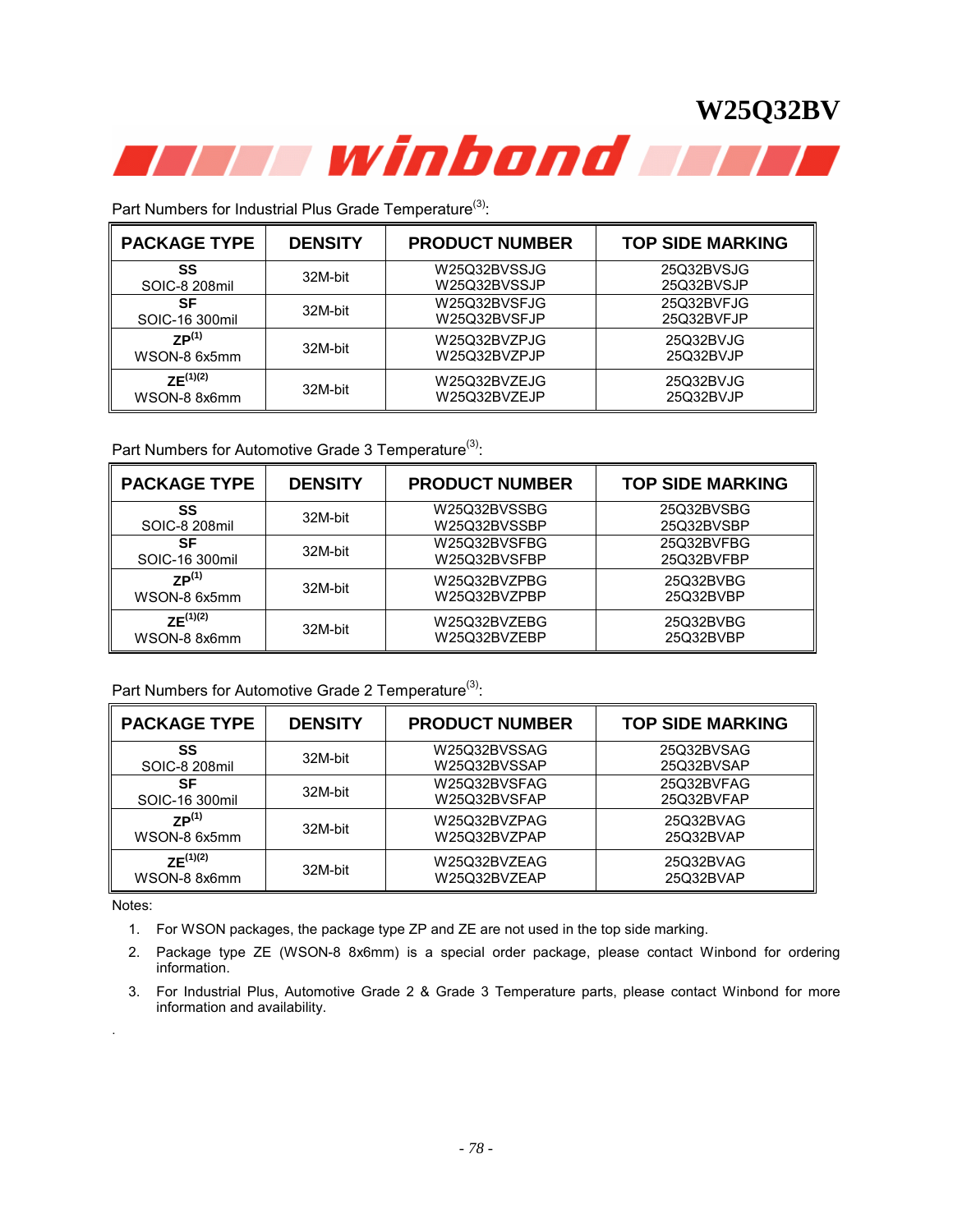Part Numbers for Industrial Plus Grade Temperature[3]:

| PACKAGE TYPE | DENSITY | PRODUCT NUMBER | TOP SIDE MARKING |
|---|---|---|---|
| **SS** SOIC-8 208mil | 32M-bit | W25Q32BVSSJG W25Q32BVSSJP | 25Q32BVSJG 25Q32BVSJP |
| **SF** SOIC-16 300mil | 32M-bit | W25Q32BVSFJG W25Q32BVSFJP | 25Q32BVFJG 25Q32BVFJP |
| **ZP**[1] WSON-8 6x5mm | 32M-bit | W25Q32BVZPJG W25Q32BVZPJP | 25Q32BVJG 25Q32BVJP |
| **ZE**[1][2] WSON-8 8x6mm | 32M-bit | W25Q32BVZEJG W25Q32BVZEJP | 25Q32BVJG 25Q32BVJP |

Part Numbers for Automotive Grade 3 Temperature[3]:

| PACKAGE TYPE | DENSITY | PRODUCT NUMBER | TOP SIDE MARKING |
|---|---|---|---|
| **SS** SOIC-8 208mil | 32M-bit | W25Q32BVSSBG W25Q32BVSSBP | 25Q32BVSBG 25Q32BVSBP |
| **SF** SOIC-16 300mil | 32M-bit | W25Q32BVSFBG W25Q32BVSFBP | 25Q32BVFBG 25Q32BVFBP |
| **ZP**[1] WSON-8 6x5mm | 32M-bit | W25Q32BVZPBG W25Q32BVZPBP | 25Q32BVBG 25Q32BVBP |
| **ZE**[1][2] WSON-8 8x6mm | 32M-bit | W25Q32BVZEBG W25Q32BVZEBP | 25Q32BVBG 25Q32BVBP |

Part Numbers for Automotive Grade 2 Temperature[3]:

| PACKAGE TYPE | DENSITY | PRODUCT NUMBER | TOP SIDE MARKING |
|---|---|---|---|
| **SS** SOIC-8 208mil | 32M-bit | W25Q32BVSSAG W25Q32BVSSAP | 25Q32BVSAG 25Q32BVSAP |
| **SF** SOIC-16 300mil | 32M-bit | W25Q32BVSFAG W25Q32BVSFAP | 25Q32BVFAG 25Q32BVFAP |
| **ZP**[1] WSON-8 6x5mm | 32M-bit | W25Q32BVZPAG W25Q32BVZPAP | 25Q32BVAG 25Q32BVAP |
| **ZE**[1][2] WSON-8 8x6mm | 32M-bit | W25Q32BVZEAG W25Q32BVZEAP | 25Q32BVAG 25Q32BVAP |

Notes:

1. For WSON packages, the package type ZP and ZE are not used in the top side marking.
2. Package type ZE (WSON-8 8x6mm) is a special order package, please contact Winbond for ordering information.
3. For Industrial Plus, Automotive Grade 2 & Grade 3 Temperature parts, please contact Winbond for more information and availability.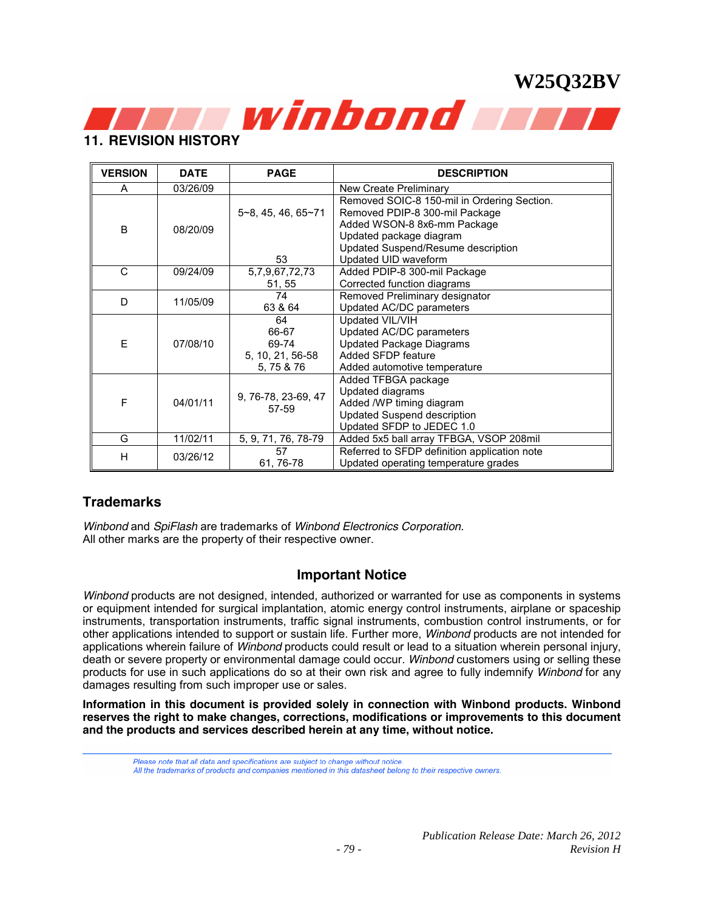## 11. REVISION HISTORY

| VERSION | DATE | PAGE | DESCRIPTION |
|---|---|---|---|
| A | 03/26/09 | | New Create Preliminary |
| B | 08/20/09 | 5~8, 45, 46, 65~71<br><br><br><br>53 | Removed SOIC-8 150-mil in Ordering Section.<br>Removed PDIP-8 300-mil Package<br>Added WSON-8 8x6-mm Package<br>Updated package diagram<br>Updated Suspend/Resume description<br>Updated UID waveform |
| C | 09/24/09 | 5,7,9,67,72,73<br>51, 55 | Added PDIP-8 300-mil Package<br>Corrected function diagrams |
| D | 11/05/09 | 74<br>63 & 64 | Removed Preliminary designator<br>Updated AC/DC parameters |
| E | 07/08/10 | 64<br>66-67<br>69-74<br>5, 10, 21, 56-58<br>5, 75 & 76 | Updated VIL/VIH<br>Updated AC/DC parameters<br>Updated Package Diagrams<br>Added SFDP feature<br>Added automotive temperature |
| F | 04/01/11 | 9, 76-78, 23-69, 47<br>57-59 | Added TFBGA package<br>Updated diagrams<br>Added /WP timing diagram<br>Updated Suspend description<br>Updated SFDP to JEDEC 1.0 |
| G | 11/02/11 | 5, 9, 71, 76, 78-79 | Added 5x5 ball array TFBGA, VSOP 208mil |
| H | 03/26/12 | 57<br>61, 76-78 | Referred to SFDP definition application note<br>Updated operating temperature grades |

## Trademarks

*Winbond* and *SpiFlash* are trademarks of *Winbond Electronics Corporation.*
All other marks are the property of their respective owner.

## Important Notice

*Winbond* products are not designed, intended, authorized or warranted for use as components in systems or equipment intended for surgical implantation, atomic energy control instruments, airplane or spaceship instruments, transportation instruments, traffic signal instruments, combustion control instruments, or for other applications intended to support or sustain life. Further more, *Winbond* products are not intended for applications wherein failure of *Winbond* products could result or lead to a situation wherein personal injury, death or severe property or environmental damage could occur. *Winbond* customers using or selling these products for use in such applications do so at their own risk and agree to fully indemnify *Winbond* for any damages resulting from such improper use or sales.

**Information in this document is provided solely in connection with Winbond products. Winbond reserves the right to make changes, corrections, modifications or improvements to this document and the products and services described herein at any time, without notice.**

*Please note that all data and specifications are subject to change without notice.*
*All the trademarks of products and companies mentioned in this datasheet belong to their respective owners.*